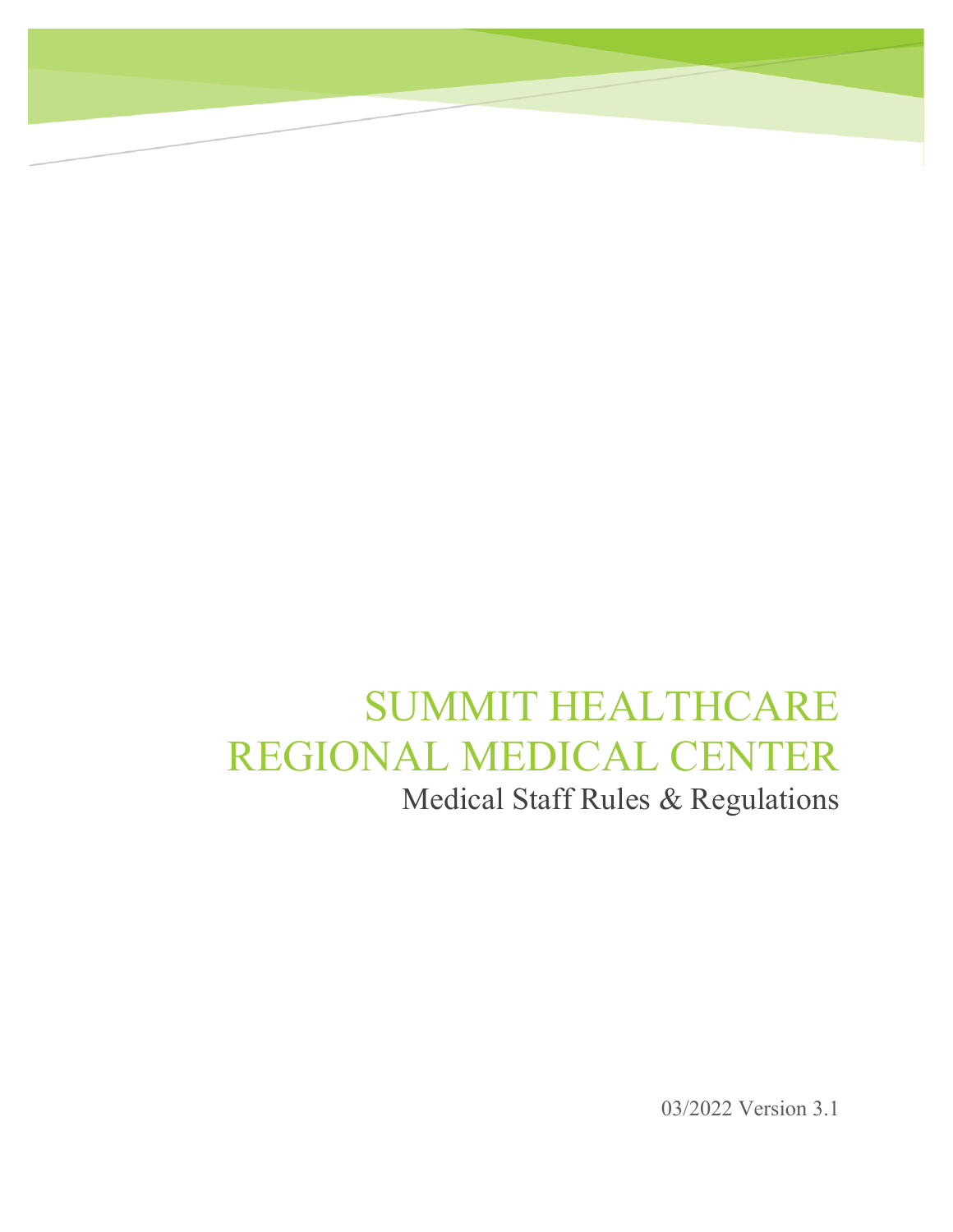# SUMMIT HEALTHCARE REGIONAL MEDICAL CENTER

## Medical Staff Rules & Regulations

03/2022 Version 3.1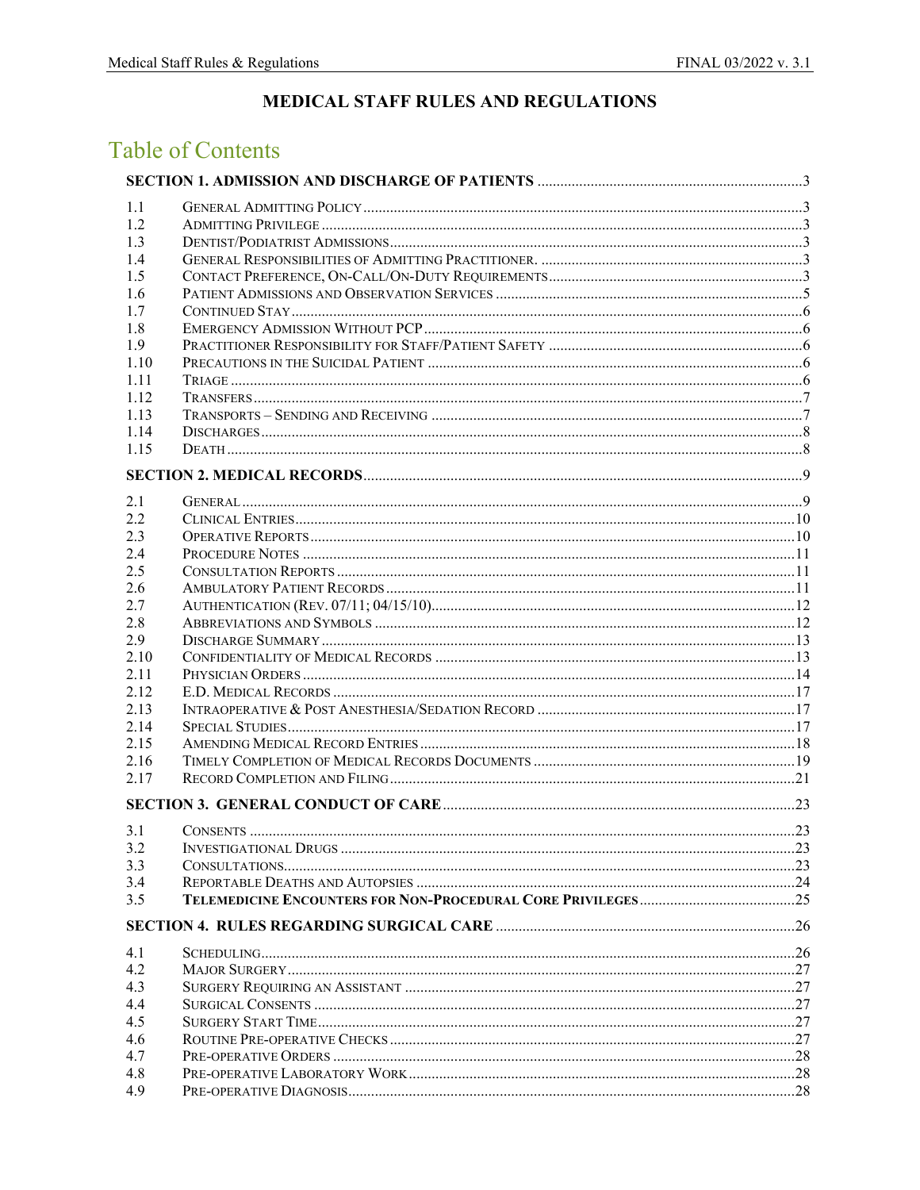# MEDICAL STAFF RULES AND REGULATIONS

## Table of Contents

**SECTION 1. ADMISSION AND DISCHARGE OF PATIENTS** ..... 3

| | | |
|---|---|---|
| 1.1 | General Admitting Policy | 3 |
| 1.2 | Admitting Privilege | 3 |
| 1.3 | Dentist/Podiatrist Admissions | 3 |
| 1.4 | General Responsibilities of Admitting Practitioner. | 3 |
| 1.5 | Contact Preference, On-Call/On-Duty Requirements | 3 |
| 1.6 | Patient Admissions and Observation Services | 5 |
| 1.7 | Continued Stay | 6 |
| 1.8 | Emergency Admission Without PCP | 6 |
| 1.9 | Practitioner Responsibility for Staff/Patient Safety | 6 |
| 1.10 | Precautions in the Suicidal Patient | 6 |
| 1.11 | Triage | 6 |
| 1.12 | Transfers | 7 |
| 1.13 | Transports – Sending and Receiving | 7 |
| 1.14 | Discharges | 8 |
| 1.15 | Death | 8 |

**SECTION 2. MEDICAL RECORDS** ..... 9

| | | |
|---|---|---|
| 2.1 | General | 9 |
| 2.2 | Clinical Entries | 10 |
| 2.3 | Operative Reports | 10 |
| 2.4 | Procedure Notes | 11 |
| 2.5 | Consultation Reports | 11 |
| 2.6 | Ambulatory Patient Records | 11 |
| 2.7 | Authentication (Rev. 07/11; 04/15/10) | 12 |
| 2.8 | Abbreviations and Symbols | 12 |
| 2.9 | Discharge Summary | 13 |
| 2.10 | Confidentiality of Medical Records | 13 |
| 2.11 | Physician Orders | 14 |
| 2.12 | E.D. Medical Records | 17 |
| 2.13 | Intraoperative & Post Anesthesia/Sedation Record | 17 |
| 2.14 | Special Studies | 17 |
| 2.15 | Amending Medical Record Entries | 18 |
| 2.16 | Timely Completion of Medical Records Documents | 19 |
| 2.17 | Record Completion and Filing | 21 |

**SECTION 3. GENERAL CONDUCT OF CARE** ..... 23

| | | |
|---|---|---|
| 3.1 | Consents | 23 |
| 3.2 | Investigational Drugs | 23 |
| 3.3 | Consultations | 23 |
| 3.4 | Reportable Deaths and Autopsies | 24 |
| 3.5 | **Telemedicine Encounters for Non-Procedural Core Privileges** | 25 |

**SECTION 4. RULES REGARDING SURGICAL CARE** ..... 26

| | | |
|---|---|---|
| 4.1 | Scheduling | 26 |
| 4.2 | Major Surgery | 27 |
| 4.3 | Surgery Requiring an Assistant | 27 |
| 4.4 | Surgical Consents | 27 |
| 4.5 | Surgery Start Time | 27 |
| 4.6 | Routine Pre-operative Checks | 27 |
| 4.7 | Pre-operative Orders | 28 |
| 4.8 | Pre-operative Laboratory Work | 28 |
| 4.9 | Pre-operative Diagnosis | 28 |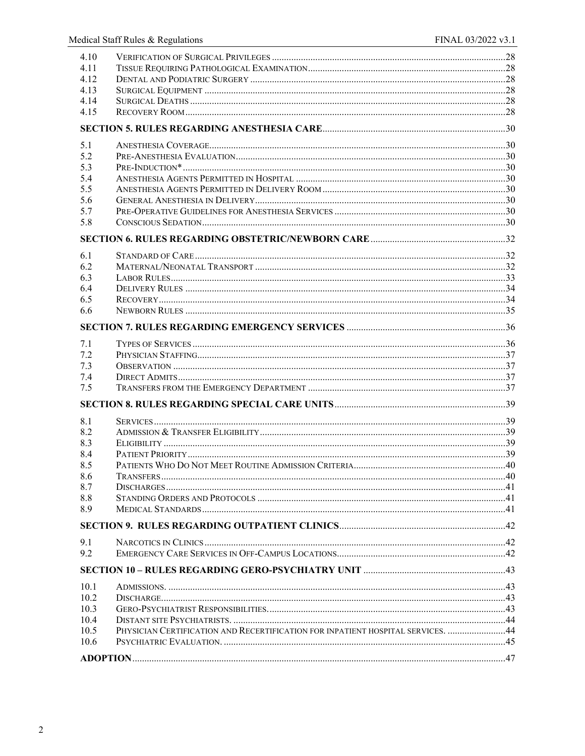| | | |
|---|---|---|
| 4.10 | Verification of Surgical Privileges | 28 |
| 4.11 | Tissue Requiring Pathological Examination | 28 |
| 4.12 | Dental and Podiatric Surgery | 28 |
| 4.13 | Surgical Equipment | 28 |
| 4.14 | Surgical Deaths | 28 |
| 4.15 | Recovery Room | 28 |
| **SECTION 5. RULES REGARDING ANESTHESIA CARE** | | **30** |
| 5.1 | Anesthesia Coverage | 30 |
| 5.2 | Pre-Anesthesia Evaluation | 30 |
| 5.3 | Pre-Induction* | 30 |
| 5.4 | Anesthesia Agents Permitted in Hospital | 30 |
| 5.5 | Anesthesia Agents Permitted in Delivery Room | 30 |
| 5.6 | General Anesthesia in Delivery | 30 |
| 5.7 | Pre-Operative Guidelines for Anesthesia Services | 30 |
| 5.8 | Conscious Sedation | 30 |
| **SECTION 6. RULES REGARDING OBSTETRIC/NEWBORN CARE** | | **32** |
| 6.1 | Standard of Care | 32 |
| 6.2 | Maternal/Neonatal Transport | 32 |
| 6.3 | Labor Rules | 33 |
| 6.4 | Delivery Rules | 34 |
| 6.5 | Recovery | 34 |
| 6.6 | Newborn Rules | 35 |
| **SECTION 7. RULES REGARDING EMERGENCY SERVICES** | | **36** |
| 7.1 | Types of Services | 36 |
| 7.2 | Physician Staffing | 37 |
| 7.3 | Observation | 37 |
| 7.4 | Direct Admits | 37 |
| 7.5 | Transfers from the Emergency Department | 37 |
| **SECTION 8. RULES REGARDING SPECIAL CARE UNITS** | | **39** |
| 8.1 | Services | 39 |
| 8.2 | Admission & Transfer Eligibility | 39 |
| 8.3 | Eligibility | 39 |
| 8.4 | Patient Priority | 39 |
| 8.5 | Patients Who Do Not Meet Routine Admission Criteria | 40 |
| 8.6 | Transfers | 40 |
| 8.7 | Discharges | 41 |
| 8.8 | Standing Orders and Protocols | 41 |
| 8.9 | Medical Standards | 41 |
| **SECTION 9. RULES REGARDING OUTPATIENT CLINICS** | | **42** |
| 9.1 | Narcotics in Clinics | 42 |
| 9.2 | Emergency Care Services in Off-Campus Locations | 42 |
| **SECTION 10 – RULES REGARDING GERO-PSYCHIATRY UNIT** | | **43** |
| 10.1 | Admissions. | 43 |
| 10.2 | Discharge. | 43 |
| 10.3 | Gero-Psychiatrist Responsibilities. | 43 |
| 10.4 | Distant site Psychiatrists. | 44 |
| 10.5 | Physician Certification and Recertification for inpatient hospital services. | 44 |
| 10.6 | Psychiatric Evaluation. | 45 |
| **ADOPTION** | | **47** |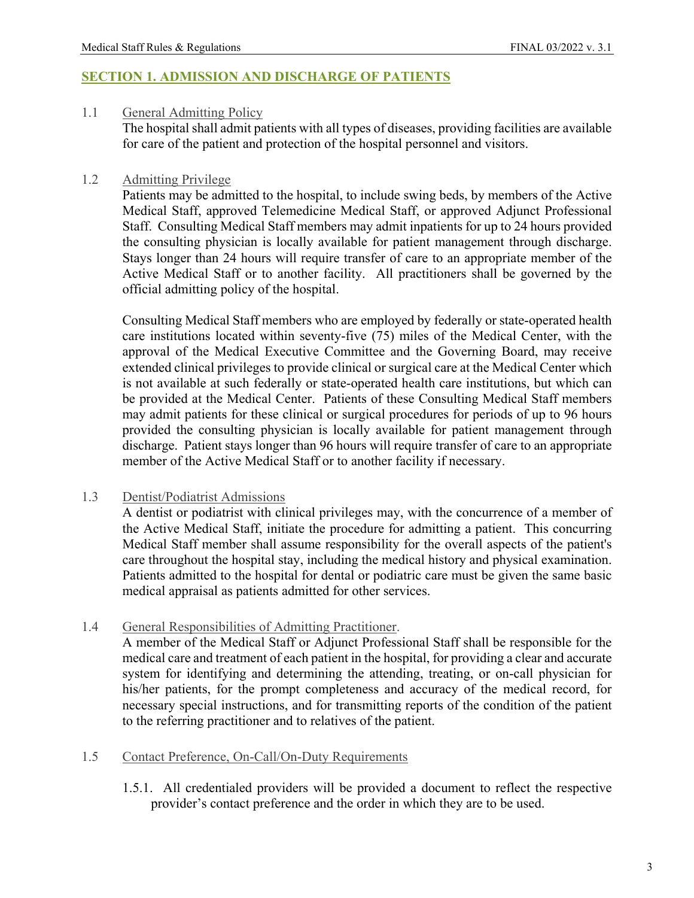## SECTION 1. ADMISSION AND DISCHARGE OF PATIENTS

1.1 General Admitting Policy

The hospital shall admit patients with all types of diseases, providing facilities are available for care of the patient and protection of the hospital personnel and visitors.

1.2 Admitting Privilege

Patients may be admitted to the hospital, to include swing beds, by members of the Active Medical Staff, approved Telemedicine Medical Staff, or approved Adjunct Professional Staff. Consulting Medical Staff members may admit inpatients for up to 24 hours provided the consulting physician is locally available for patient management through discharge. Stays longer than 24 hours will require transfer of care to an appropriate member of the Active Medical Staff or to another facility. All practitioners shall be governed by the official admitting policy of the hospital.

Consulting Medical Staff members who are employed by federally or state-operated health care institutions located within seventy-five (75) miles of the Medical Center, with the approval of the Medical Executive Committee and the Governing Board, may receive extended clinical privileges to provide clinical or surgical care at the Medical Center which is not available at such federally or state-operated health care institutions, but which can be provided at the Medical Center. Patients of these Consulting Medical Staff members may admit patients for these clinical or surgical procedures for periods of up to 96 hours provided the consulting physician is locally available for patient management through discharge. Patient stays longer than 96 hours will require transfer of care to an appropriate member of the Active Medical Staff or to another facility if necessary.

1.3 Dentist/Podiatrist Admissions

A dentist or podiatrist with clinical privileges may, with the concurrence of a member of the Active Medical Staff, initiate the procedure for admitting a patient. This concurring Medical Staff member shall assume responsibility for the overall aspects of the patient's care throughout the hospital stay, including the medical history and physical examination. Patients admitted to the hospital for dental or podiatric care must be given the same basic medical appraisal as patients admitted for other services.

1.4 General Responsibilities of Admitting Practitioner.

A member of the Medical Staff or Adjunct Professional Staff shall be responsible for the medical care and treatment of each patient in the hospital, for providing a clear and accurate system for identifying and determining the attending, treating, or on-call physician for his/her patients, for the prompt completeness and accuracy of the medical record, for necessary special instructions, and for transmitting reports of the condition of the patient to the referring practitioner and to relatives of the patient.

1.5 Contact Preference, On-Call/On-Duty Requirements

1.5.1. All credentialed providers will be provided a document to reflect the respective provider's contact preference and the order in which they are to be used.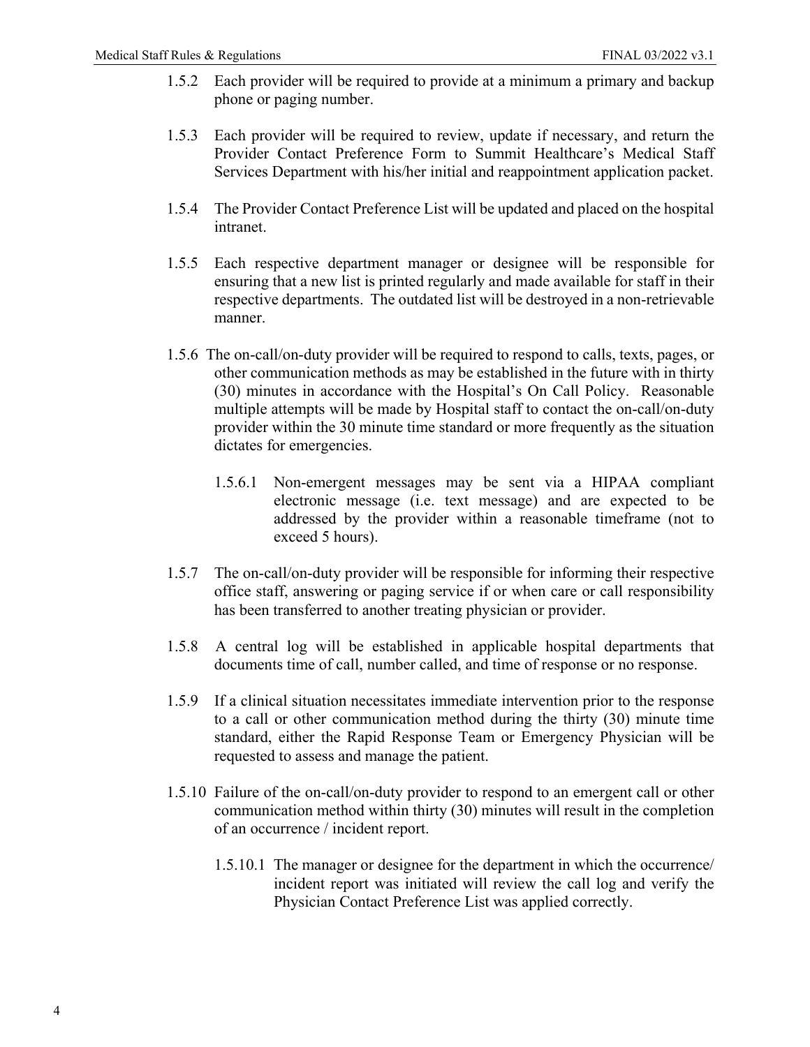1.5.2 Each provider will be required to provide at a minimum a primary and backup phone or paging number.

1.5.3 Each provider will be required to review, update if necessary, and return the Provider Contact Preference Form to Summit Healthcare's Medical Staff Services Department with his/her initial and reappointment application packet.

1.5.4 The Provider Contact Preference List will be updated and placed on the hospital intranet.

1.5.5 Each respective department manager or designee will be responsible for ensuring that a new list is printed regularly and made available for staff in their respective departments. The outdated list will be destroyed in a non-retrievable manner.

1.5.6 The on-call/on-duty provider will be required to respond to calls, texts, pages, or other communication methods as may be established in the future with in thirty (30) minutes in accordance with the Hospital's On Call Policy. Reasonable multiple attempts will be made by Hospital staff to contact the on-call/on-duty provider within the 30 minute time standard or more frequently as the situation dictates for emergencies.

> 1.5.6.1 Non-emergent messages may be sent via a HIPAA compliant electronic message (i.e. text message) and are expected to be addressed by the provider within a reasonable timeframe (not to exceed 5 hours).

1.5.7 The on-call/on-duty provider will be responsible for informing their respective office staff, answering or paging service if or when care or call responsibility has been transferred to another treating physician or provider.

1.5.8 A central log will be established in applicable hospital departments that documents time of call, number called, and time of response or no response.

1.5.9 If a clinical situation necessitates immediate intervention prior to the response to a call or other communication method during the thirty (30) minute time standard, either the Rapid Response Team or Emergency Physician will be requested to assess and manage the patient.

1.5.10 Failure of the on-call/on-duty provider to respond to an emergent call or other communication method within thirty (30) minutes will result in the completion of an occurrence / incident report.

> 1.5.10.1 The manager or designee for the department in which the occurrence/ incident report was initiated will review the call log and verify the Physician Contact Preference List was applied correctly.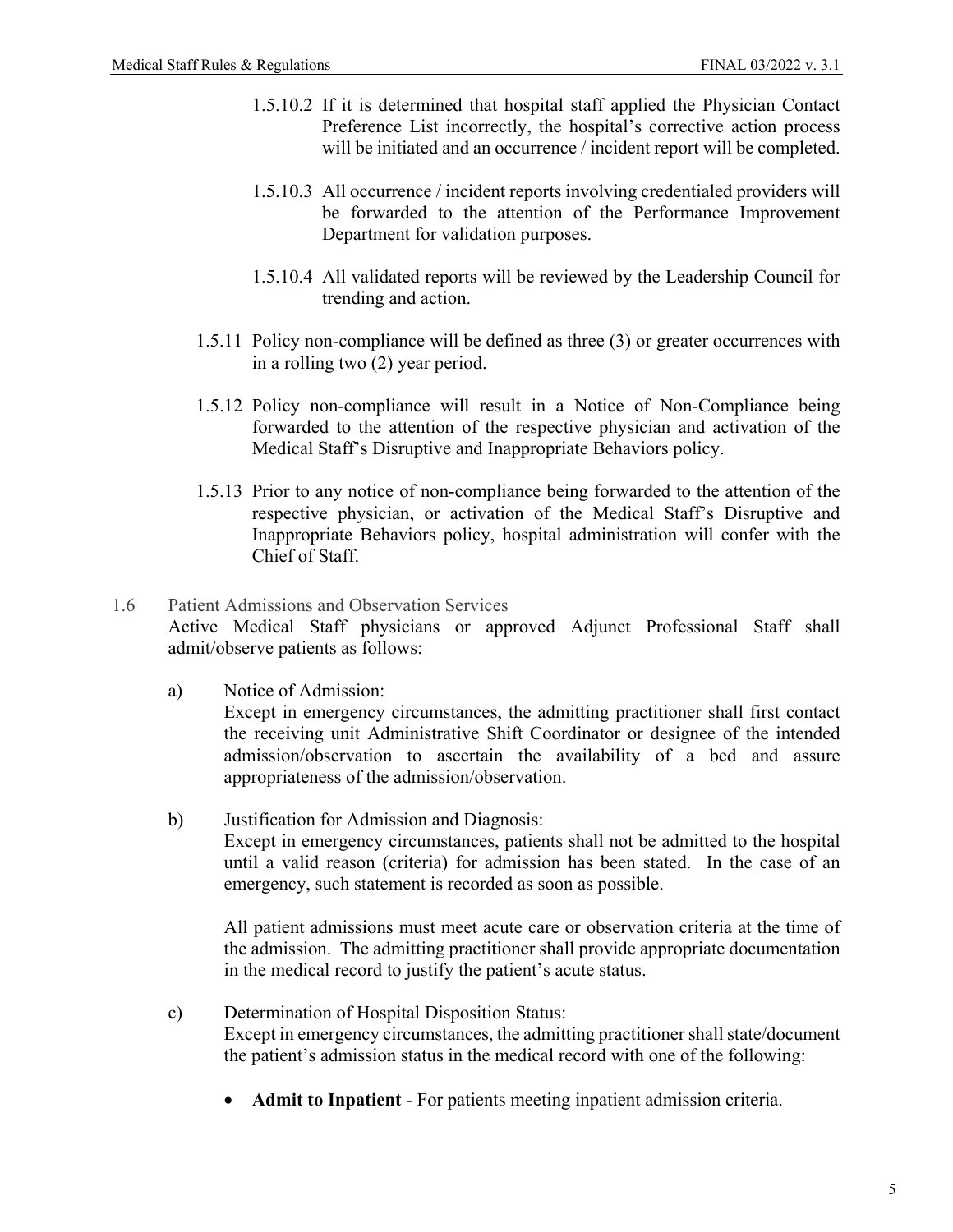1.5.10.2 If it is determined that hospital staff applied the Physician Contact Preference List incorrectly, the hospital's corrective action process will be initiated and an occurrence / incident report will be completed.

1.5.10.3 All occurrence / incident reports involving credentialed providers will be forwarded to the attention of the Performance Improvement Department for validation purposes.

1.5.10.4 All validated reports will be reviewed by the Leadership Council for trending and action.

1.5.11 Policy non-compliance will be defined as three (3) or greater occurrences with in a rolling two (2) year period.

1.5.12 Policy non-compliance will result in a Notice of Non-Compliance being forwarded to the attention of the respective physician and activation of the Medical Staff's Disruptive and Inappropriate Behaviors policy.

1.5.13 Prior to any notice of non-compliance being forwarded to the attention of the respective physician, or activation of the Medical Staff's Disruptive and Inappropriate Behaviors policy, hospital administration will confer with the Chief of Staff.

1.6 Patient Admissions and Observation Services

Active Medical Staff physicians or approved Adjunct Professional Staff shall admit/observe patients as follows:

a) Notice of Admission:
Except in emergency circumstances, the admitting practitioner shall first contact the receiving unit Administrative Shift Coordinator or designee of the intended admission/observation to ascertain the availability of a bed and assure appropriateness of the admission/observation.

b) Justification for Admission and Diagnosis:
Except in emergency circumstances, patients shall not be admitted to the hospital until a valid reason (criteria) for admission has been stated. In the case of an emergency, such statement is recorded as soon as possible.

All patient admissions must meet acute care or observation criteria at the time of the admission. The admitting practitioner shall provide appropriate documentation in the medical record to justify the patient's acute status.

c) Determination of Hospital Disposition Status:
Except in emergency circumstances, the admitting practitioner shall state/document the patient's admission status in the medical record with one of the following:

- **Admit to Inpatient** - For patients meeting inpatient admission criteria.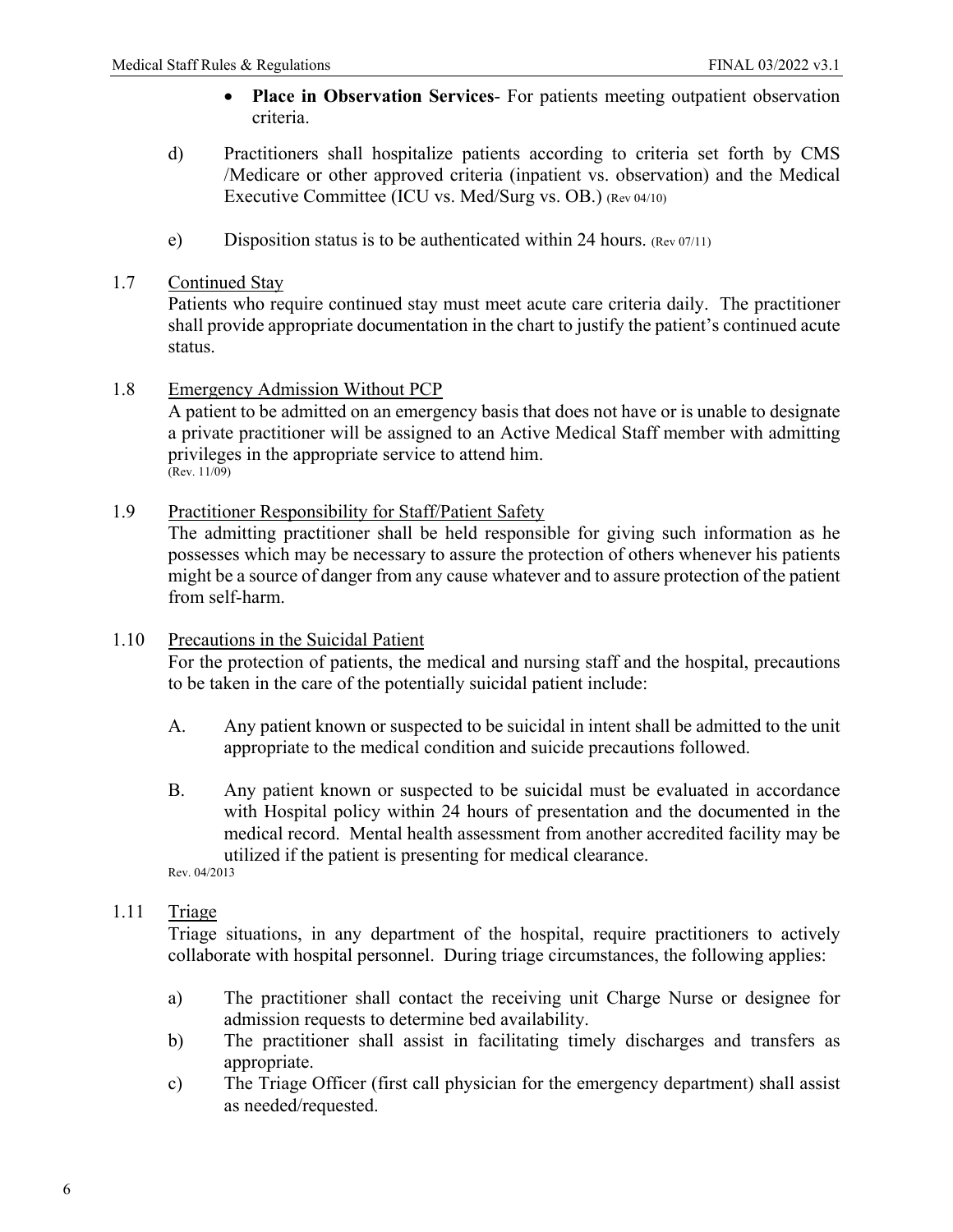- **Place in Observation Services**- For patients meeting outpatient observation criteria.

d) Practitioners shall hospitalize patients according to criteria set forth by CMS /Medicare or other approved criteria (inpatient vs. observation) and the Medical Executive Committee (ICU vs. Med/Surg vs. OB.) (Rev 04/10)

e) Disposition status is to be authenticated within 24 hours. (Rev 07/11)

1.7 Continued Stay

Patients who require continued stay must meet acute care criteria daily. The practitioner shall provide appropriate documentation in the chart to justify the patient's continued acute status.

1.8 Emergency Admission Without PCP

A patient to be admitted on an emergency basis that does not have or is unable to designate a private practitioner will be assigned to an Active Medical Staff member with admitting privileges in the appropriate service to attend him.
(Rev. 11/09)

1.9 Practitioner Responsibility for Staff/Patient Safety

The admitting practitioner shall be held responsible for giving such information as he possesses which may be necessary to assure the protection of others whenever his patients might be a source of danger from any cause whatever and to assure protection of the patient from self-harm.

1.10 Precautions in the Suicidal Patient

For the protection of patients, the medical and nursing staff and the hospital, precautions to be taken in the care of the potentially suicidal patient include:

A. Any patient known or suspected to be suicidal in intent shall be admitted to the unit appropriate to the medical condition and suicide precautions followed.

B. Any patient known or suspected to be suicidal must be evaluated in accordance with Hospital policy within 24 hours of presentation and the documented in the medical record. Mental health assessment from another accredited facility may be utilized if the patient is presenting for medical clearance.

Rev. 04/2013

1.11 Triage

Triage situations, in any department of the hospital, require practitioners to actively collaborate with hospital personnel. During triage circumstances, the following applies:

a) The practitioner shall contact the receiving unit Charge Nurse or designee for admission requests to determine bed availability.
b) The practitioner shall assist in facilitating timely discharges and transfers as appropriate.
c) The Triage Officer (first call physician for the emergency department) shall assist as needed/requested.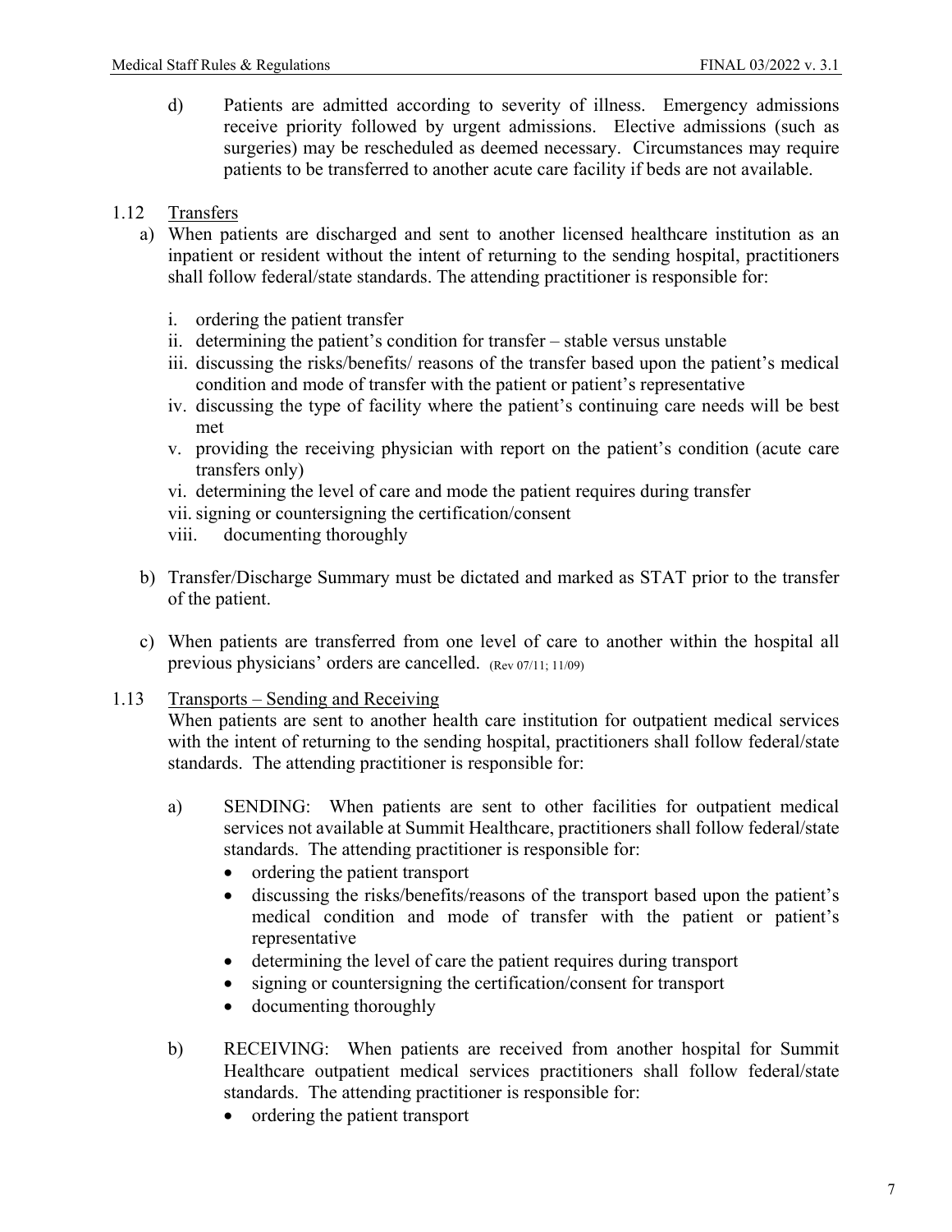d) Patients are admitted according to severity of illness. Emergency admissions receive priority followed by urgent admissions. Elective admissions (such as surgeries) may be rescheduled as deemed necessary. Circumstances may require patients to be transferred to another acute care facility if beds are not available.

1.12 Transfers

a) When patients are discharged and sent to another licensed healthcare institution as an inpatient or resident without the intent of returning to the sending hospital, practitioners shall follow federal/state standards. The attending practitioner is responsible for:

   i. ordering the patient transfer
   ii. determining the patient's condition for transfer – stable versus unstable
   iii. discussing the risks/benefits/ reasons of the transfer based upon the patient's medical condition and mode of transfer with the patient or patient's representative
   iv. discussing the type of facility where the patient's continuing care needs will be best met
   v. providing the receiving physician with report on the patient's condition (acute care transfers only)
   vi. determining the level of care and mode the patient requires during transfer
   vii. signing or countersigning the certification/consent
   viii. documenting thoroughly

b) Transfer/Discharge Summary must be dictated and marked as STAT prior to the transfer of the patient.

c) When patients are transferred from one level of care to another within the hospital all previous physicians' orders are cancelled. (Rev 07/11; 11/09)

1.13 Transports – Sending and Receiving

When patients are sent to another health care institution for outpatient medical services with the intent of returning to the sending hospital, practitioners shall follow federal/state standards. The attending practitioner is responsible for:

a) SENDING: When patients are sent to other facilities for outpatient medical services not available at Summit Healthcare, practitioners shall follow federal/state standards. The attending practitioner is responsible for:
   - ordering the patient transport
   - discussing the risks/benefits/reasons of the transport based upon the patient's medical condition and mode of transfer with the patient or patient's representative
   - determining the level of care the patient requires during transport
   - signing or countersigning the certification/consent for transport
   - documenting thoroughly

b) RECEIVING: When patients are received from another hospital for Summit Healthcare outpatient medical services practitioners shall follow federal/state standards. The attending practitioner is responsible for:
   - ordering the patient transport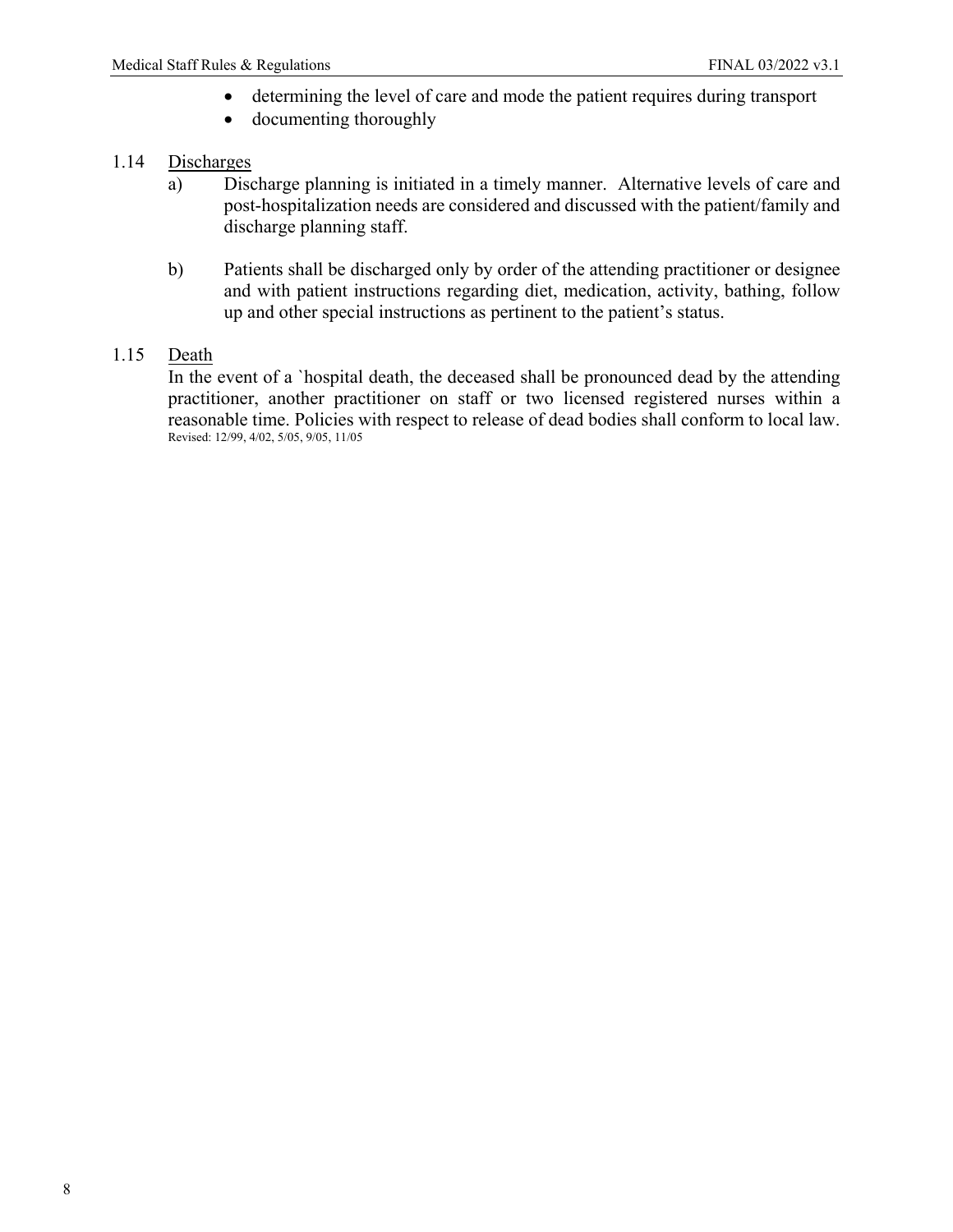- determining the level of care and mode the patient requires during transport
- documenting thoroughly

1.14 <u>Discharges</u>

a) Discharge planning is initiated in a timely manner. Alternative levels of care and post-hospitalization needs are considered and discussed with the patient/family and discharge planning staff.

b) Patients shall be discharged only by order of the attending practitioner or designee and with patient instructions regarding diet, medication, activity, bathing, follow up and other special instructions as pertinent to the patient's status.

1.15 <u>Death</u>

In the event of a `hospital death, the deceased shall be pronounced dead by the attending practitioner, another practitioner on staff or two licensed registered nurses within a reasonable time. Policies with respect to release of dead bodies shall conform to local law.
Revised: 12/99, 4/02, 5/05, 9/05, 11/05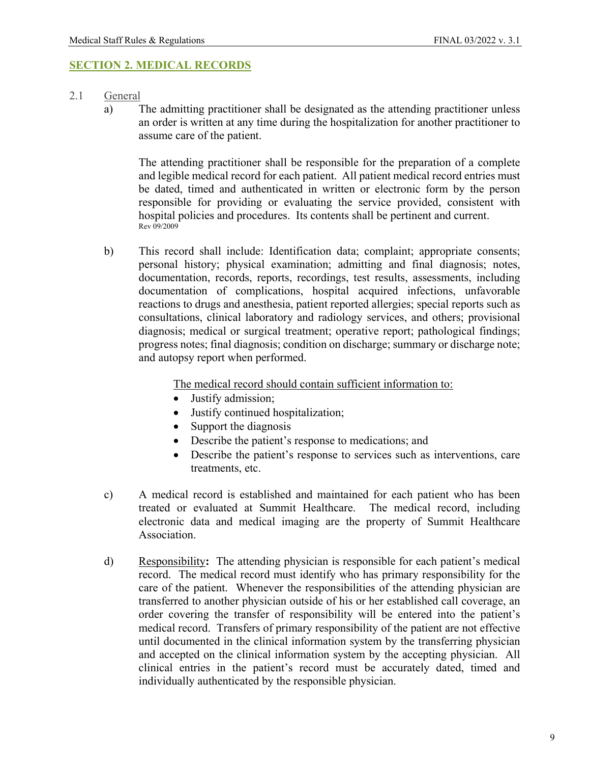## SECTION 2. MEDICAL RECORDS

2.1 General

a) The admitting practitioner shall be designated as the attending practitioner unless an order is written at any time during the hospitalization for another practitioner to assume care of the patient.

The attending practitioner shall be responsible for the preparation of a complete and legible medical record for each patient. All patient medical record entries must be dated, timed and authenticated in written or electronic form by the person responsible for providing or evaluating the service provided, consistent with hospital policies and procedures. Its contents shall be pertinent and current.
Rev 09/2009

b) This record shall include: Identification data; complaint; appropriate consents; personal history; physical examination; admitting and final diagnosis; notes, documentation, records, reports, recordings, test results, assessments, including documentation of complications, hospital acquired infections, unfavorable reactions to drugs and anesthesia, patient reported allergies; special reports such as consultations, clinical laboratory and radiology services, and others; provisional diagnosis; medical or surgical treatment; operative report; pathological findings; progress notes; final diagnosis; condition on discharge; summary or discharge note; and autopsy report when performed.

The medical record should contain sufficient information to:

- Justify admission;
- Justify continued hospitalization;
- Support the diagnosis
- Describe the patient's response to medications; and
- Describe the patient's response to services such as interventions, care treatments, etc.

c) A medical record is established and maintained for each patient who has been treated or evaluated at Summit Healthcare. The medical record, including electronic data and medical imaging are the property of Summit Healthcare Association.

d) Responsibility**:** The attending physician is responsible for each patient's medical record. The medical record must identify who has primary responsibility for the care of the patient. Whenever the responsibilities of the attending physician are transferred to another physician outside of his or her established call coverage, an order covering the transfer of responsibility will be entered into the patient's medical record. Transfers of primary responsibility of the patient are not effective until documented in the clinical information system by the transferring physician and accepted on the clinical information system by the accepting physician. All clinical entries in the patient's record must be accurately dated, timed and individually authenticated by the responsible physician.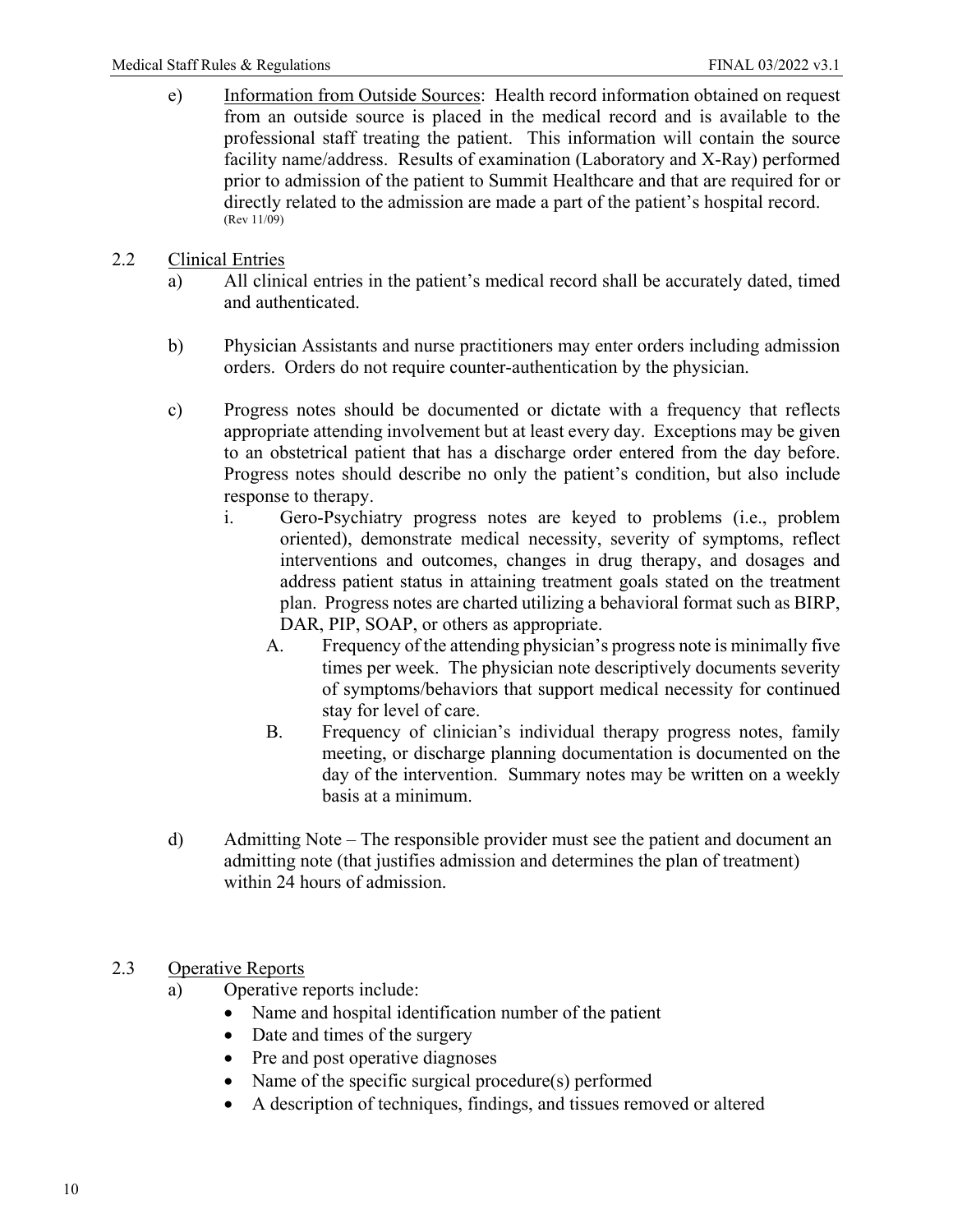e) Information from Outside Sources: Health record information obtained on request from an outside source is placed in the medical record and is available to the professional staff treating the patient. This information will contain the source facility name/address. Results of examination (Laboratory and X-Ray) performed prior to admission of the patient to Summit Healthcare and that are required for or directly related to the admission are made a part of the patient's hospital record. (Rev 11/09)

## 2.2 Clinical Entries

a) All clinical entries in the patient's medical record shall be accurately dated, timed and authenticated.

b) Physician Assistants and nurse practitioners may enter orders including admission orders. Orders do not require counter-authentication by the physician.

c) Progress notes should be documented or dictate with a frequency that reflects appropriate attending involvement but at least every day. Exceptions may be given to an obstetrical patient that has a discharge order entered from the day before. Progress notes should describe no only the patient's condition, but also include response to therapy.

   i. Gero-Psychiatry progress notes are keyed to problems (i.e., problem oriented), demonstrate medical necessity, severity of symptoms, reflect interventions and outcomes, changes in drug therapy, and dosages and address patient status in attaining treatment goals stated on the treatment plan. Progress notes are charted utilizing a behavioral format such as BIRP, DAR, PIP, SOAP, or others as appropriate.

      A. Frequency of the attending physician's progress note is minimally five times per week. The physician note descriptively documents severity of symptoms/behaviors that support medical necessity for continued stay for level of care.

      B. Frequency of clinician's individual therapy progress notes, family meeting, or discharge planning documentation is documented on the day of the intervention. Summary notes may be written on a weekly basis at a minimum.

d) Admitting Note – The responsible provider must see the patient and document an admitting note (that justifies admission and determines the plan of treatment) within 24 hours of admission.

## 2.3 Operative Reports

a) Operative reports include:

- Name and hospital identification number of the patient
- Date and times of the surgery
- Pre and post operative diagnoses
- Name of the specific surgical procedure(s) performed
- A description of techniques, findings, and tissues removed or altered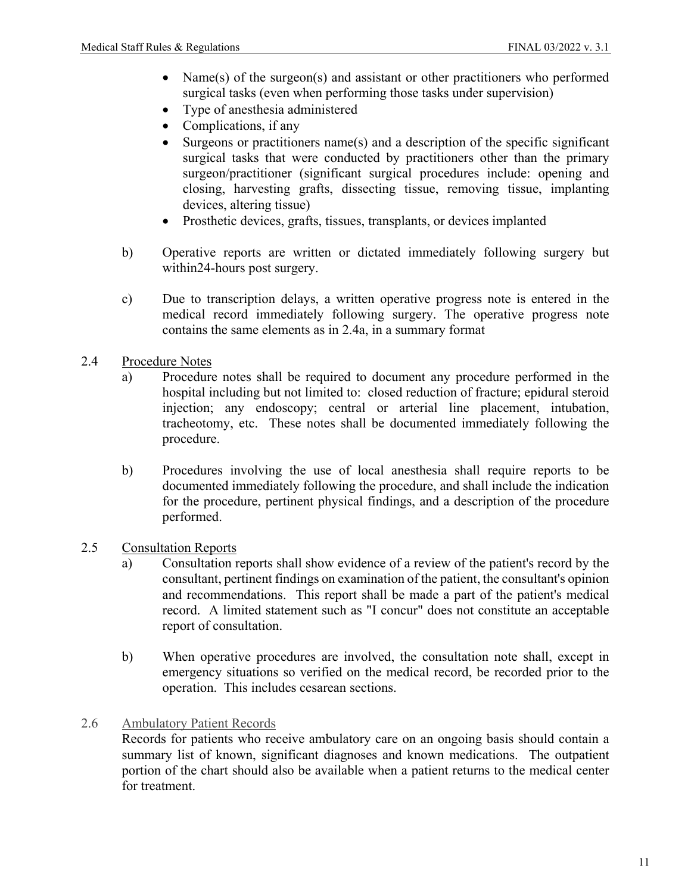- Name(s) of the surgeon(s) and assistant or other practitioners who performed surgical tasks (even when performing those tasks under supervision)
- Type of anesthesia administered
- Complications, if any
- Surgeons or practitioners name(s) and a description of the specific significant surgical tasks that were conducted by practitioners other than the primary surgeon/practitioner (significant surgical procedures include: opening and closing, harvesting grafts, dissecting tissue, removing tissue, implanting devices, altering tissue)
- Prosthetic devices, grafts, tissues, transplants, or devices implanted

b) Operative reports are written or dictated immediately following surgery but within24-hours post surgery.

c) Due to transcription delays, a written operative progress note is entered in the medical record immediately following surgery. The operative progress note contains the same elements as in 2.4a, in a summary format

2.4 Procedure Notes

a) Procedure notes shall be required to document any procedure performed in the hospital including but not limited to: closed reduction of fracture; epidural steroid injection; any endoscopy; central or arterial line placement, intubation, tracheotomy, etc. These notes shall be documented immediately following the procedure.

b) Procedures involving the use of local anesthesia shall require reports to be documented immediately following the procedure, and shall include the indication for the procedure, pertinent physical findings, and a description of the procedure performed.

2.5 Consultation Reports

a) Consultation reports shall show evidence of a review of the patient's record by the consultant, pertinent findings on examination of the patient, the consultant's opinion and recommendations. This report shall be made a part of the patient's medical record. A limited statement such as "I concur" does not constitute an acceptable report of consultation.

b) When operative procedures are involved, the consultation note shall, except in emergency situations so verified on the medical record, be recorded prior to the operation. This includes cesarean sections.

2.6 Ambulatory Patient Records

Records for patients who receive ambulatory care on an ongoing basis should contain a summary list of known, significant diagnoses and known medications. The outpatient portion of the chart should also be available when a patient returns to the medical center for treatment.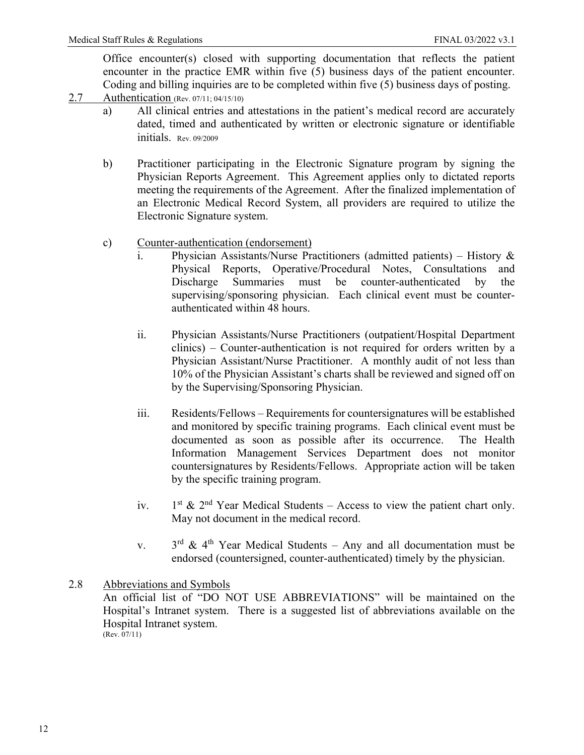Office encounter(s) closed with supporting documentation that reflects the patient encounter in the practice EMR within five (5) business days of the patient encounter. Coding and billing inquiries are to be completed within five (5) business days of posting.

2.7 Authentication (Rev. 07/11; 04/15/10)

a) All clinical entries and attestations in the patient's medical record are accurately dated, timed and authenticated by written or electronic signature or identifiable initials. Rev. 09/2009

b) Practitioner participating in the Electronic Signature program by signing the Physician Reports Agreement. This Agreement applies only to dictated reports meeting the requirements of the Agreement. After the finalized implementation of an Electronic Medical Record System, all providers are required to utilize the Electronic Signature system.

c) Counter-authentication (endorsement)

i. Physician Assistants/Nurse Practitioners (admitted patients) – History & Physical Reports, Operative/Procedural Notes, Consultations and Discharge Summaries must be counter-authenticated by the supervising/sponsoring physician. Each clinical event must be counter-authenticated within 48 hours.

ii. Physician Assistants/Nurse Practitioners (outpatient/Hospital Department clinics) – Counter-authentication is not required for orders written by a Physician Assistant/Nurse Practitioner. A monthly audit of not less than 10% of the Physician Assistant's charts shall be reviewed and signed off on by the Supervising/Sponsoring Physician.

iii. Residents/Fellows – Requirements for countersignatures will be established and monitored by specific training programs. Each clinical event must be documented as soon as possible after its occurrence. The Health Information Management Services Department does not monitor countersignatures by Residents/Fellows. Appropriate action will be taken by the specific training program.

iv. 1st & 2nd Year Medical Students – Access to view the patient chart only. May not document in the medical record.

v. 3rd & 4th Year Medical Students – Any and all documentation must be endorsed (countersigned, counter-authenticated) timely by the physician.

2.8 Abbreviations and Symbols

An official list of "DO NOT USE ABBREVIATIONS" will be maintained on the Hospital's Intranet system. There is a suggested list of abbreviations available on the Hospital Intranet system.
(Rev. 07/11)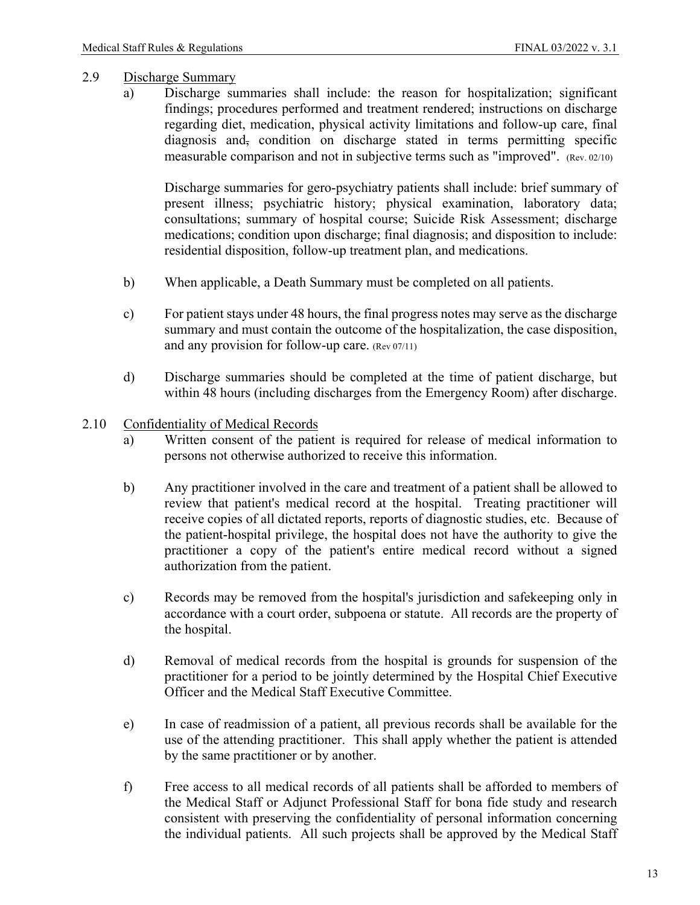2.9 Discharge Summary

a) Discharge summaries shall include: the reason for hospitalization; significant findings; procedures performed and treatment rendered; instructions on discharge regarding diet, medication, physical activity limitations and follow-up care, final diagnosis and, condition on discharge stated in terms permitting specific measurable comparison and not in subjective terms such as "improved". (Rev. 02/10)

   Discharge summaries for gero-psychiatry patients shall include: brief summary of present illness; psychiatric history; physical examination, laboratory data; consultations; summary of hospital course; Suicide Risk Assessment; discharge medications; condition upon discharge; final diagnosis; and disposition to include: residential disposition, follow-up treatment plan, and medications.

b) When applicable, a Death Summary must be completed on all patients.

c) For patient stays under 48 hours, the final progress notes may serve as the discharge summary and must contain the outcome of the hospitalization, the case disposition, and any provision for follow-up care. (Rev 07/11)

d) Discharge summaries should be completed at the time of patient discharge, but within 48 hours (including discharges from the Emergency Room) after discharge.

2.10 Confidentiality of Medical Records

a) Written consent of the patient is required for release of medical information to persons not otherwise authorized to receive this information.

b) Any practitioner involved in the care and treatment of a patient shall be allowed to review that patient's medical record at the hospital. Treating practitioner will receive copies of all dictated reports, reports of diagnostic studies, etc. Because of the patient-hospital privilege, the hospital does not have the authority to give the practitioner a copy of the patient's entire medical record without a signed authorization from the patient.

c) Records may be removed from the hospital's jurisdiction and safekeeping only in accordance with a court order, subpoena or statute. All records are the property of the hospital.

d) Removal of medical records from the hospital is grounds for suspension of the practitioner for a period to be jointly determined by the Hospital Chief Executive Officer and the Medical Staff Executive Committee.

e) In case of readmission of a patient, all previous records shall be available for the use of the attending practitioner. This shall apply whether the patient is attended by the same practitioner or by another.

f) Free access to all medical records of all patients shall be afforded to members of the Medical Staff or Adjunct Professional Staff for bona fide study and research consistent with preserving the confidentiality of personal information concerning the individual patients. All such projects shall be approved by the Medical Staff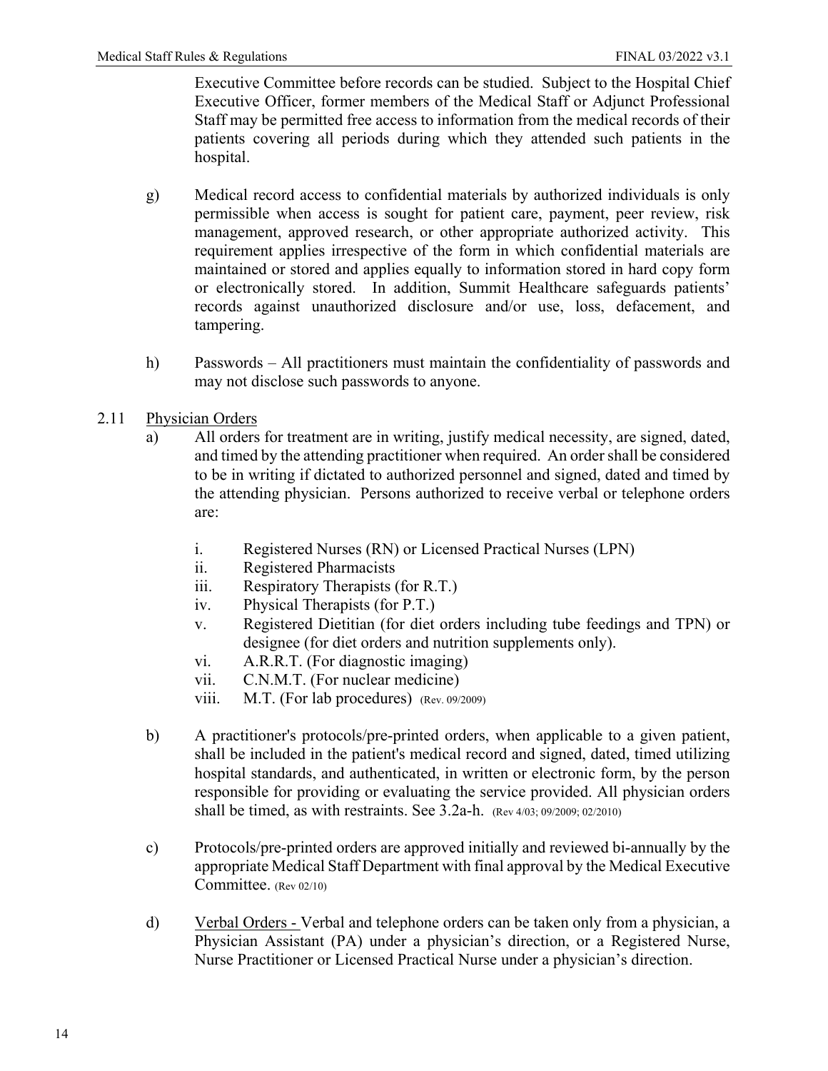Executive Committee before records can be studied. Subject to the Hospital Chief Executive Officer, former members of the Medical Staff or Adjunct Professional Staff may be permitted free access to information from the medical records of their patients covering all periods during which they attended such patients in the hospital.

g) Medical record access to confidential materials by authorized individuals is only permissible when access is sought for patient care, payment, peer review, risk management, approved research, or other appropriate authorized activity. This requirement applies irrespective of the form in which confidential materials are maintained or stored and applies equally to information stored in hard copy form or electronically stored. In addition, Summit Healthcare safeguards patients' records against unauthorized disclosure and/or use, loss, defacement, and tampering.

h) Passwords – All practitioners must maintain the confidentiality of passwords and may not disclose such passwords to anyone.

2.11 <u>Physician Orders</u>

a) All orders for treatment are in writing, justify medical necessity, are signed, dated, and timed by the attending practitioner when required. An order shall be considered to be in writing if dictated to authorized personnel and signed, dated and timed by the attending physician. Persons authorized to receive verbal or telephone orders are:

   i. Registered Nurses (RN) or Licensed Practical Nurses (LPN)
   ii. Registered Pharmacists
   iii. Respiratory Therapists (for R.T.)
   iv. Physical Therapists (for P.T.)
   v. Registered Dietitian (for diet orders including tube feedings and TPN) or designee (for diet orders and nutrition supplements only).
   vi. A.R.R.T. (For diagnostic imaging)
   vii. C.N.M.T. (For nuclear medicine)
   viii. M.T. (For lab procedures) (Rev. 09/2009)

b) A practitioner's protocols/pre-printed orders, when applicable to a given patient, shall be included in the patient's medical record and signed, dated, timed utilizing hospital standards, and authenticated, in written or electronic form, by the person responsible for providing or evaluating the service provided. All physician orders shall be timed, as with restraints. See 3.2a-h. (Rev 4/03; 09/2009; 02/2010)

c) Protocols/pre-printed orders are approved initially and reviewed bi-annually by the appropriate Medical Staff Department with final approval by the Medical Executive Committee. (Rev 02/10)

d) <u>Verbal Orders -</u> Verbal and telephone orders can be taken only from a physician, a Physician Assistant (PA) under a physician's direction, or a Registered Nurse, Nurse Practitioner or Licensed Practical Nurse under a physician's direction.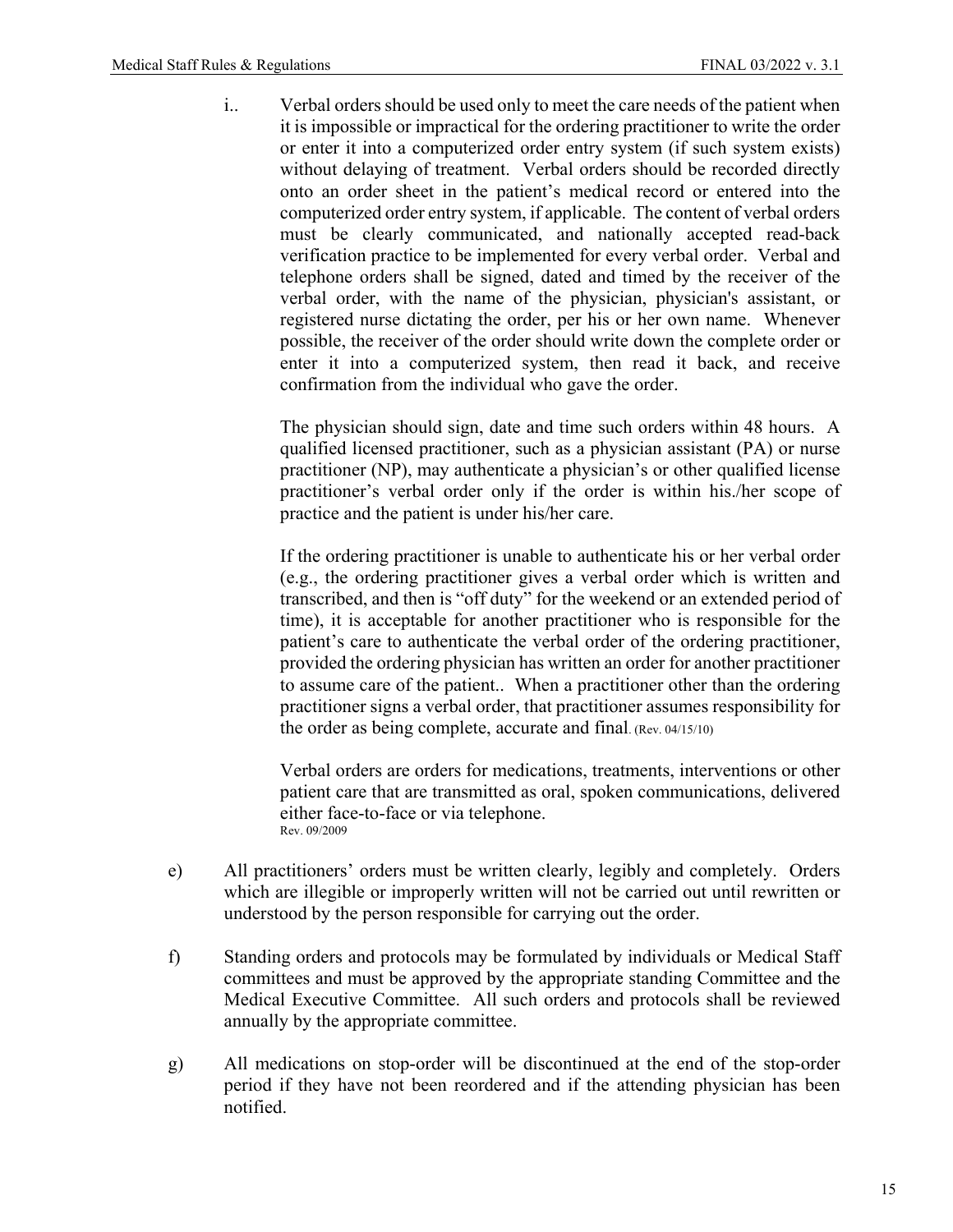i.. Verbal orders should be used only to meet the care needs of the patient when it is impossible or impractical for the ordering practitioner to write the order or enter it into a computerized order entry system (if such system exists) without delaying of treatment. Verbal orders should be recorded directly onto an order sheet in the patient's medical record or entered into the computerized order entry system, if applicable. The content of verbal orders must be clearly communicated, and nationally accepted read-back verification practice to be implemented for every verbal order. Verbal and telephone orders shall be signed, dated and timed by the receiver of the verbal order, with the name of the physician, physician's assistant, or registered nurse dictating the order, per his or her own name. Whenever possible, the receiver of the order should write down the complete order or enter it into a computerized system, then read it back, and receive confirmation from the individual who gave the order.

The physician should sign, date and time such orders within 48 hours. A qualified licensed practitioner, such as a physician assistant (PA) or nurse practitioner (NP), may authenticate a physician's or other qualified license practitioner's verbal order only if the order is within his./her scope of practice and the patient is under his/her care.

If the ordering practitioner is unable to authenticate his or her verbal order (e.g., the ordering practitioner gives a verbal order which is written and transcribed, and then is "off duty" for the weekend or an extended period of time), it is acceptable for another practitioner who is responsible for the patient's care to authenticate the verbal order of the ordering practitioner, provided the ordering physician has written an order for another practitioner to assume care of the patient.. When a practitioner other than the ordering practitioner signs a verbal order, that practitioner assumes responsibility for the order as being complete, accurate and final. (Rev. 04/15/10)

Verbal orders are orders for medications, treatments, interventions or other patient care that are transmitted as oral, spoken communications, delivered either face-to-face or via telephone.
Rev. 09/2009

e) All practitioners' orders must be written clearly, legibly and completely. Orders which are illegible or improperly written will not be carried out until rewritten or understood by the person responsible for carrying out the order.

f) Standing orders and protocols may be formulated by individuals or Medical Staff committees and must be approved by the appropriate standing Committee and the Medical Executive Committee. All such orders and protocols shall be reviewed annually by the appropriate committee.

g) All medications on stop-order will be discontinued at the end of the stop-order period if they have not been reordered and if the attending physician has been notified.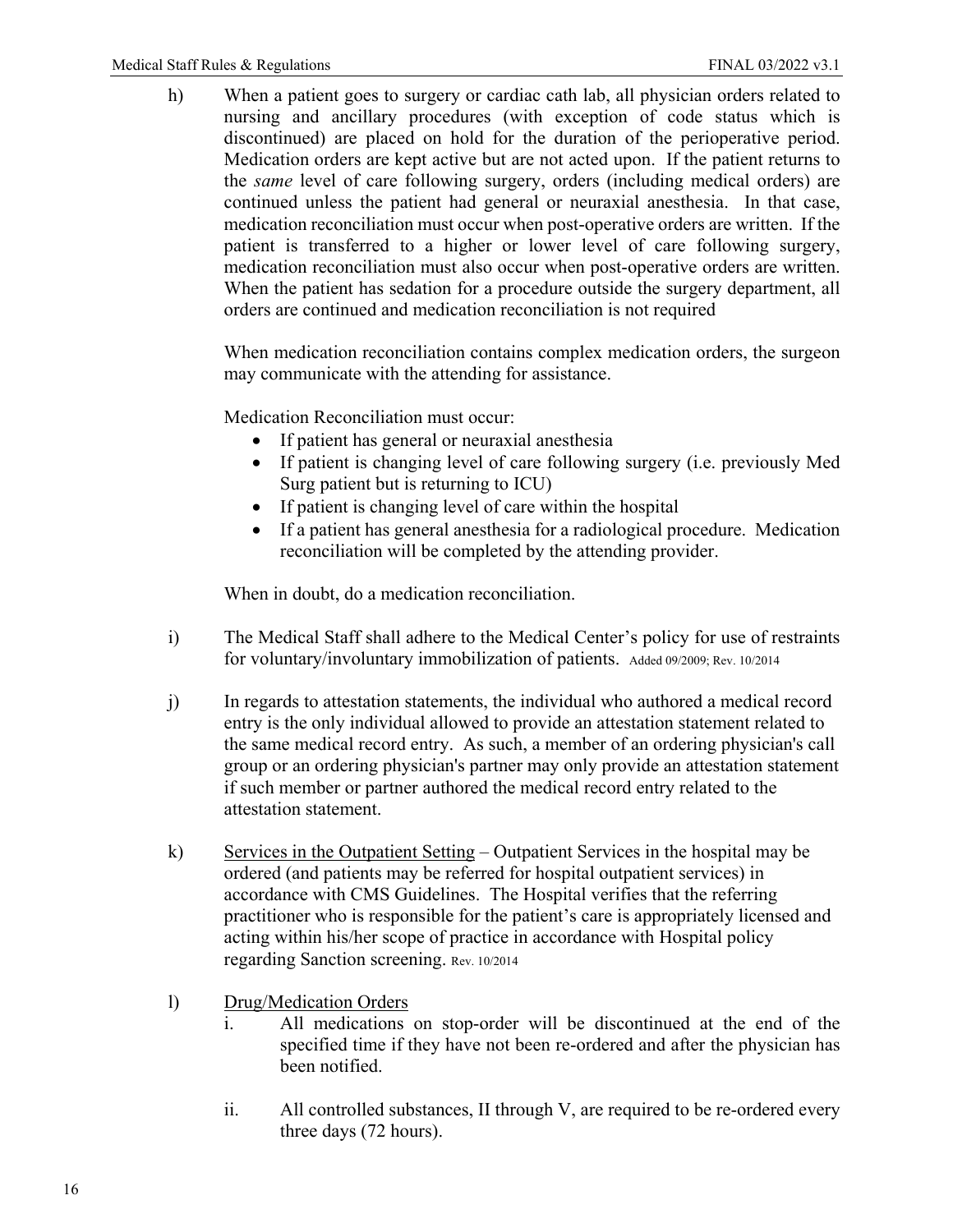h) When a patient goes to surgery or cardiac cath lab, all physician orders related to nursing and ancillary procedures (with exception of code status which is discontinued) are placed on hold for the duration of the perioperative period. Medication orders are kept active but are not acted upon. If the patient returns to the *same* level of care following surgery, orders (including medical orders) are continued unless the patient had general or neuraxial anesthesia. In that case, medication reconciliation must occur when post-operative orders are written. If the patient is transferred to a higher or lower level of care following surgery, medication reconciliation must also occur when post-operative orders are written. When the patient has sedation for a procedure outside the surgery department, all orders are continued and medication reconciliation is not required

   When medication reconciliation contains complex medication orders, the surgeon may communicate with the attending for assistance.

   Medication Reconciliation must occur:

   - If patient has general or neuraxial anesthesia
   - If patient is changing level of care following surgery (i.e. previously Med Surg patient but is returning to ICU)
   - If patient is changing level of care within the hospital
   - If a patient has general anesthesia for a radiological procedure. Medication reconciliation will be completed by the attending provider.

   When in doubt, do a medication reconciliation.

i) The Medical Staff shall adhere to the Medical Center's policy for use of restraints for voluntary/involuntary immobilization of patients. Added 09/2009; Rev. 10/2014

j) In regards to attestation statements, the individual who authored a medical record entry is the only individual allowed to provide an attestation statement related to the same medical record entry. As such, a member of an ordering physician's call group or an ordering physician's partner may only provide an attestation statement if such member or partner authored the medical record entry related to the attestation statement.

k) Services in the Outpatient Setting – Outpatient Services in the hospital may be ordered (and patients may be referred for hospital outpatient services) in accordance with CMS Guidelines. The Hospital verifies that the referring practitioner who is responsible for the patient's care is appropriately licensed and acting within his/her scope of practice in accordance with Hospital policy regarding Sanction screening. Rev. 10/2014

l) Drug/Medication Orders

   i. All medications on stop-order will be discontinued at the end of the specified time if they have not been re-ordered and after the physician has been notified.

   ii. All controlled substances, II through V, are required to be re-ordered every three days (72 hours).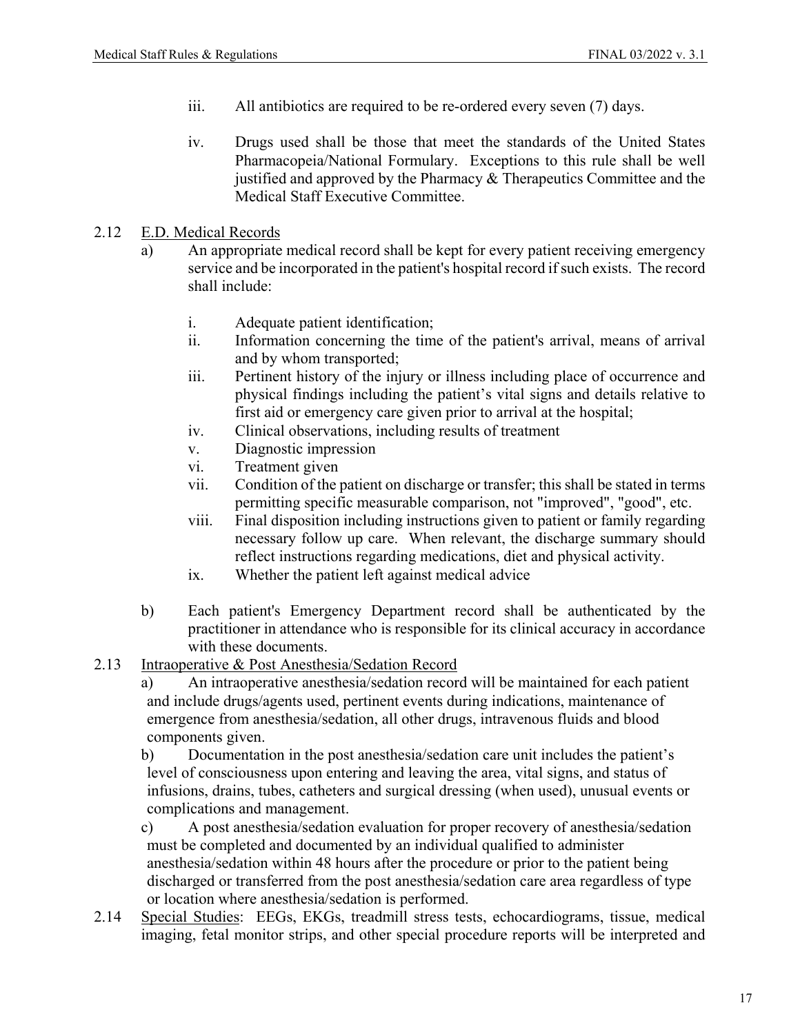iii. All antibiotics are required to be re-ordered every seven (7) days.

iv. Drugs used shall be those that meet the standards of the United States Pharmacopeia/National Formulary. Exceptions to this rule shall be well justified and approved by the Pharmacy & Therapeutics Committee and the Medical Staff Executive Committee.

2.12 E.D. Medical Records

a) An appropriate medical record shall be kept for every patient receiving emergency service and be incorporated in the patient's hospital record if such exists. The record shall include:

i. Adequate patient identification;
ii. Information concerning the time of the patient's arrival, means of arrival and by whom transported;
iii. Pertinent history of the injury or illness including place of occurrence and physical findings including the patient's vital signs and details relative to first aid or emergency care given prior to arrival at the hospital;
iv. Clinical observations, including results of treatment
v. Diagnostic impression
vi. Treatment given
vii. Condition of the patient on discharge or transfer; this shall be stated in terms permitting specific measurable comparison, not "improved", "good", etc.
viii. Final disposition including instructions given to patient or family regarding necessary follow up care. When relevant, the discharge summary should reflect instructions regarding medications, diet and physical activity.
ix. Whether the patient left against medical advice

b) Each patient's Emergency Department record shall be authenticated by the practitioner in attendance who is responsible for its clinical accuracy in accordance with these documents.

2.13 Intraoperative & Post Anesthesia/Sedation Record

a) An intraoperative anesthesia/sedation record will be maintained for each patient and include drugs/agents used, pertinent events during indications, maintenance of emergence from anesthesia/sedation, all other drugs, intravenous fluids and blood components given.

b) Documentation in the post anesthesia/sedation care unit includes the patient's level of consciousness upon entering and leaving the area, vital signs, and status of infusions, drains, tubes, catheters and surgical dressing (when used), unusual events or complications and management.

c) A post anesthesia/sedation evaluation for proper recovery of anesthesia/sedation must be completed and documented by an individual qualified to administer anesthesia/sedation within 48 hours after the procedure or prior to the patient being discharged or transferred from the post anesthesia/sedation care area regardless of type or location where anesthesia/sedation is performed.

2.14 Special Studies: EEGs, EKGs, treadmill stress tests, echocardiograms, tissue, medical imaging, fetal monitor strips, and other special procedure reports will be interpreted and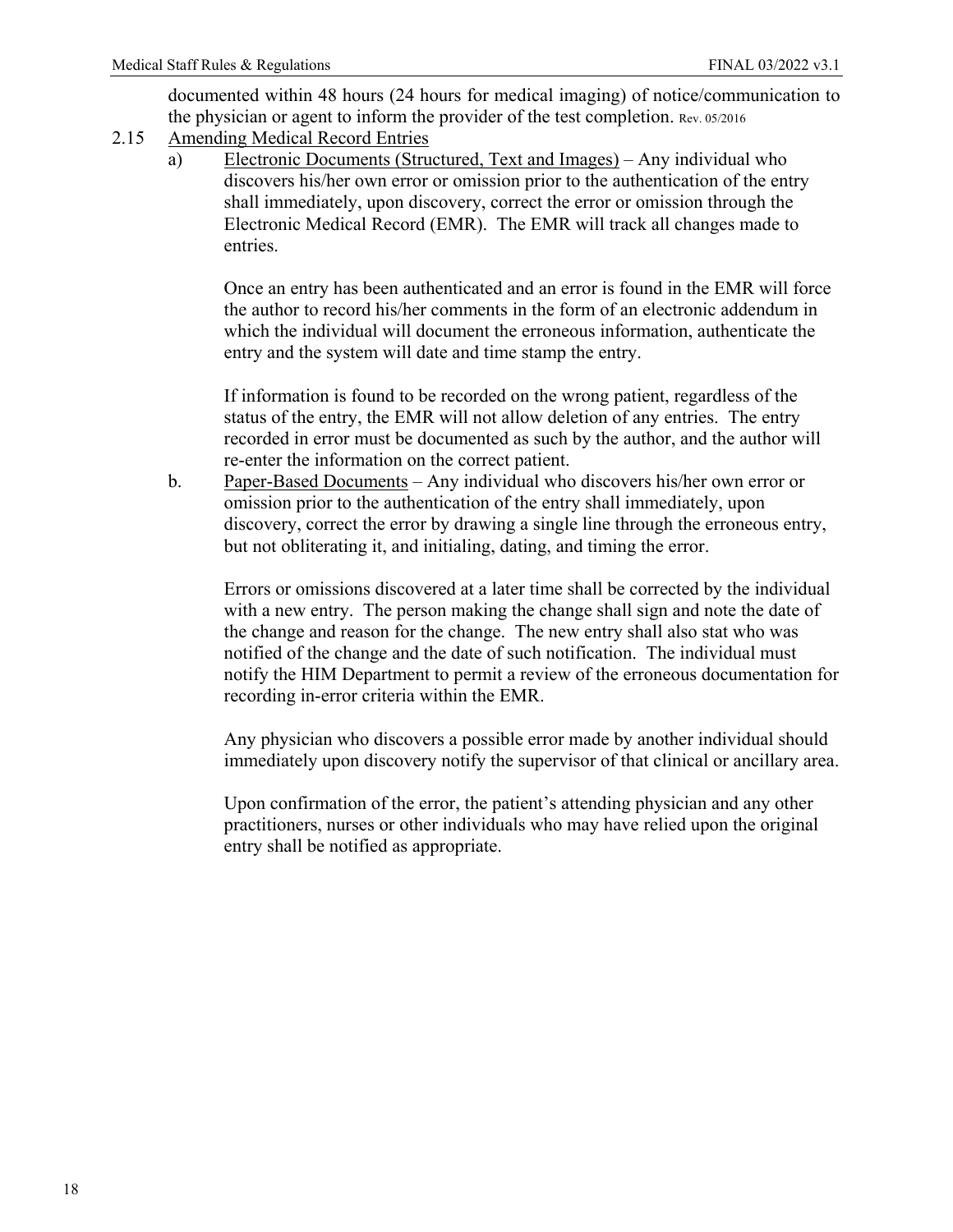documented within 48 hours (24 hours for medical imaging) of notice/communication to the physician or agent to inform the provider of the test completion. Rev. 05/2016

2.15 Amending Medical Record Entries

a) Electronic Documents (Structured, Text and Images) – Any individual who discovers his/her own error or omission prior to the authentication of the entry shall immediately, upon discovery, correct the error or omission through the Electronic Medical Record (EMR). The EMR will track all changes made to entries.

Once an entry has been authenticated and an error is found in the EMR will force the author to record his/her comments in the form of an electronic addendum in which the individual will document the erroneous information, authenticate the entry and the system will date and time stamp the entry.

If information is found to be recorded on the wrong patient, regardless of the status of the entry, the EMR will not allow deletion of any entries. The entry recorded in error must be documented as such by the author, and the author will re-enter the information on the correct patient.

b. Paper-Based Documents – Any individual who discovers his/her own error or omission prior to the authentication of the entry shall immediately, upon discovery, correct the error by drawing a single line through the erroneous entry, but not obliterating it, and initialing, dating, and timing the error.

Errors or omissions discovered at a later time shall be corrected by the individual with a new entry. The person making the change shall sign and note the date of the change and reason for the change. The new entry shall also stat who was notified of the change and the date of such notification. The individual must notify the HIM Department to permit a review of the erroneous documentation for recording in-error criteria within the EMR.

Any physician who discovers a possible error made by another individual should immediately upon discovery notify the supervisor of that clinical or ancillary area.

Upon confirmation of the error, the patient's attending physician and any other practitioners, nurses or other individuals who may have relied upon the original entry shall be notified as appropriate.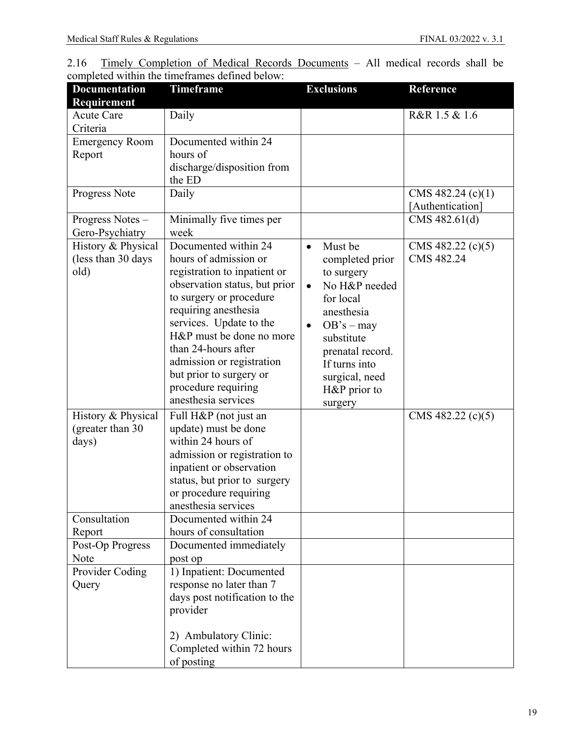2.16 Timely Completion of Medical Records Documents – All medical records shall be completed within the timeframes defined below:

| Documentation Requirement | Timeframe | Exclusions | Reference |
|---|---|---|---|
| Acute Care Criteria | Daily | | R&R 1.5 & 1.6 |
| Emergency Room Report | Documented within 24 hours of discharge/disposition from the ED | | |
| Progress Note | Daily | | CMS 482.24 (c)(1) [Authentication] |
| Progress Notes – Gero-Psychiatry | Minimally five times per week | | CMS 482.61(d) |
| History & Physical (less than 30 days old) | Documented within 24 hours of admission or registration to inpatient or observation status, but prior to surgery or procedure requiring anesthesia services. Update to the H&P must be done no more than 24-hours after admission or registration but prior to surgery or procedure requiring anesthesia services | • Must be completed prior to surgery<br>• No H&P needed for local anesthesia<br>• OB's – may substitute prenatal record. If turns into surgical, need H&P prior to surgery | CMS 482.22 (c)(5)<br>CMS 482.24 |
| History & Physical (greater than 30 days) | Full H&P (not just an update) must be done within 24 hours of admission or registration to inpatient or observation status, but prior to surgery or procedure requiring anesthesia services | | CMS 482.22 (c)(5) |
| Consultation Report | Documented within 24 hours of consultation | | |
| Post-Op Progress Note | Documented immediately post op | | |
| Provider Coding Query | 1) Inpatient: Documented response no later than 7 days post notification to the provider<br><br>2) Ambulatory Clinic: Completed within 72 hours of posting | | |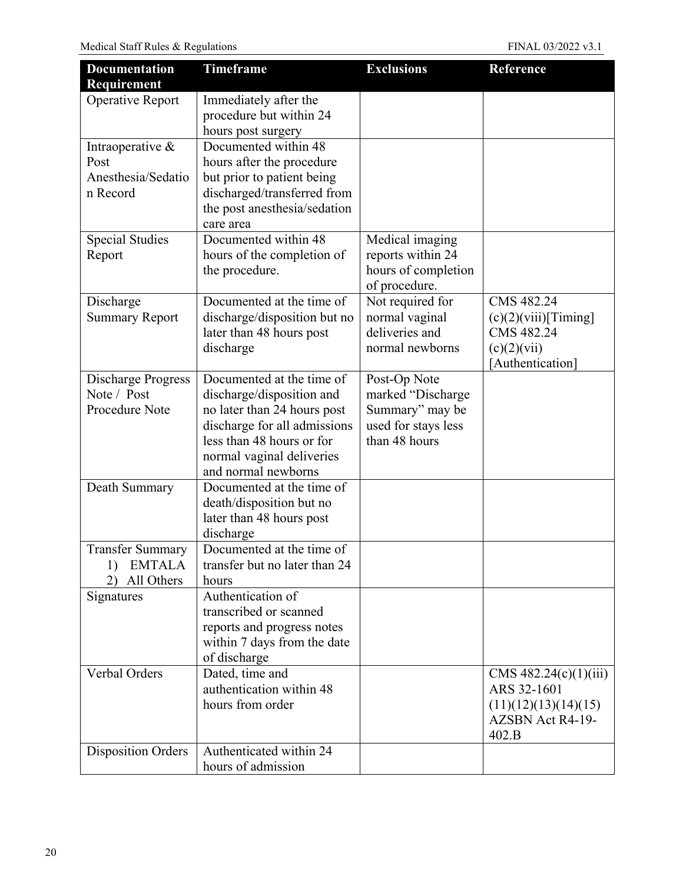| Documentation Requirement | Timeframe | Exclusions | Reference |
|---|---|---|---|
| Operative Report | Immediately after the procedure but within 24 hours post surgery | | |
| Intraoperative & Post Anesthesia/Sedation Record | Documented within 48 hours after the procedure but prior to patient being discharged/transferred from the post anesthesia/sedation care area | | |
| Special Studies Report | Documented within 48 hours of the completion of the procedure. | Medical imaging reports within 24 hours of completion of procedure. | |
| Discharge Summary Report | Documented at the time of discharge/disposition but no later than 48 hours post discharge | Not required for normal vaginal deliveries and normal newborns | CMS 482.24 (c)(2)(viii)[Timing] CMS 482.24 (c)(2)(vii) [Authentication] |
| Discharge Progress Note / Post Procedure Note | Documented at the time of discharge/disposition and no later than 24 hours post discharge for all admissions less than 48 hours or for normal vaginal deliveries and normal newborns | Post-Op Note marked "Discharge Summary" may be used for stays less than 48 hours | |
| Death Summary | Documented at the time of death/disposition but no later than 48 hours post discharge | | |
| Transfer Summary 1) EMTALA 2) All Others | Documented at the time of transfer but no later than 24 hours | | |
| Signatures | Authentication of transcribed or scanned reports and progress notes within 7 days from the date of discharge | | |
| Verbal Orders | Dated, time and authentication within 48 hours from order | | CMS 482.24(c)(1)(iii) ARS 32-1601 (11)(12)(13)(14)(15) AZSBN Act R4-19-402.B |
| Disposition Orders | Authenticated within 24 hours of admission | | |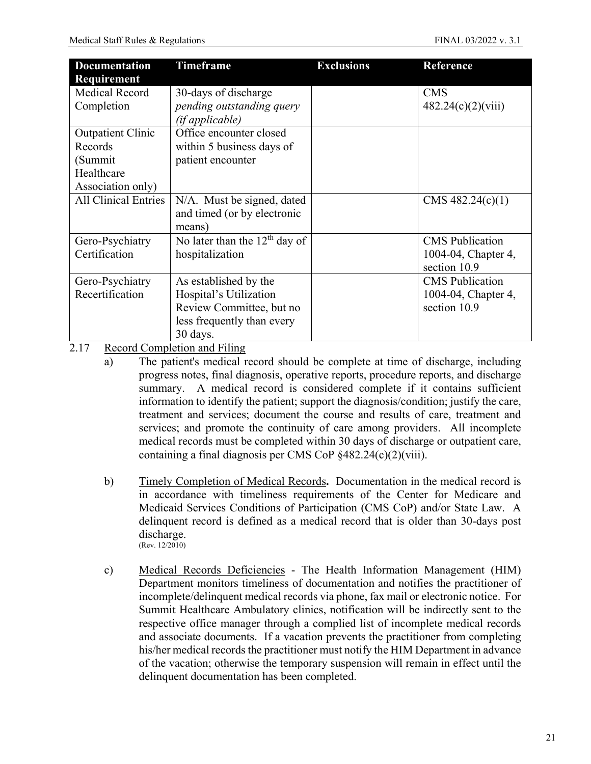| Documentation Requirement | Timeframe | Exclusions | Reference |
|---|---|---|---|
| Medical Record Completion | 30-days of discharge *pending outstanding query (if applicable)* | | CMS 482.24(c)(2)(viii) |
| Outpatient Clinic Records (Summit Healthcare Association only) | Office encounter closed within 5 business days of patient encounter | | |
| All Clinical Entries | N/A. Must be signed, dated and timed (or by electronic means) | | CMS 482.24(c)(1) |
| Gero-Psychiatry Certification | No later than the 12th day of hospitalization | | CMS Publication 1004-04, Chapter 4, section 10.9 |
| Gero-Psychiatry Recertification | As established by the Hospital's Utilization Review Committee, but no less frequently than every 30 days. | | CMS Publication 1004-04, Chapter 4, section 10.9 |

2.17 Record Completion and Filing

a) The patient's medical record should be complete at time of discharge, including progress notes, final diagnosis, operative reports, procedure reports, and discharge summary. A medical record is considered complete if it contains sufficient information to identify the patient; support the diagnosis/condition; justify the care, treatment and services; document the course and results of care, treatment and services; and promote the continuity of care among providers. All incomplete medical records must be completed within 30 days of discharge or outpatient care, containing a final diagnosis per CMS CoP §482.24(c)(2)(viii).

b) Timely Completion of Medical Records**.** Documentation in the medical record is in accordance with timeliness requirements of the Center for Medicare and Medicaid Services Conditions of Participation (CMS CoP) and/or State Law. A delinquent record is defined as a medical record that is older than 30-days post discharge.
(Rev. 12/2010)

c) Medical Records Deficiencies - The Health Information Management (HIM) Department monitors timeliness of documentation and notifies the practitioner of incomplete/delinquent medical records via phone, fax mail or electronic notice. For Summit Healthcare Ambulatory clinics, notification will be indirectly sent to the respective office manager through a complied list of incomplete medical records and associate documents. If a vacation prevents the practitioner from completing his/her medical records the practitioner must notify the HIM Department in advance of the vacation; otherwise the temporary suspension will remain in effect until the delinquent documentation has been completed.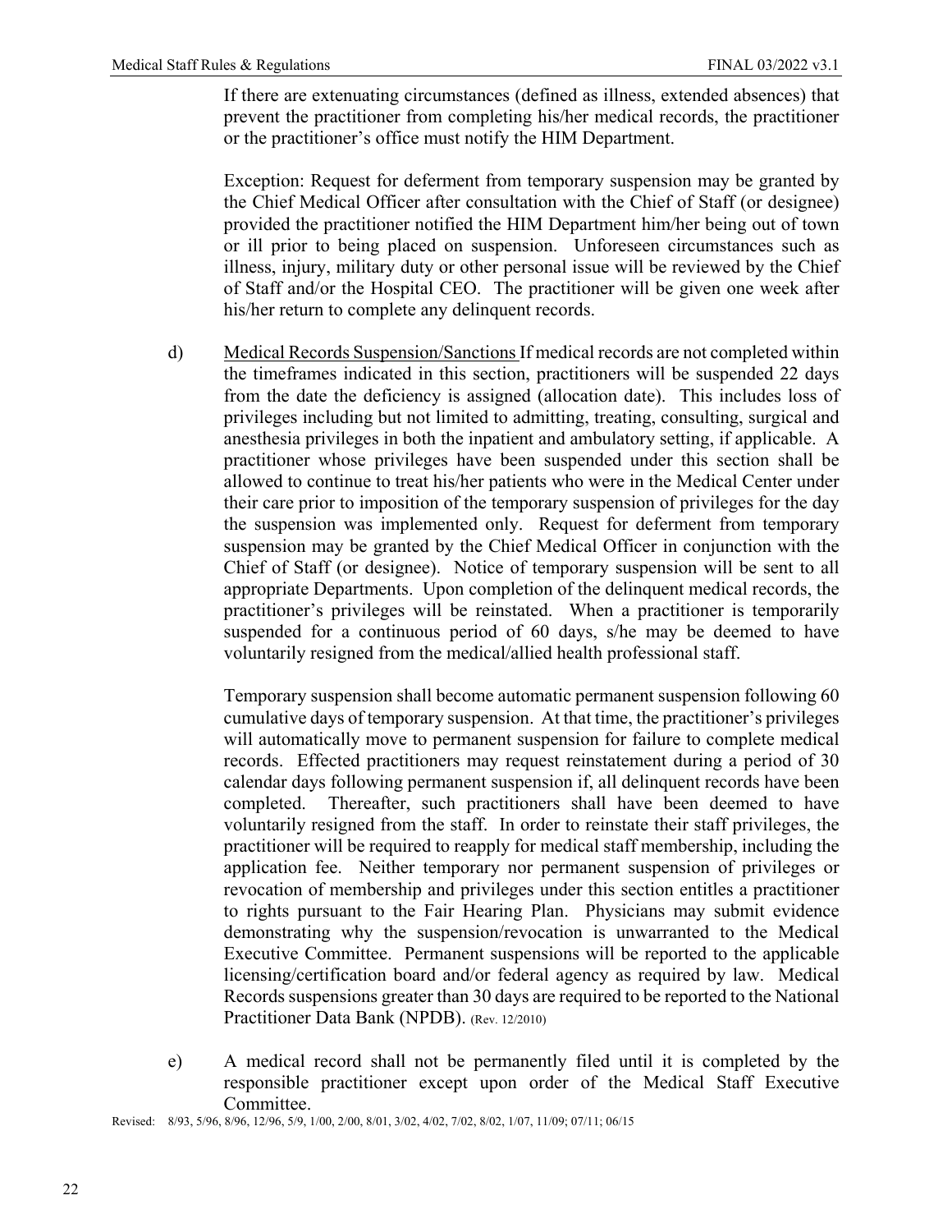If there are extenuating circumstances (defined as illness, extended absences) that prevent the practitioner from completing his/her medical records, the practitioner or the practitioner's office must notify the HIM Department.

Exception: Request for deferment from temporary suspension may be granted by the Chief Medical Officer after consultation with the Chief of Staff (or designee) provided the practitioner notified the HIM Department him/her being out of town or ill prior to being placed on suspension. Unforeseen circumstances such as illness, injury, military duty or other personal issue will be reviewed by the Chief of Staff and/or the Hospital CEO. The practitioner will be given one week after his/her return to complete any delinquent records.

d) Medical Records Suspension/Sanctions If medical records are not completed within the timeframes indicated in this section, practitioners will be suspended 22 days from the date the deficiency is assigned (allocation date). This includes loss of privileges including but not limited to admitting, treating, consulting, surgical and anesthesia privileges in both the inpatient and ambulatory setting, if applicable. A practitioner whose privileges have been suspended under this section shall be allowed to continue to treat his/her patients who were in the Medical Center under their care prior to imposition of the temporary suspension of privileges for the day the suspension was implemented only. Request for deferment from temporary suspension may be granted by the Chief Medical Officer in conjunction with the Chief of Staff (or designee). Notice of temporary suspension will be sent to all appropriate Departments. Upon completion of the delinquent medical records, the practitioner's privileges will be reinstated. When a practitioner is temporarily suspended for a continuous period of 60 days, s/he may be deemed to have voluntarily resigned from the medical/allied health professional staff.

Temporary suspension shall become automatic permanent suspension following 60 cumulative days of temporary suspension. At that time, the practitioner's privileges will automatically move to permanent suspension for failure to complete medical records. Effected practitioners may request reinstatement during a period of 30 calendar days following permanent suspension if, all delinquent records have been completed. Thereafter, such practitioners shall have been deemed to have voluntarily resigned from the staff. In order to reinstate their staff privileges, the practitioner will be required to reapply for medical staff membership, including the application fee. Neither temporary nor permanent suspension of privileges or revocation of membership and privileges under this section entitles a practitioner to rights pursuant to the Fair Hearing Plan. Physicians may submit evidence demonstrating why the suspension/revocation is unwarranted to the Medical Executive Committee. Permanent suspensions will be reported to the applicable licensing/certification board and/or federal agency as required by law. Medical Records suspensions greater than 30 days are required to be reported to the National Practitioner Data Bank (NPDB). (Rev. 12/2010)

e) A medical record shall not be permanently filed until it is completed by the responsible practitioner except upon order of the Medical Staff Executive Committee.

Revised: 8/93, 5/96, 8/96, 12/96, 5/9, 1/00, 2/00, 8/01, 3/02, 4/02, 7/02, 8/02, 1/07, 11/09; 07/11; 06/15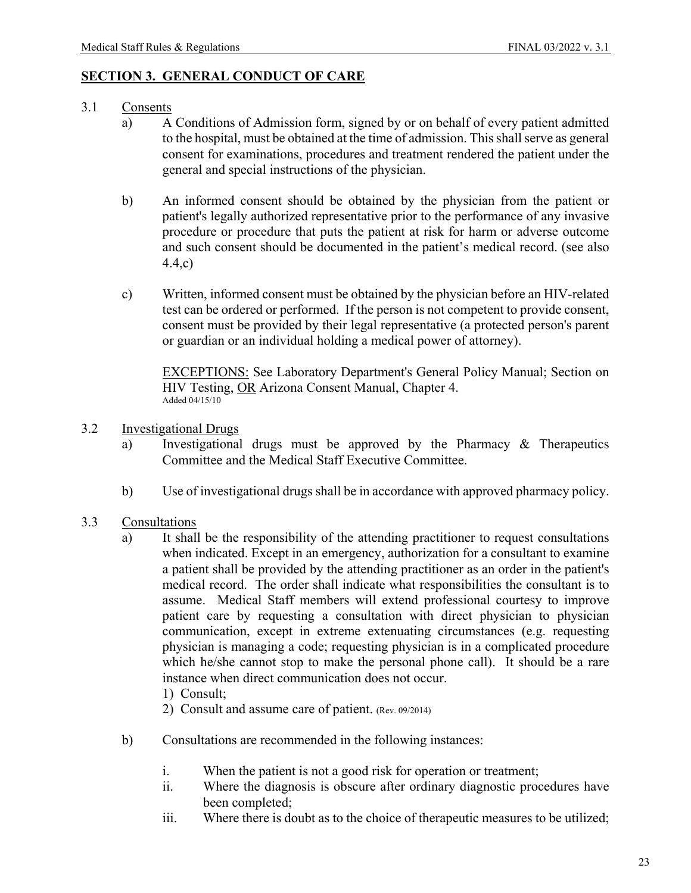## **SECTION 3. GENERAL CONDUCT OF CARE**

3.1 Consents

a) A Conditions of Admission form, signed by or on behalf of every patient admitted to the hospital, must be obtained at the time of admission. This shall serve as general consent for examinations, procedures and treatment rendered the patient under the general and special instructions of the physician.

b) An informed consent should be obtained by the physician from the patient or patient's legally authorized representative prior to the performance of any invasive procedure or procedure that puts the patient at risk for harm or adverse outcome and such consent should be documented in the patient's medical record. (see also 4.4,c)

c) Written, informed consent must be obtained by the physician before an HIV-related test can be ordered or performed. If the person is not competent to provide consent, consent must be provided by their legal representative (a protected person's parent or guardian or an individual holding a medical power of attorney).

EXCEPTIONS: See Laboratory Department's General Policy Manual; Section on HIV Testing, OR Arizona Consent Manual, Chapter 4.
Added 04/15/10

3.2 Investigational Drugs

a) Investigational drugs must be approved by the Pharmacy & Therapeutics Committee and the Medical Staff Executive Committee.

b) Use of investigational drugs shall be in accordance with approved pharmacy policy.

3.3 Consultations

a) It shall be the responsibility of the attending practitioner to request consultations when indicated. Except in an emergency, authorization for a consultant to examine a patient shall be provided by the attending practitioner as an order in the patient's medical record. The order shall indicate what responsibilities the consultant is to assume. Medical Staff members will extend professional courtesy to improve patient care by requesting a consultation with direct physician to physician communication, except in extreme extenuating circumstances (e.g. requesting physician is managing a code; requesting physician is in a complicated procedure which he/she cannot stop to make the personal phone call). It should be a rare instance when direct communication does not occur.

1) Consult;
2) Consult and assume care of patient. (Rev. 09/2014)

b) Consultations are recommended in the following instances:

i. When the patient is not a good risk for operation or treatment;
ii. Where the diagnosis is obscure after ordinary diagnostic procedures have been completed;
iii. Where there is doubt as to the choice of therapeutic measures to be utilized;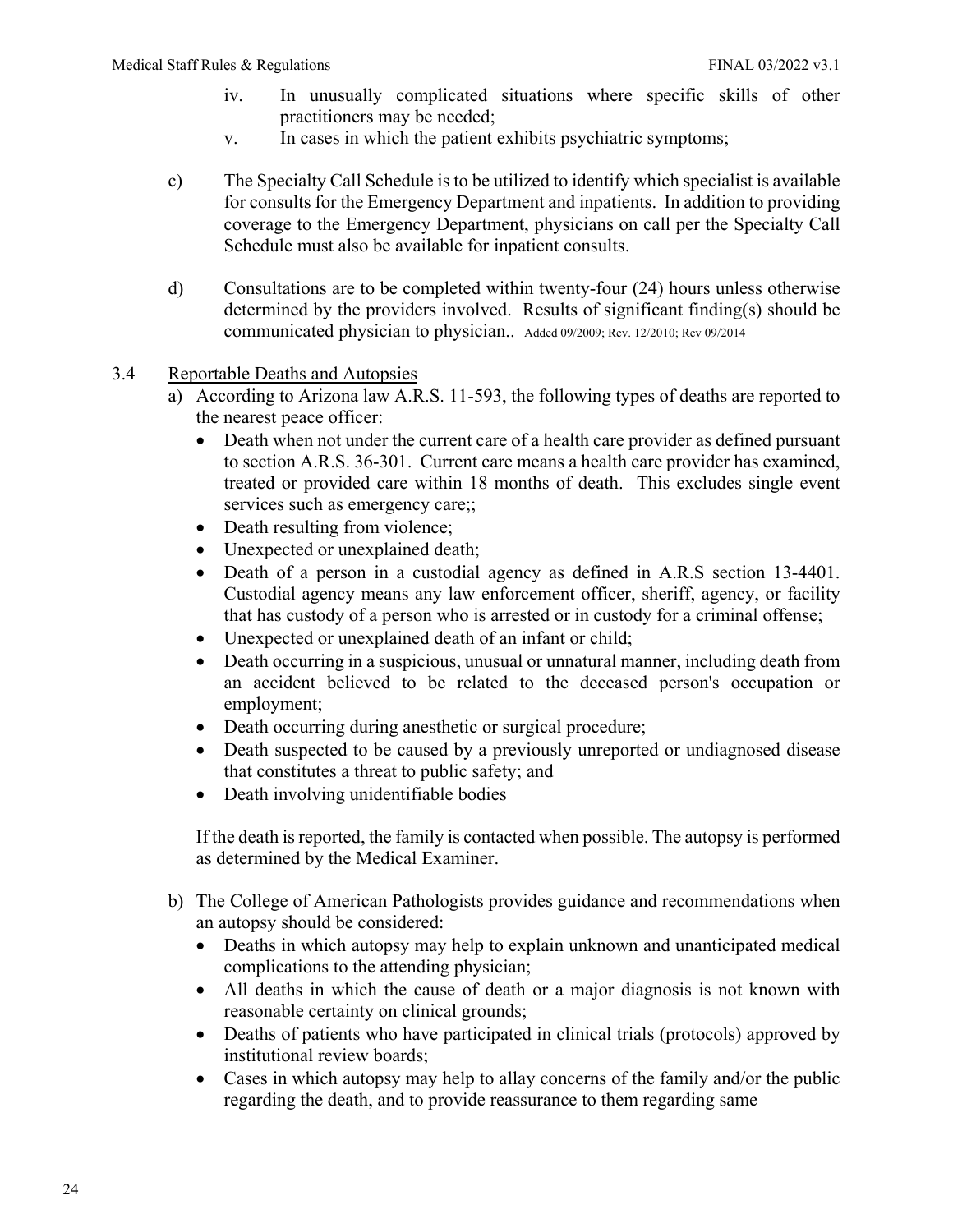iv. In unusually complicated situations where specific skills of other practitioners may be needed;

v. In cases in which the patient exhibits psychiatric symptoms;

c) The Specialty Call Schedule is to be utilized to identify which specialist is available for consults for the Emergency Department and inpatients. In addition to providing coverage to the Emergency Department, physicians on call per the Specialty Call Schedule must also be available for inpatient consults.

d) Consultations are to be completed within twenty-four (24) hours unless otherwise determined by the providers involved. Results of significant finding(s) should be communicated physician to physician.. Added 09/2009; Rev. 12/2010; Rev 09/2014

3.4 Reportable Deaths and Autopsies

a) According to Arizona law A.R.S. 11-593, the following types of deaths are reported to the nearest peace officer:

- Death when not under the current care of a health care provider as defined pursuant to section A.R.S. 36-301. Current care means a health care provider has examined, treated or provided care within 18 months of death. This excludes single event services such as emergency care;;
- Death resulting from violence;
- Unexpected or unexplained death;
- Death of a person in a custodial agency as defined in A.R.S section 13-4401. Custodial agency means any law enforcement officer, sheriff, agency, or facility that has custody of a person who is arrested or in custody for a criminal offense;
- Unexpected or unexplained death of an infant or child;
- Death occurring in a suspicious, unusual or unnatural manner, including death from an accident believed to be related to the deceased person's occupation or employment;
- Death occurring during anesthetic or surgical procedure;
- Death suspected to be caused by a previously unreported or undiagnosed disease that constitutes a threat to public safety; and
- Death involving unidentifiable bodies

If the death is reported, the family is contacted when possible. The autopsy is performed as determined by the Medical Examiner.

b) The College of American Pathologists provides guidance and recommendations when an autopsy should be considered:

- Deaths in which autopsy may help to explain unknown and unanticipated medical complications to the attending physician;
- All deaths in which the cause of death or a major diagnosis is not known with reasonable certainty on clinical grounds;
- Deaths of patients who have participated in clinical trials (protocols) approved by institutional review boards;
- Cases in which autopsy may help to allay concerns of the family and/or the public regarding the death, and to provide reassurance to them regarding same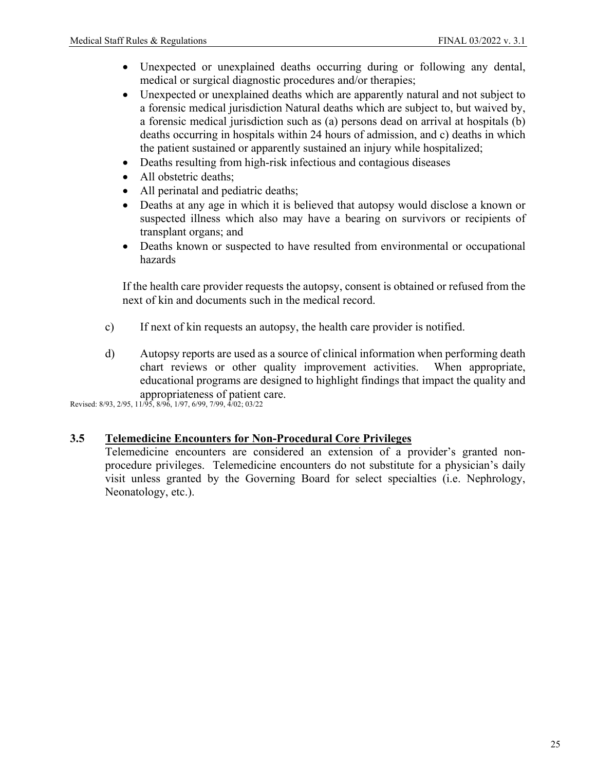- Unexpected or unexplained deaths occurring during or following any dental, medical or surgical diagnostic procedures and/or therapies;
- Unexpected or unexplained deaths which are apparently natural and not subject to a forensic medical jurisdiction Natural deaths which are subject to, but waived by, a forensic medical jurisdiction such as (a) persons dead on arrival at hospitals (b) deaths occurring in hospitals within 24 hours of admission, and c) deaths in which the patient sustained or apparently sustained an injury while hospitalized;
- Deaths resulting from high-risk infectious and contagious diseases
- All obstetric deaths;
- All perinatal and pediatric deaths;
- Deaths at any age in which it is believed that autopsy would disclose a known or suspected illness which also may have a bearing on survivors or recipients of transplant organs; and
- Deaths known or suspected to have resulted from environmental or occupational hazards

If the health care provider requests the autopsy, consent is obtained or refused from the next of kin and documents such in the medical record.

c) If next of kin requests an autopsy, the health care provider is notified.

d) Autopsy reports are used as a source of clinical information when performing death chart reviews or other quality improvement activities. When appropriate, educational programs are designed to highlight findings that impact the quality and appropriateness of patient care.

Revised: 8/93, 2/95, 11/95, 8/96, 1/97, 6/99, 7/99, 4/02; 03/22

## 3.5 Telemedicine Encounters for Non-Procedural Core Privileges

Telemedicine encounters are considered an extension of a provider's granted non-procedure privileges. Telemedicine encounters do not substitute for a physician's daily visit unless granted by the Governing Board for select specialties (i.e. Nephrology, Neonatology, etc.).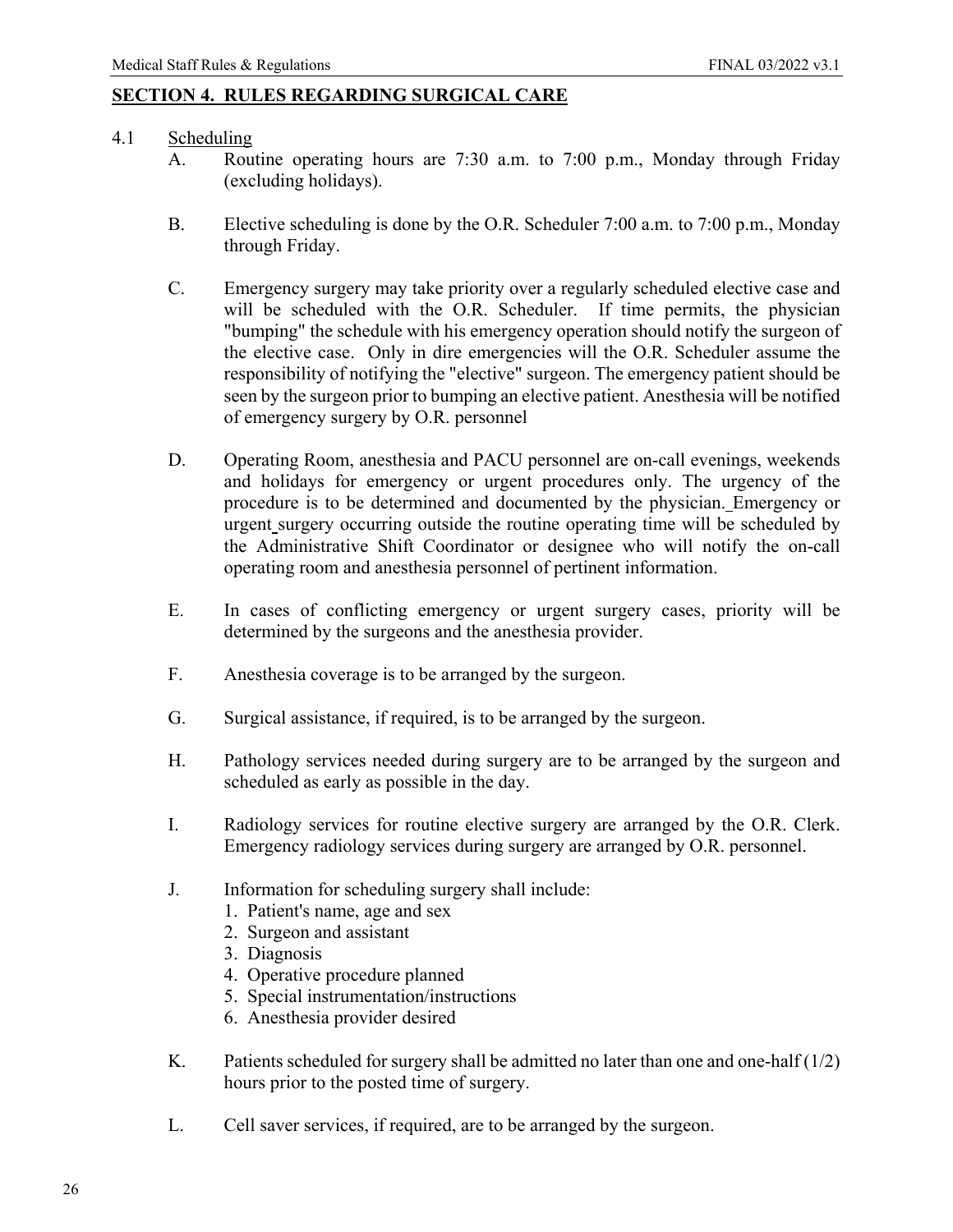## SECTION 4. RULES REGARDING SURGICAL CARE

4.1 Scheduling

A. Routine operating hours are 7:30 a.m. to 7:00 p.m., Monday through Friday (excluding holidays).

B. Elective scheduling is done by the O.R. Scheduler 7:00 a.m. to 7:00 p.m., Monday through Friday.

C. Emergency surgery may take priority over a regularly scheduled elective case and will be scheduled with the O.R. Scheduler. If time permits, the physician "bumping" the schedule with his emergency operation should notify the surgeon of the elective case. Only in dire emergencies will the O.R. Scheduler assume the responsibility of notifying the "elective" surgeon. The emergency patient should be seen by the surgeon prior to bumping an elective patient. Anesthesia will be notified of emergency surgery by O.R. personnel

D. Operating Room, anesthesia and PACU personnel are on-call evenings, weekends and holidays for emergency or urgent procedures only. The urgency of the procedure is to be determined and documented by the physician. Emergency or urgent surgery occurring outside the routine operating time will be scheduled by the Administrative Shift Coordinator or designee who will notify the on-call operating room and anesthesia personnel of pertinent information.

E. In cases of conflicting emergency or urgent surgery cases, priority will be determined by the surgeons and the anesthesia provider.

F. Anesthesia coverage is to be arranged by the surgeon.

G. Surgical assistance, if required, is to be arranged by the surgeon.

H. Pathology services needed during surgery are to be arranged by the surgeon and scheduled as early as possible in the day.

I. Radiology services for routine elective surgery are arranged by the O.R. Clerk. Emergency radiology services during surgery are arranged by O.R. personnel.

J. Information for scheduling surgery shall include:
1. Patient's name, age and sex
2. Surgeon and assistant
3. Diagnosis
4. Operative procedure planned
5. Special instrumentation/instructions
6. Anesthesia provider desired

K. Patients scheduled for surgery shall be admitted no later than one and one-half (1/2) hours prior to the posted time of surgery.

L. Cell saver services, if required, are to be arranged by the surgeon.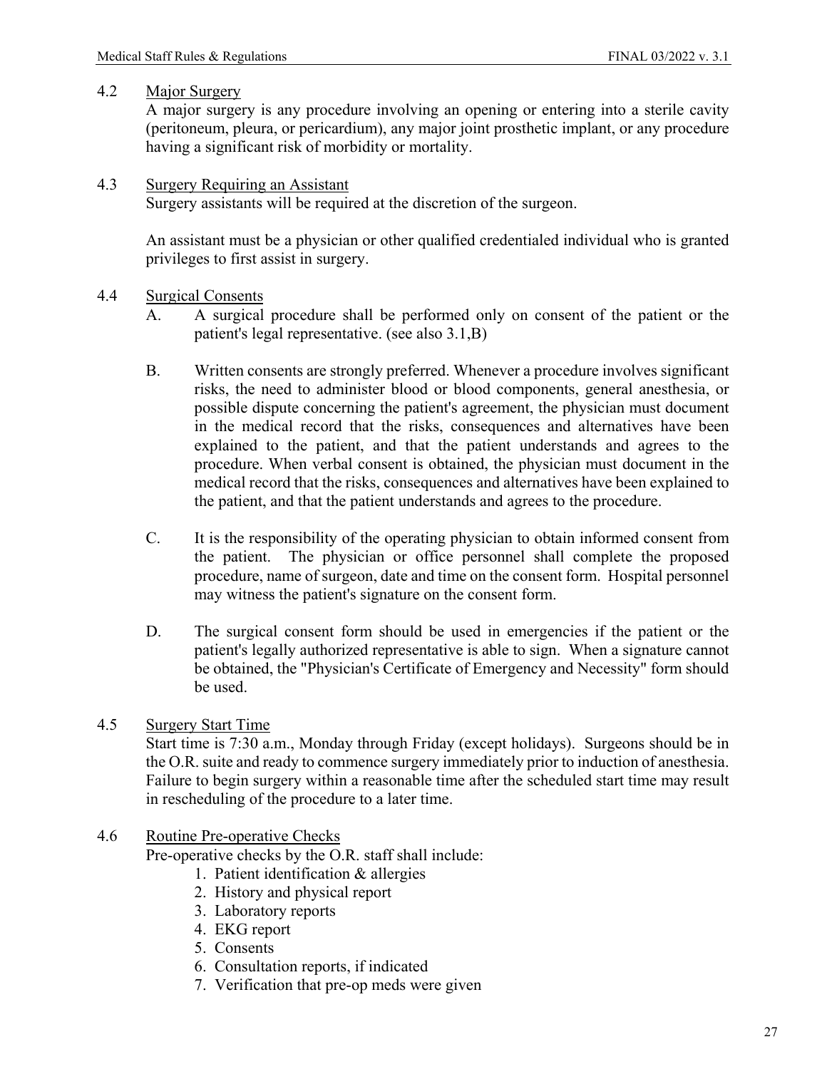### 4.2 Major Surgery

A major surgery is any procedure involving an opening or entering into a sterile cavity (peritoneum, pleura, or pericardium), any major joint prosthetic implant, or any procedure having a significant risk of morbidity or mortality.

### 4.3 Surgery Requiring an Assistant

Surgery assistants will be required at the discretion of the surgeon.

An assistant must be a physician or other qualified credentialed individual who is granted privileges to first assist in surgery.

### 4.4 Surgical Consents

A. A surgical procedure shall be performed only on consent of the patient or the patient's legal representative. (see also 3.1,B)

B. Written consents are strongly preferred. Whenever a procedure involves significant risks, the need to administer blood or blood components, general anesthesia, or possible dispute concerning the patient's agreement, the physician must document in the medical record that the risks, consequences and alternatives have been explained to the patient, and that the patient understands and agrees to the procedure. When verbal consent is obtained, the physician must document in the medical record that the risks, consequences and alternatives have been explained to the patient, and that the patient understands and agrees to the procedure.

C. It is the responsibility of the operating physician to obtain informed consent from the patient. The physician or office personnel shall complete the proposed procedure, name of surgeon, date and time on the consent form. Hospital personnel may witness the patient's signature on the consent form.

D. The surgical consent form should be used in emergencies if the patient or the patient's legally authorized representative is able to sign. When a signature cannot be obtained, the "Physician's Certificate of Emergency and Necessity" form should be used.

### 4.5 Surgery Start Time

Start time is 7:30 a.m., Monday through Friday (except holidays). Surgeons should be in the O.R. suite and ready to commence surgery immediately prior to induction of anesthesia. Failure to begin surgery within a reasonable time after the scheduled start time may result in rescheduling of the procedure to a later time.

### 4.6 Routine Pre-operative Checks

Pre-operative checks by the O.R. staff shall include:

1. Patient identification & allergies
2. History and physical report
3. Laboratory reports
4. EKG report
5. Consents
6. Consultation reports, if indicated
7. Verification that pre-op meds were given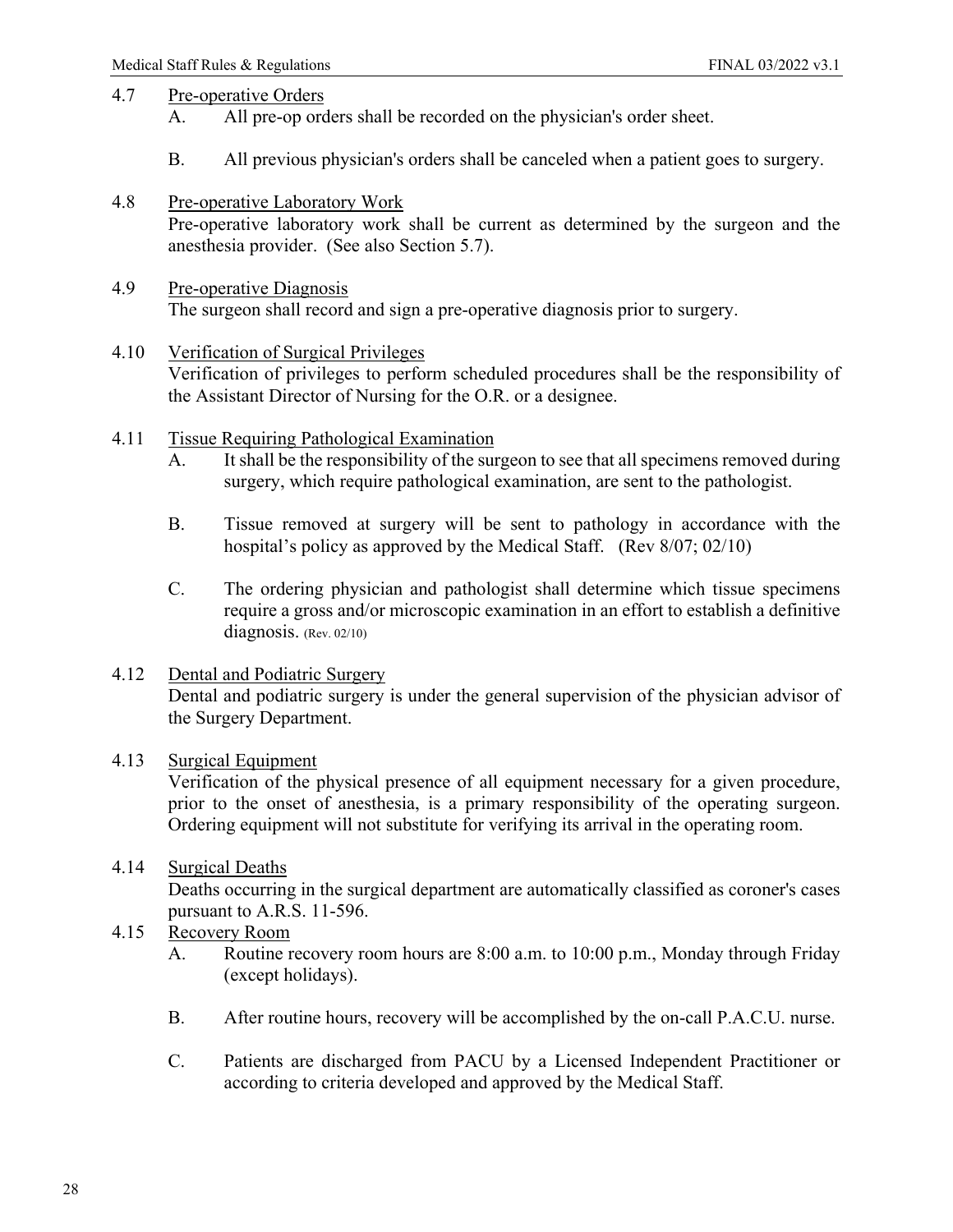4.7 Pre-operative Orders

A. All pre-op orders shall be recorded on the physician's order sheet.

B. All previous physician's orders shall be canceled when a patient goes to surgery.

4.8 Pre-operative Laboratory Work

Pre-operative laboratory work shall be current as determined by the surgeon and the anesthesia provider. (See also Section 5.7).

4.9 Pre-operative Diagnosis

The surgeon shall record and sign a pre-operative diagnosis prior to surgery.

4.10 Verification of Surgical Privileges

Verification of privileges to perform scheduled procedures shall be the responsibility of the Assistant Director of Nursing for the O.R. or a designee.

4.11 Tissue Requiring Pathological Examination

A. It shall be the responsibility of the surgeon to see that all specimens removed during surgery, which require pathological examination, are sent to the pathologist.

B. Tissue removed at surgery will be sent to pathology in accordance with the hospital's policy as approved by the Medical Staff. (Rev 8/07; 02/10)

C. The ordering physician and pathologist shall determine which tissue specimens require a gross and/or microscopic examination in an effort to establish a definitive diagnosis. (Rev. 02/10)

4.12 Dental and Podiatric Surgery

Dental and podiatric surgery is under the general supervision of the physician advisor of the Surgery Department.

4.13 Surgical Equipment

Verification of the physical presence of all equipment necessary for a given procedure, prior to the onset of anesthesia, is a primary responsibility of the operating surgeon. Ordering equipment will not substitute for verifying its arrival in the operating room.

4.14 Surgical Deaths

Deaths occurring in the surgical department are automatically classified as coroner's cases pursuant to A.R.S. 11-596.

4.15 Recovery Room

A. Routine recovery room hours are 8:00 a.m. to 10:00 p.m., Monday through Friday (except holidays).

B. After routine hours, recovery will be accomplished by the on-call P.A.C.U. nurse.

C. Patients are discharged from PACU by a Licensed Independent Practitioner or according to criteria developed and approved by the Medical Staff.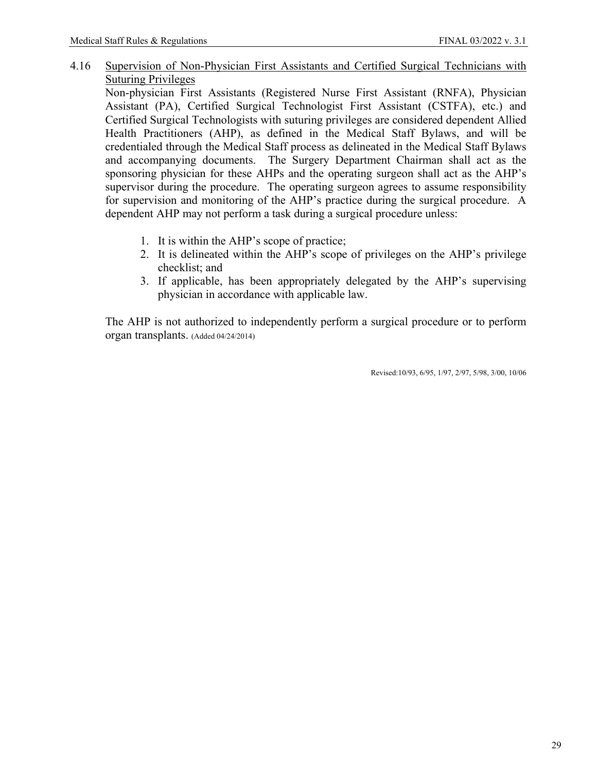4.16 <u>Supervision of Non-Physician First Assistants and Certified Surgical Technicians with Suturing Privileges</u>

Non-physician First Assistants (Registered Nurse First Assistant (RNFA), Physician Assistant (PA), Certified Surgical Technologist First Assistant (CSTFA), etc.) and Certified Surgical Technologists with suturing privileges are considered dependent Allied Health Practitioners (AHP), as defined in the Medical Staff Bylaws, and will be credentialed through the Medical Staff process as delineated in the Medical Staff Bylaws and accompanying documents. The Surgery Department Chairman shall act as the sponsoring physician for these AHPs and the operating surgeon shall act as the AHP's supervisor during the procedure. The operating surgeon agrees to assume responsibility for supervision and monitoring of the AHP's practice during the surgical procedure. A dependent AHP may not perform a task during a surgical procedure unless:

1. It is within the AHP's scope of practice;
2. It is delineated within the AHP's scope of privileges on the AHP's privilege checklist; and
3. If applicable, has been appropriately delegated by the AHP's supervising physician in accordance with applicable law.

The AHP is not authorized to independently perform a surgical procedure or to perform organ transplants. (Added 04/24/2014)

Revised:10/93, 6/95, 1/97, 2/97, 5/98, 3/00, 10/06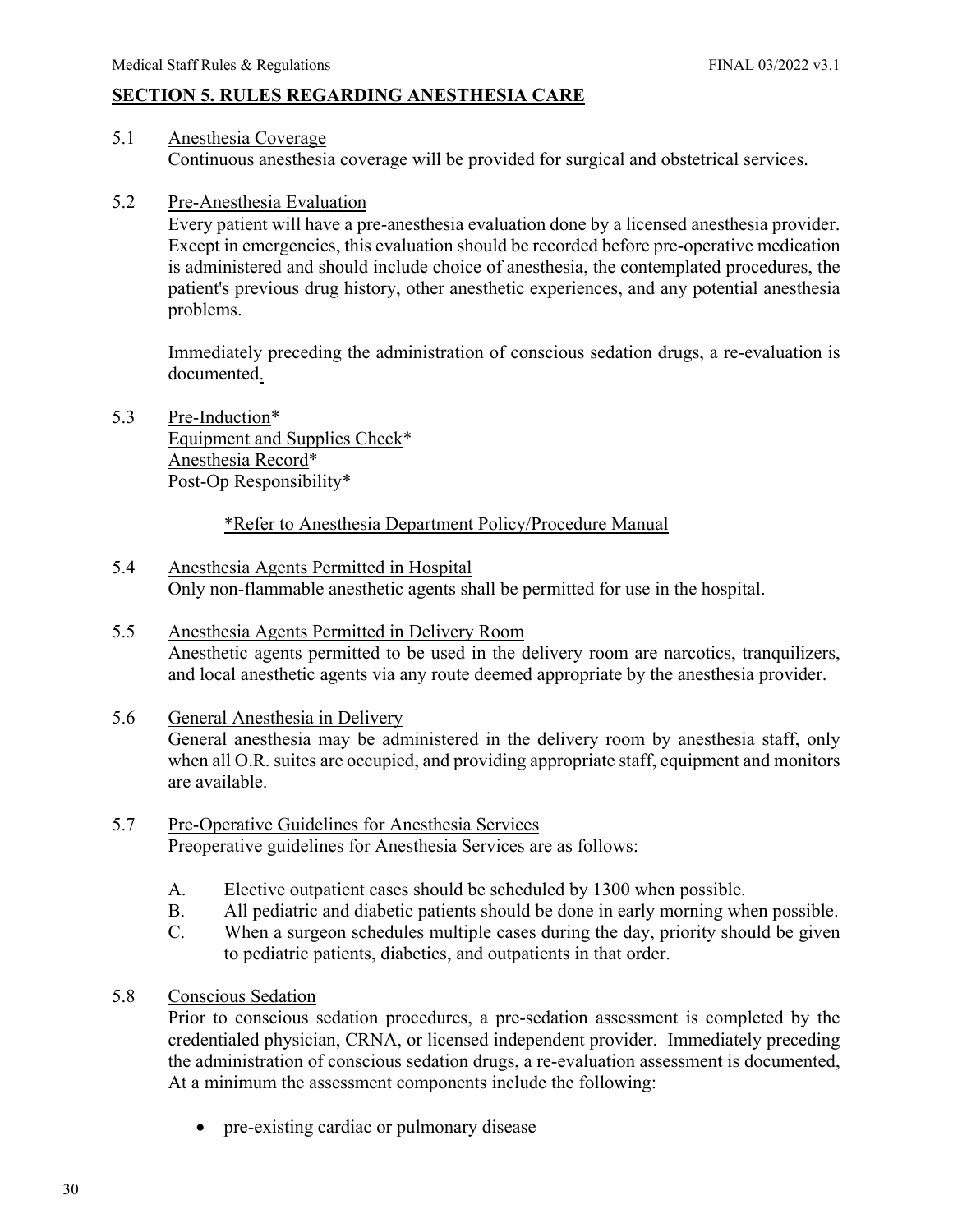## SECTION 5. RULES REGARDING ANESTHESIA CARE

5.1 Anesthesia Coverage

Continuous anesthesia coverage will be provided for surgical and obstetrical services.

5.2 Pre-Anesthesia Evaluation

Every patient will have a pre-anesthesia evaluation done by a licensed anesthesia provider. Except in emergencies, this evaluation should be recorded before pre-operative medication is administered and should include choice of anesthesia, the contemplated procedures, the patient's previous drug history, other anesthetic experiences, and any potential anesthesia problems.

Immediately preceding the administration of conscious sedation drugs, a re-evaluation is documented.

5.3 Pre-Induction*
Equipment and Supplies Check*
Anesthesia Record*
Post-Op Responsibility*

*Refer to Anesthesia Department Policy/Procedure Manual

5.4 Anesthesia Agents Permitted in Hospital

Only non-flammable anesthetic agents shall be permitted for use in the hospital.

5.5 Anesthesia Agents Permitted in Delivery Room

Anesthetic agents permitted to be used in the delivery room are narcotics, tranquilizers, and local anesthetic agents via any route deemed appropriate by the anesthesia provider.

5.6 General Anesthesia in Delivery

General anesthesia may be administered in the delivery room by anesthesia staff, only when all O.R. suites are occupied, and providing appropriate staff, equipment and monitors are available.

5.7 Pre-Operative Guidelines for Anesthesia Services

Preoperative guidelines for Anesthesia Services are as follows:

A. Elective outpatient cases should be scheduled by 1300 when possible.
B. All pediatric and diabetic patients should be done in early morning when possible.
C. When a surgeon schedules multiple cases during the day, priority should be given to pediatric patients, diabetics, and outpatients in that order.

5.8 Conscious Sedation

Prior to conscious sedation procedures, a pre-sedation assessment is completed by the credentialed physician, CRNA, or licensed independent provider. Immediately preceding the administration of conscious sedation drugs, a re-evaluation assessment is documented, At a minimum the assessment components include the following:

- pre-existing cardiac or pulmonary disease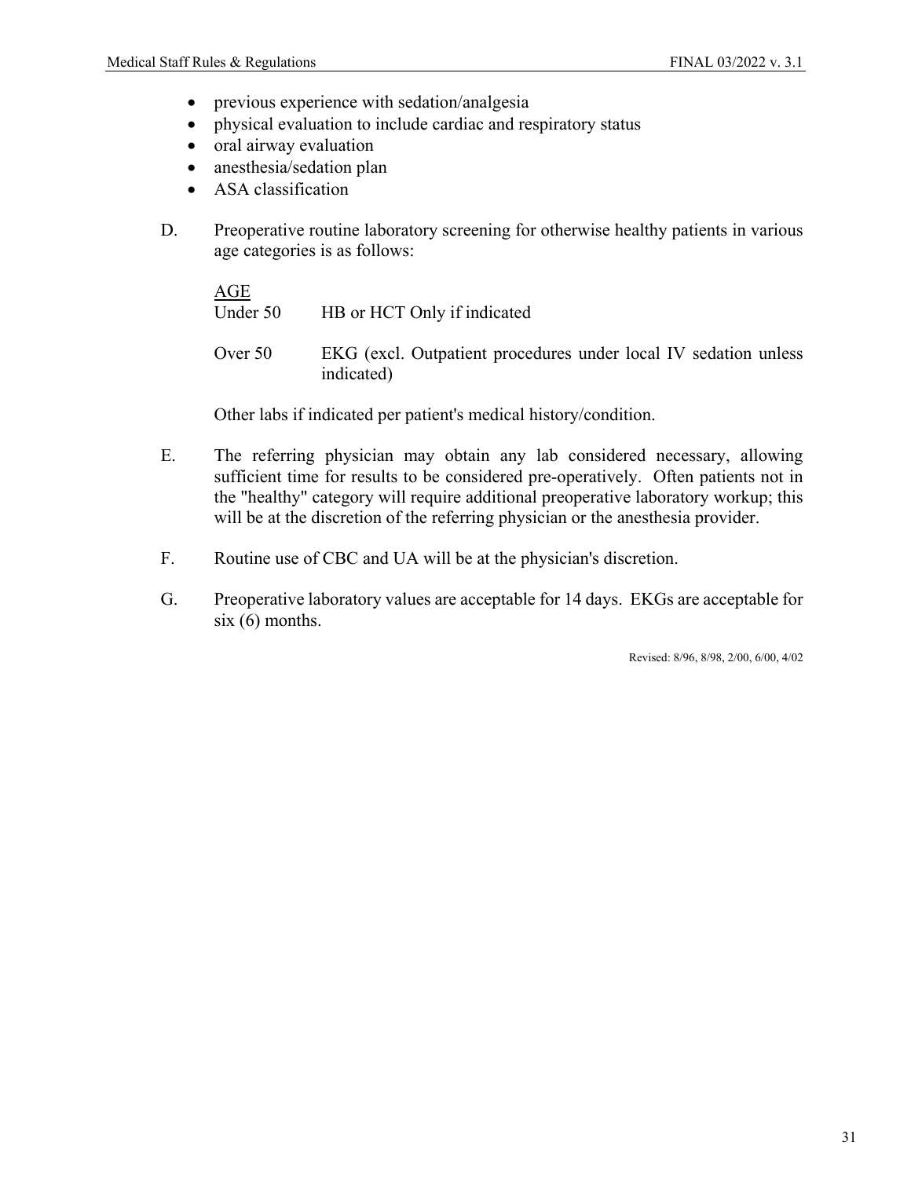- previous experience with sedation/analgesia
- physical evaluation to include cardiac and respiratory status
- oral airway evaluation
- anesthesia/sedation plan
- ASA classification

D. Preoperative routine laboratory screening for otherwise healthy patients in various age categories is as follows:

| AGE | |
|---|---|
| Under 50 | HB or HCT Only if indicated |
| Over 50 | EKG (excl. Outpatient procedures under local IV sedation unless indicated) |

Other labs if indicated per patient's medical history/condition.

E. The referring physician may obtain any lab considered necessary, allowing sufficient time for results to be considered pre-operatively. Often patients not in the "healthy" category will require additional preoperative laboratory workup; this will be at the discretion of the referring physician or the anesthesia provider.

F. Routine use of CBC and UA will be at the physician's discretion.

G. Preoperative laboratory values are acceptable for 14 days. EKGs are acceptable for six (6) months.

Revised: 8/96, 8/98, 2/00, 6/00, 4/02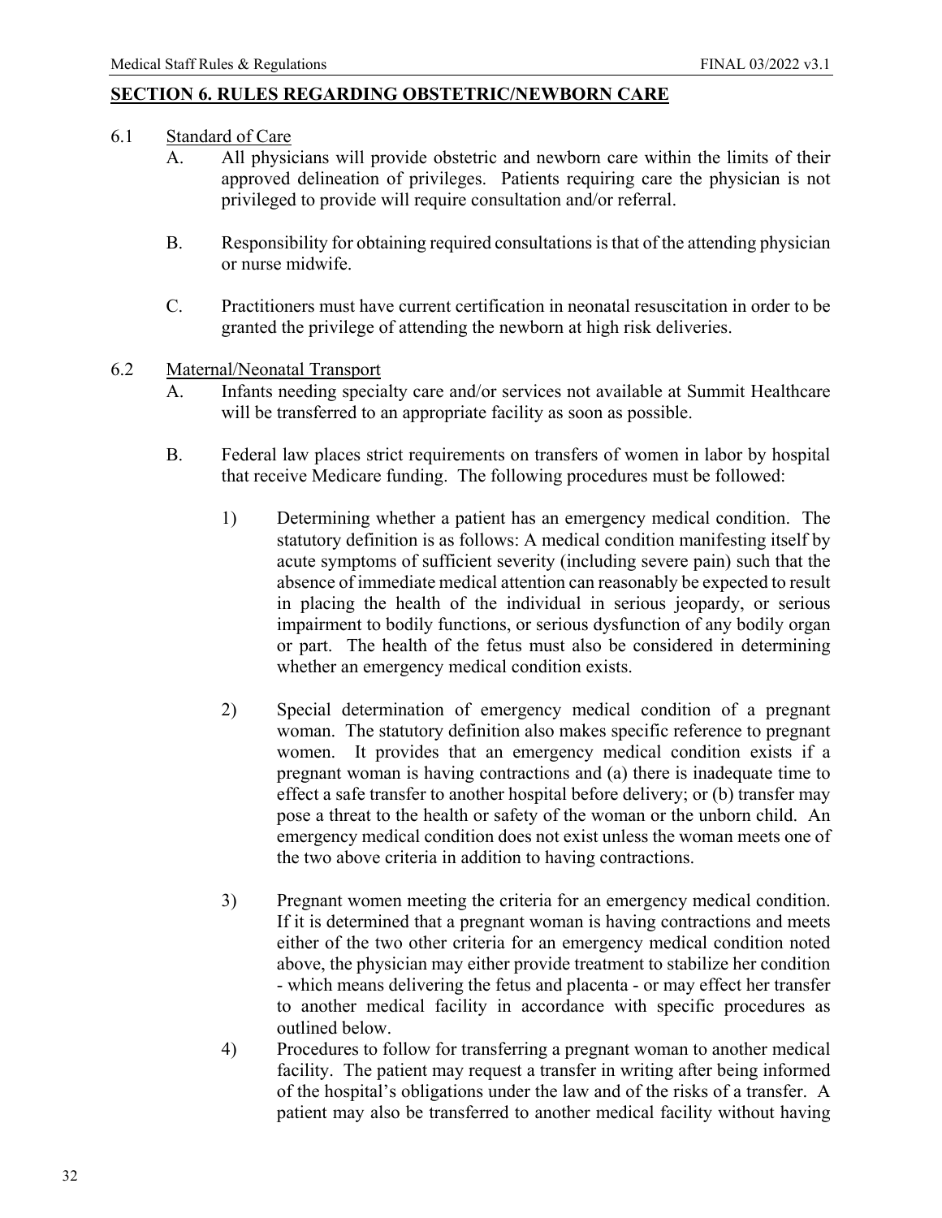## SECTION 6. RULES REGARDING OBSTETRIC/NEWBORN CARE

6.1 Standard of Care

A. All physicians will provide obstetric and newborn care within the limits of their approved delineation of privileges. Patients requiring care the physician is not privileged to provide will require consultation and/or referral.

B. Responsibility for obtaining required consultations is that of the attending physician or nurse midwife.

C. Practitioners must have current certification in neonatal resuscitation in order to be granted the privilege of attending the newborn at high risk deliveries.

6.2 Maternal/Neonatal Transport

A. Infants needing specialty care and/or services not available at Summit Healthcare will be transferred to an appropriate facility as soon as possible.

B. Federal law places strict requirements on transfers of women in labor by hospital that receive Medicare funding. The following procedures must be followed:

1) Determining whether a patient has an emergency medical condition. The statutory definition is as follows: A medical condition manifesting itself by acute symptoms of sufficient severity (including severe pain) such that the absence of immediate medical attention can reasonably be expected to result in placing the health of the individual in serious jeopardy, or serious impairment to bodily functions, or serious dysfunction of any bodily organ or part. The health of the fetus must also be considered in determining whether an emergency medical condition exists.

2) Special determination of emergency medical condition of a pregnant woman. The statutory definition also makes specific reference to pregnant women. It provides that an emergency medical condition exists if a pregnant woman is having contractions and (a) there is inadequate time to effect a safe transfer to another hospital before delivery; or (b) transfer may pose a threat to the health or safety of the woman or the unborn child. An emergency medical condition does not exist unless the woman meets one of the two above criteria in addition to having contractions.

3) Pregnant women meeting the criteria for an emergency medical condition. If it is determined that a pregnant woman is having contractions and meets either of the two other criteria for an emergency medical condition noted above, the physician may either provide treatment to stabilize her condition - which means delivering the fetus and placenta - or may effect her transfer to another medical facility in accordance with specific procedures as outlined below.

4) Procedures to follow for transferring a pregnant woman to another medical facility. The patient may request a transfer in writing after being informed of the hospital's obligations under the law and of the risks of a transfer. A patient may also be transferred to another medical facility without having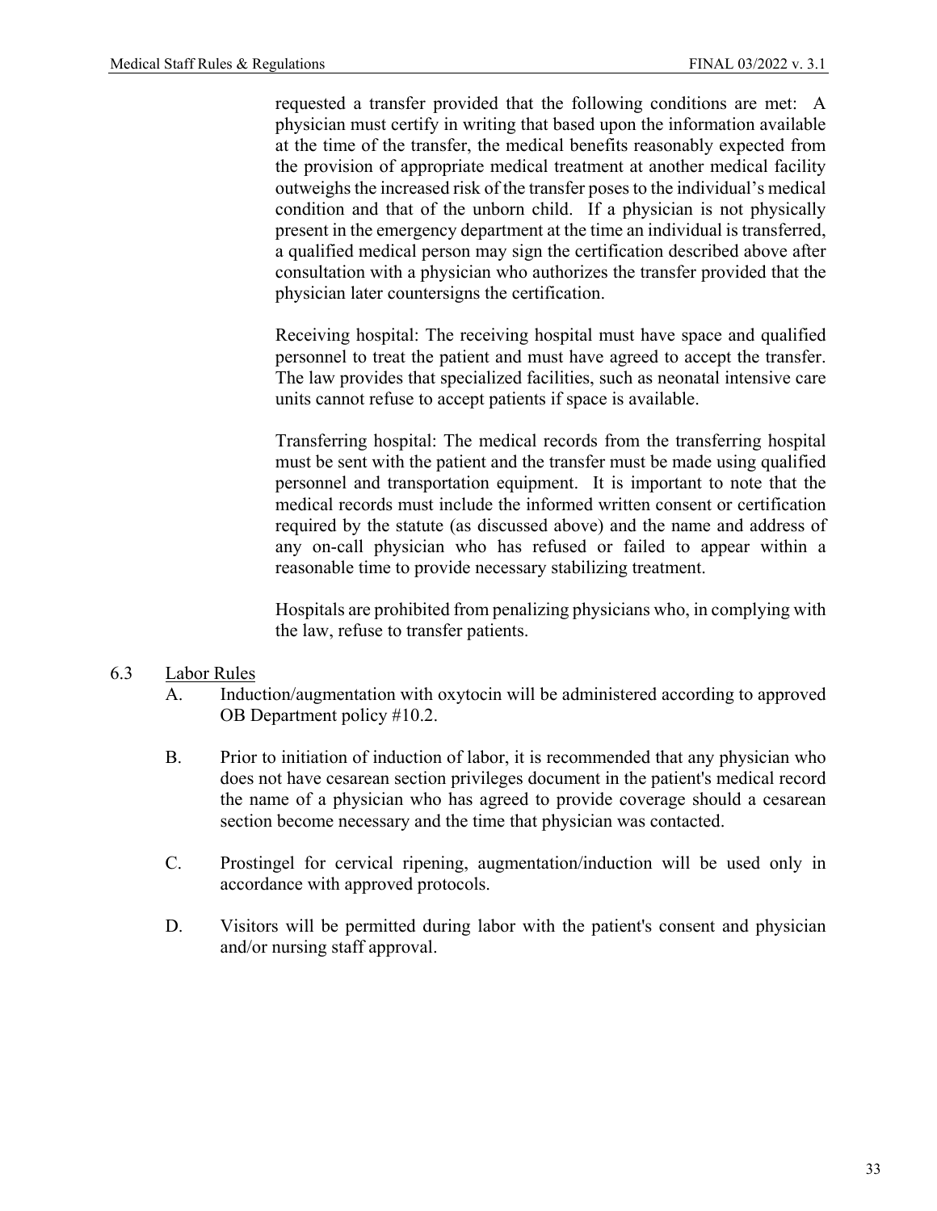requested a transfer provided that the following conditions are met: A physician must certify in writing that based upon the information available at the time of the transfer, the medical benefits reasonably expected from the provision of appropriate medical treatment at another medical facility outweighs the increased risk of the transfer poses to the individual's medical condition and that of the unborn child. If a physician is not physically present in the emergency department at the time an individual is transferred, a qualified medical person may sign the certification described above after consultation with a physician who authorizes the transfer provided that the physician later countersigns the certification.

Receiving hospital: The receiving hospital must have space and qualified personnel to treat the patient and must have agreed to accept the transfer. The law provides that specialized facilities, such as neonatal intensive care units cannot refuse to accept patients if space is available.

Transferring hospital: The medical records from the transferring hospital must be sent with the patient and the transfer must be made using qualified personnel and transportation equipment. It is important to note that the medical records must include the informed written consent or certification required by the statute (as discussed above) and the name and address of any on-call physician who has refused or failed to appear within a reasonable time to provide necessary stabilizing treatment.

Hospitals are prohibited from penalizing physicians who, in complying with the law, refuse to transfer patients.

6.3 Labor Rules

A. Induction/augmentation with oxytocin will be administered according to approved OB Department policy #10.2.

B. Prior to initiation of induction of labor, it is recommended that any physician who does not have cesarean section privileges document in the patient's medical record the name of a physician who has agreed to provide coverage should a cesarean section become necessary and the time that physician was contacted.

C. Prostingel for cervical ripening, augmentation/induction will be used only in accordance with approved protocols.

D. Visitors will be permitted during labor with the patient's consent and physician and/or nursing staff approval.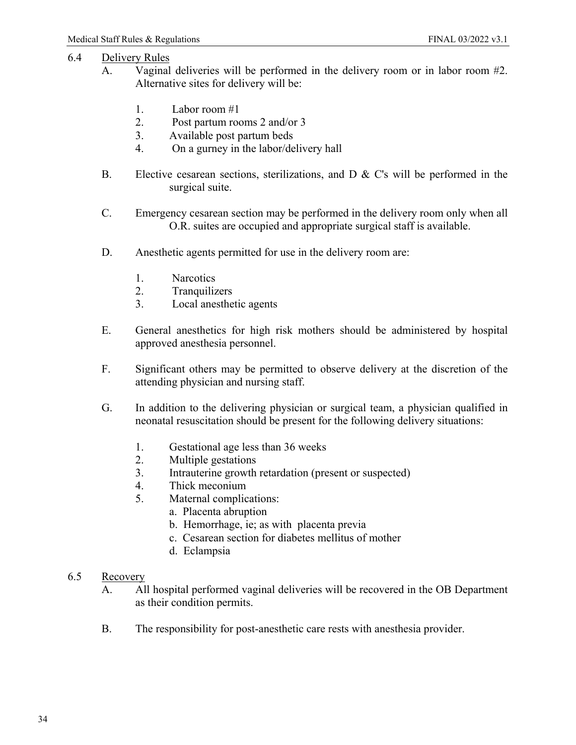## 6.4 Delivery Rules

A. Vaginal deliveries will be performed in the delivery room or in labor room #2. Alternative sites for delivery will be:

1. Labor room #1
2. Post partum rooms 2 and/or 3
3. Available post partum beds
4. On a gurney in the labor/delivery hall

B. Elective cesarean sections, sterilizations, and D & C's will be performed in the surgical suite.

C. Emergency cesarean section may be performed in the delivery room only when all O.R. suites are occupied and appropriate surgical staff is available.

D. Anesthetic agents permitted for use in the delivery room are:

1. Narcotics
2. Tranquilizers
3. Local anesthetic agents

E. General anesthetics for high risk mothers should be administered by hospital approved anesthesia personnel.

F. Significant others may be permitted to observe delivery at the discretion of the attending physician and nursing staff.

G. In addition to the delivering physician or surgical team, a physician qualified in neonatal resuscitation should be present for the following delivery situations:

1. Gestational age less than 36 weeks
2. Multiple gestations
3. Intrauterine growth retardation (present or suspected)
4. Thick meconium
5. Maternal complications:
   a. Placenta abruption
   b. Hemorrhage, ie; as with placenta previa
   c. Cesarean section for diabetes mellitus of mother
   d. Eclampsia

## 6.5 Recovery

A. All hospital performed vaginal deliveries will be recovered in the OB Department as their condition permits.

B. The responsibility for post-anesthetic care rests with anesthesia provider.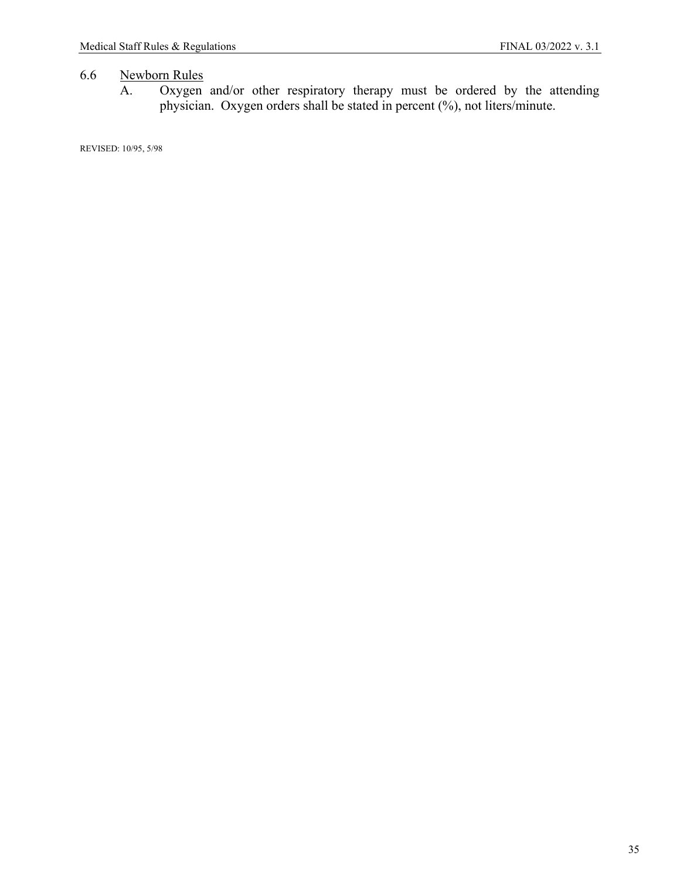## 6.6 Newborn Rules

A. Oxygen and/or other respiratory therapy must be ordered by the attending physician. Oxygen orders shall be stated in percent (%), not liters/minute.

REVISED: 10/95, 5/98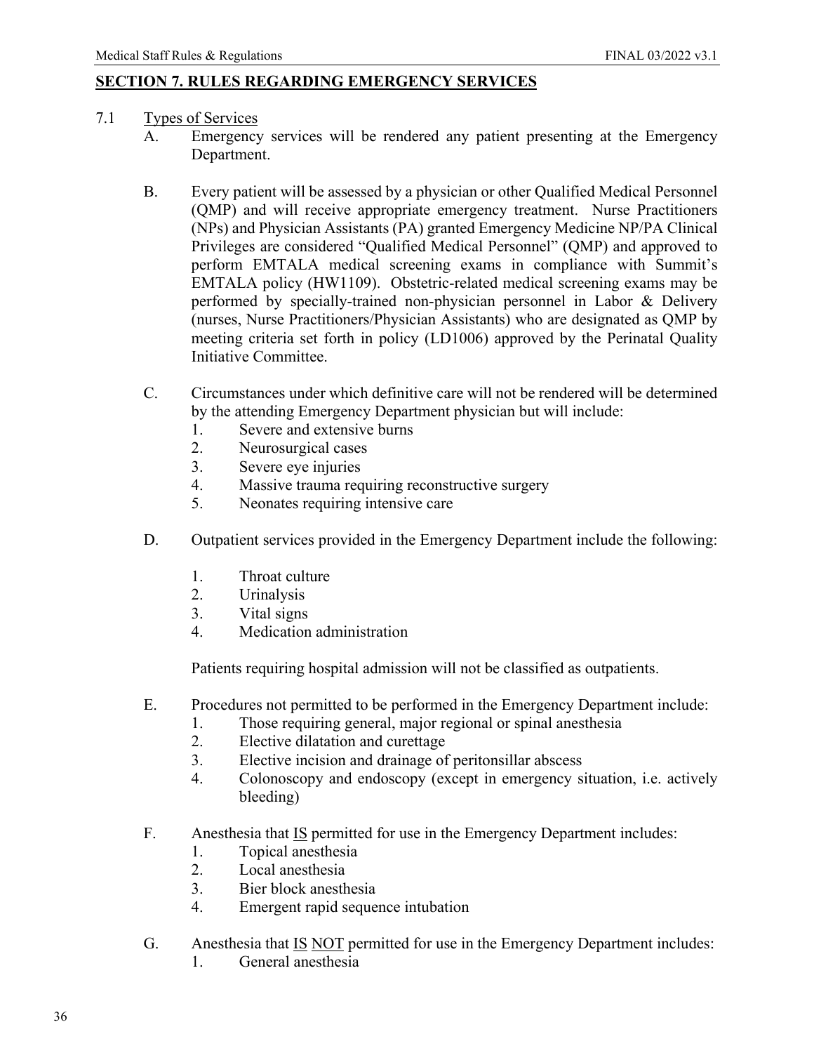## SECTION 7. RULES REGARDING EMERGENCY SERVICES

7.1 Types of Services

A. Emergency services will be rendered any patient presenting at the Emergency Department.

B. Every patient will be assessed by a physician or other Qualified Medical Personnel (QMP) and will receive appropriate emergency treatment. Nurse Practitioners (NPs) and Physician Assistants (PA) granted Emergency Medicine NP/PA Clinical Privileges are considered "Qualified Medical Personnel" (QMP) and approved to perform EMTALA medical screening exams in compliance with Summit's EMTALA policy (HW1109). Obstetric-related medical screening exams may be performed by specially-trained non-physician personnel in Labor & Delivery (nurses, Nurse Practitioners/Physician Assistants) who are designated as QMP by meeting criteria set forth in policy (LD1006) approved by the Perinatal Quality Initiative Committee.

C. Circumstances under which definitive care will not be rendered will be determined by the attending Emergency Department physician but will include:
   1. Severe and extensive burns
   2. Neurosurgical cases
   3. Severe eye injuries
   4. Massive trauma requiring reconstructive surgery
   5. Neonates requiring intensive care

D. Outpatient services provided in the Emergency Department include the following:

   1. Throat culture
   2. Urinalysis
   3. Vital signs
   4. Medication administration

   Patients requiring hospital admission will not be classified as outpatients.

E. Procedures not permitted to be performed in the Emergency Department include:
   1. Those requiring general, major regional or spinal anesthesia
   2. Elective dilatation and curettage
   3. Elective incision and drainage of peritonsillar abscess
   4. Colonoscopy and endoscopy (except in emergency situation, i.e. actively bleeding)

F. Anesthesia that IS permitted for use in the Emergency Department includes:
   1. Topical anesthesia
   2. Local anesthesia
   3. Bier block anesthesia
   4. Emergent rapid sequence intubation

G. Anesthesia that IS NOT permitted for use in the Emergency Department includes:
   1. General anesthesia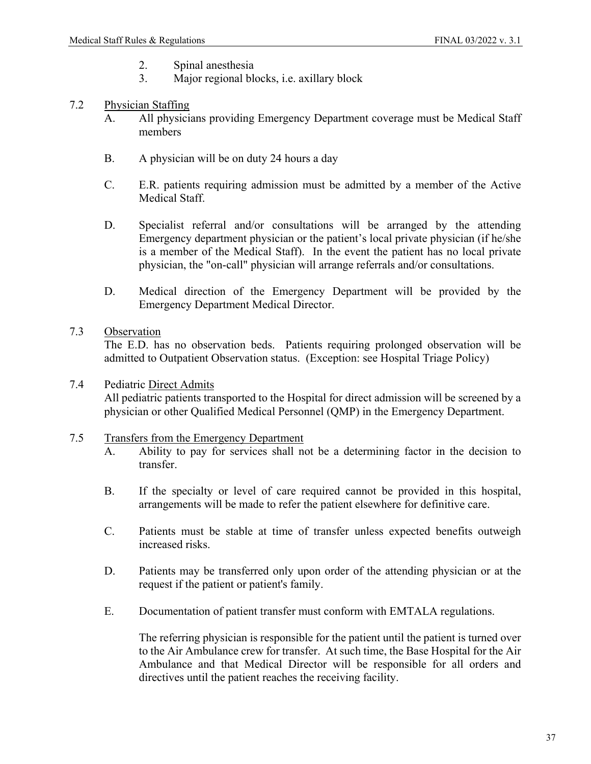2. Spinal anesthesia
3. Major regional blocks, i.e. axillary block

7.2 Physician Staffing

A. All physicians providing Emergency Department coverage must be Medical Staff members

B. A physician will be on duty 24 hours a day

C. E.R. patients requiring admission must be admitted by a member of the Active Medical Staff.

D. Specialist referral and/or consultations will be arranged by the attending Emergency department physician or the patient's local private physician (if he/she is a member of the Medical Staff). In the event the patient has no local private physician, the "on-call" physician will arrange referrals and/or consultations.

D. Medical direction of the Emergency Department will be provided by the Emergency Department Medical Director.

7.3 Observation

The E.D. has no observation beds. Patients requiring prolonged observation will be admitted to Outpatient Observation status. (Exception: see Hospital Triage Policy)

7.4 Pediatric Direct Admits

All pediatric patients transported to the Hospital for direct admission will be screened by a physician or other Qualified Medical Personnel (QMP) in the Emergency Department.

7.5 Transfers from the Emergency Department

A. Ability to pay for services shall not be a determining factor in the decision to transfer.

B. If the specialty or level of care required cannot be provided in this hospital, arrangements will be made to refer the patient elsewhere for definitive care.

C. Patients must be stable at time of transfer unless expected benefits outweigh increased risks.

D. Patients may be transferred only upon order of the attending physician or at the request if the patient or patient's family.

E. Documentation of patient transfer must conform with EMTALA regulations.

The referring physician is responsible for the patient until the patient is turned over to the Air Ambulance crew for transfer. At such time, the Base Hospital for the Air Ambulance and that Medical Director will be responsible for all orders and directives until the patient reaches the receiving facility.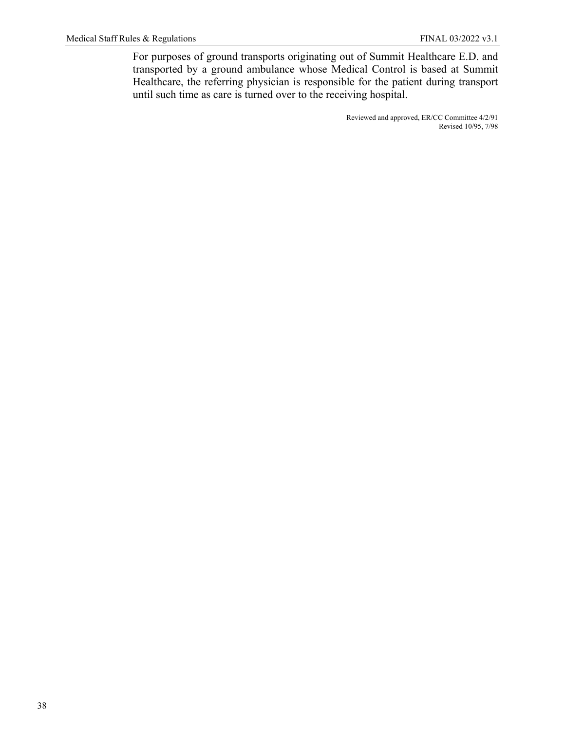For purposes of ground transports originating out of Summit Healthcare E.D. and transported by a ground ambulance whose Medical Control is based at Summit Healthcare, the referring physician is responsible for the patient during transport until such time as care is turned over to the receiving hospital.

Reviewed and approved, ER/CC Committee 4/2/91
Revised 10/95, 7/98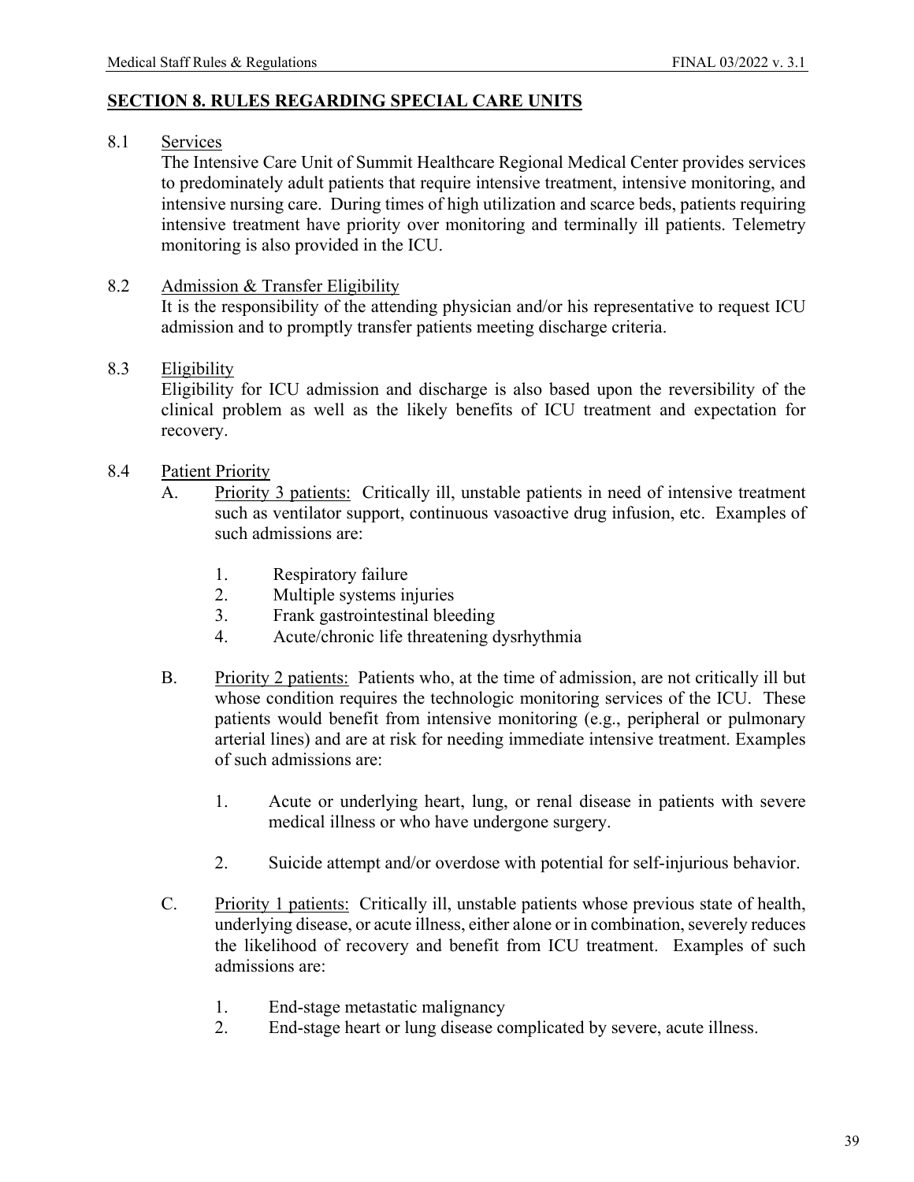## SECTION 8. RULES REGARDING SPECIAL CARE UNITS

8.1 Services

The Intensive Care Unit of Summit Healthcare Regional Medical Center provides services to predominately adult patients that require intensive treatment, intensive monitoring, and intensive nursing care. During times of high utilization and scarce beds, patients requiring intensive treatment have priority over monitoring and terminally ill patients. Telemetry monitoring is also provided in the ICU.

8.2 Admission & Transfer Eligibility

It is the responsibility of the attending physician and/or his representative to request ICU admission and to promptly transfer patients meeting discharge criteria.

8.3 Eligibility

Eligibility for ICU admission and discharge is also based upon the reversibility of the clinical problem as well as the likely benefits of ICU treatment and expectation for recovery.

8.4 Patient Priority

A. Priority 3 patients: Critically ill, unstable patients in need of intensive treatment such as ventilator support, continuous vasoactive drug infusion, etc. Examples of such admissions are:

1. Respiratory failure
2. Multiple systems injuries
3. Frank gastrointestinal bleeding
4. Acute/chronic life threatening dysrhythmia

B. Priority 2 patients: Patients who, at the time of admission, are not critically ill but whose condition requires the technologic monitoring services of the ICU. These patients would benefit from intensive monitoring (e.g., peripheral or pulmonary arterial lines) and are at risk for needing immediate intensive treatment. Examples of such admissions are:

1. Acute or underlying heart, lung, or renal disease in patients with severe medical illness or who have undergone surgery.
2. Suicide attempt and/or overdose with potential for self-injurious behavior.

C. Priority 1 patients: Critically ill, unstable patients whose previous state of health, underlying disease, or acute illness, either alone or in combination, severely reduces the likelihood of recovery and benefit from ICU treatment. Examples of such admissions are:

1. End-stage metastatic malignancy
2. End-stage heart or lung disease complicated by severe, acute illness.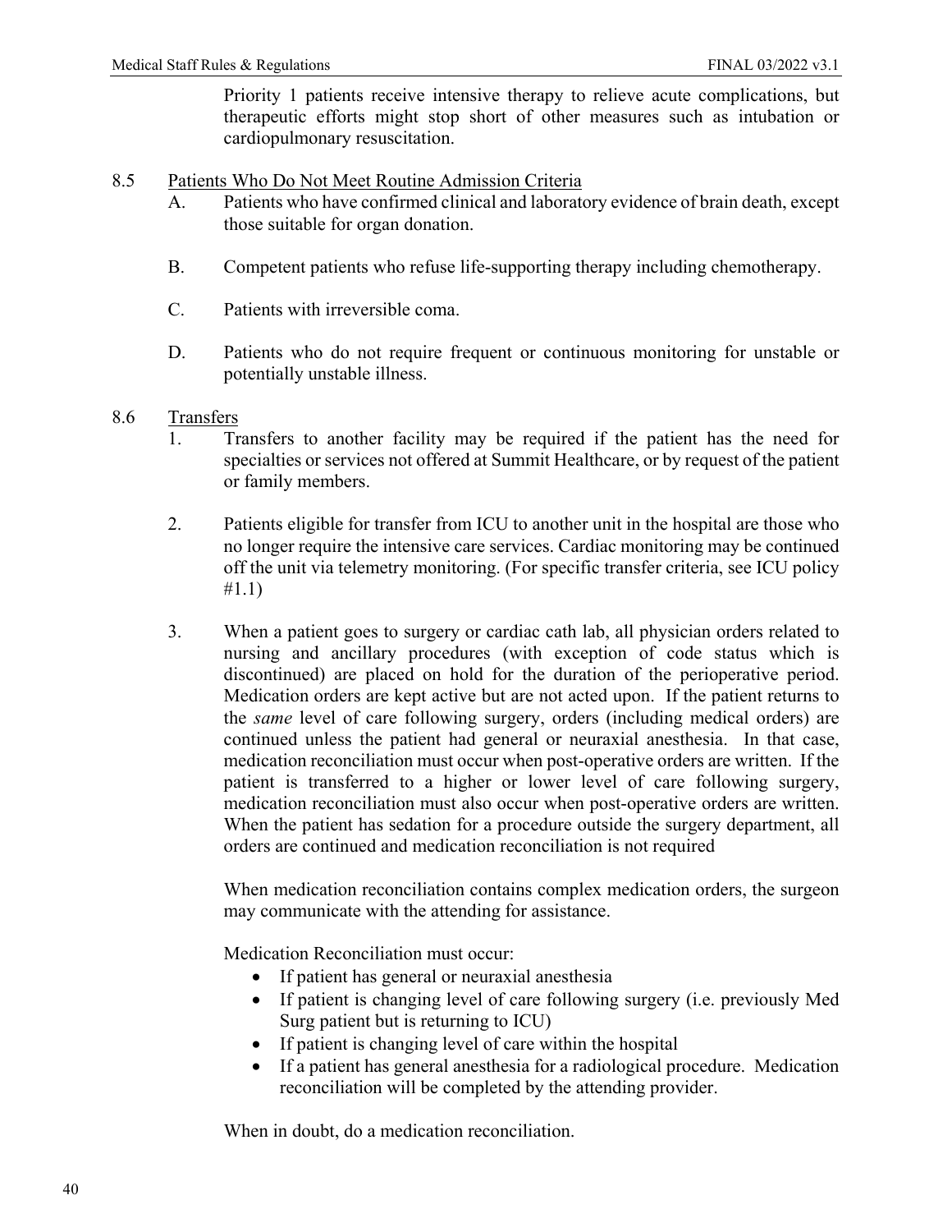Priority 1 patients receive intensive therapy to relieve acute complications, but therapeutic efforts might stop short of other measures such as intubation or cardiopulmonary resuscitation.

8.5 Patients Who Do Not Meet Routine Admission Criteria

A. Patients who have confirmed clinical and laboratory evidence of brain death, except those suitable for organ donation.

B. Competent patients who refuse life-supporting therapy including chemotherapy.

C. Patients with irreversible coma.

D. Patients who do not require frequent or continuous monitoring for unstable or potentially unstable illness.

8.6 Transfers

1. Transfers to another facility may be required if the patient has the need for specialties or services not offered at Summit Healthcare, or by request of the patient or family members.

2. Patients eligible for transfer from ICU to another unit in the hospital are those who no longer require the intensive care services. Cardiac monitoring may be continued off the unit via telemetry monitoring. (For specific transfer criteria, see ICU policy #1.1)

3. When a patient goes to surgery or cardiac cath lab, all physician orders related to nursing and ancillary procedures (with exception of code status which is discontinued) are placed on hold for the duration of the perioperative period. Medication orders are kept active but are not acted upon. If the patient returns to the *same* level of care following surgery, orders (including medical orders) are continued unless the patient had general or neuraxial anesthesia. In that case, medication reconciliation must occur when post-operative orders are written. If the patient is transferred to a higher or lower level of care following surgery, medication reconciliation must also occur when post-operative orders are written. When the patient has sedation for a procedure outside the surgery department, all orders are continued and medication reconciliation is not required

   When medication reconciliation contains complex medication orders, the surgeon may communicate with the attending for assistance.

   Medication Reconciliation must occur:

   - If patient has general or neuraxial anesthesia
   - If patient is changing level of care following surgery (i.e. previously Med Surg patient but is returning to ICU)
   - If patient is changing level of care within the hospital
   - If a patient has general anesthesia for a radiological procedure. Medication reconciliation will be completed by the attending provider.

   When in doubt, do a medication reconciliation.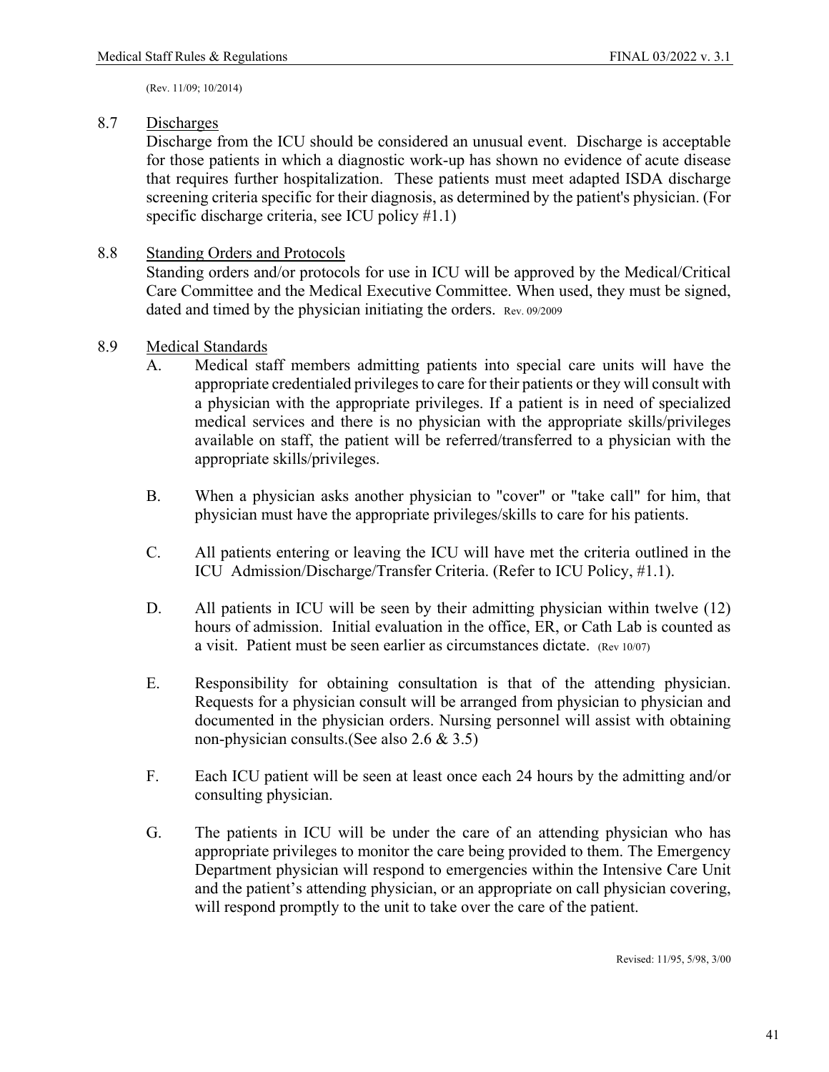(Rev. 11/09; 10/2014)

## 8.7 Discharges

Discharge from the ICU should be considered an unusual event. Discharge is acceptable for those patients in which a diagnostic work-up has shown no evidence of acute disease that requires further hospitalization. These patients must meet adapted ISDA discharge screening criteria specific for their diagnosis, as determined by the patient's physician. (For specific discharge criteria, see ICU policy #1.1)

## 8.8 Standing Orders and Protocols

Standing orders and/or protocols for use in ICU will be approved by the Medical/Critical Care Committee and the Medical Executive Committee. When used, they must be signed, dated and timed by the physician initiating the orders. Rev. 09/2009

## 8.9 Medical Standards

A. Medical staff members admitting patients into special care units will have the appropriate credentialed privileges to care for their patients or they will consult with a physician with the appropriate privileges. If a patient is in need of specialized medical services and there is no physician with the appropriate skills/privileges available on staff, the patient will be referred/transferred to a physician with the appropriate skills/privileges.

B. When a physician asks another physician to "cover" or "take call" for him, that physician must have the appropriate privileges/skills to care for his patients.

C. All patients entering or leaving the ICU will have met the criteria outlined in the ICU Admission/Discharge/Transfer Criteria. (Refer to ICU Policy, #1.1).

D. All patients in ICU will be seen by their admitting physician within twelve (12) hours of admission. Initial evaluation in the office, ER, or Cath Lab is counted as a visit. Patient must be seen earlier as circumstances dictate. (Rev 10/07)

E. Responsibility for obtaining consultation is that of the attending physician. Requests for a physician consult will be arranged from physician to physician and documented in the physician orders. Nursing personnel will assist with obtaining non-physician consults.(See also 2.6 & 3.5)

F. Each ICU patient will be seen at least once each 24 hours by the admitting and/or consulting physician.

G. The patients in ICU will be under the care of an attending physician who has appropriate privileges to monitor the care being provided to them. The Emergency Department physician will respond to emergencies within the Intensive Care Unit and the patient's attending physician, or an appropriate on call physician covering, will respond promptly to the unit to take over the care of the patient.

Revised: 11/95, 5/98, 3/00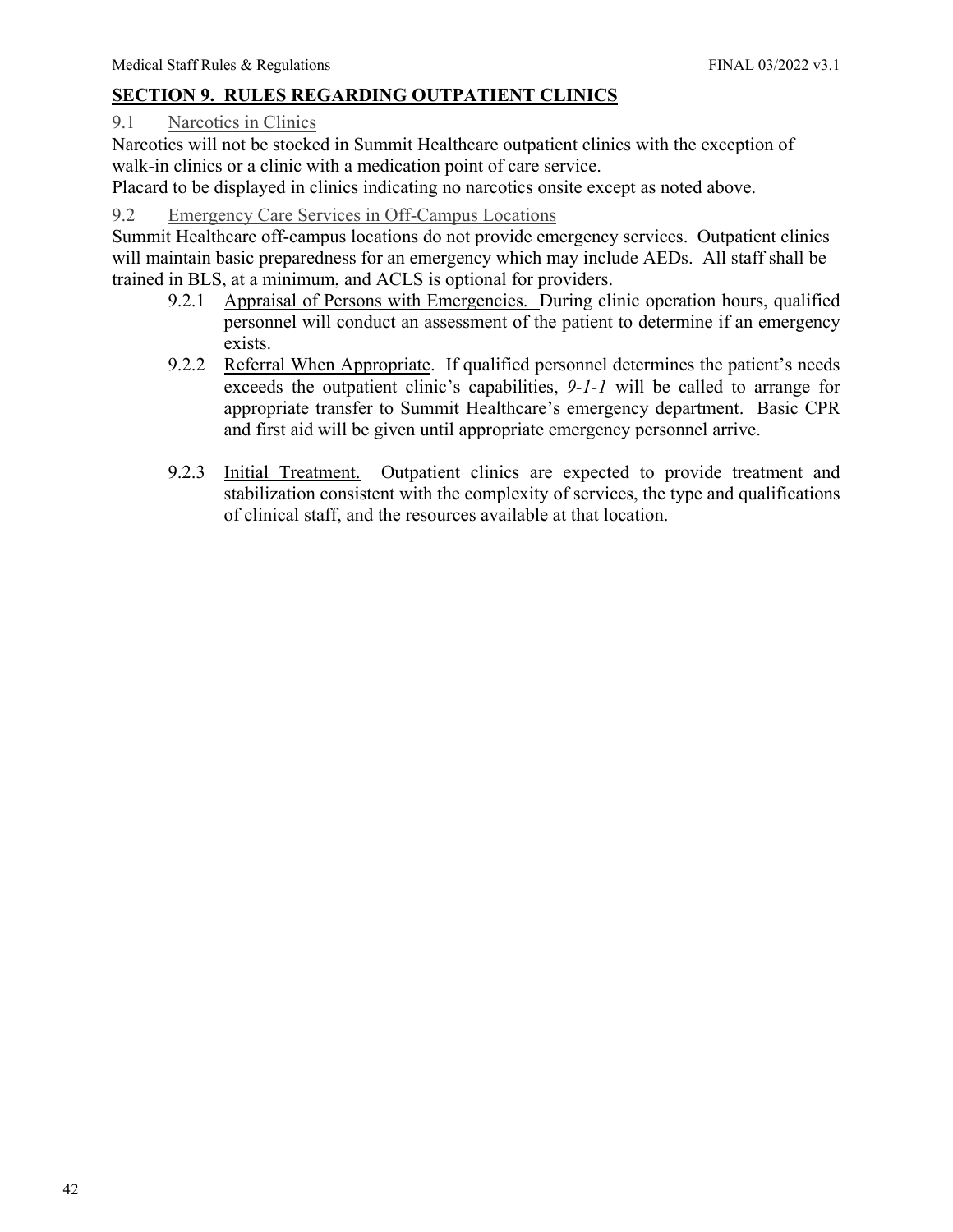## SECTION 9. RULES REGARDING OUTPATIENT CLINICS

### 9.1 Narcotics in Clinics

Narcotics will not be stocked in Summit Healthcare outpatient clinics with the exception of walk-in clinics or a clinic with a medication point of care service.

Placard to be displayed in clinics indicating no narcotics onsite except as noted above.

### 9.2 Emergency Care Services in Off-Campus Locations

Summit Healthcare off-campus locations do not provide emergency services. Outpatient clinics will maintain basic preparedness for an emergency which may include AEDs. All staff shall be trained in BLS, at a minimum, and ACLS is optional for providers.

9.2.1 Appraisal of Persons with Emergencies. During clinic operation hours, qualified personnel will conduct an assessment of the patient to determine if an emergency exists.

9.2.2 Referral When Appropriate. If qualified personnel determines the patient's needs exceeds the outpatient clinic's capabilities, *9-1-1* will be called to arrange for appropriate transfer to Summit Healthcare's emergency department. Basic CPR and first aid will be given until appropriate emergency personnel arrive.

9.2.3 Initial Treatment. Outpatient clinics are expected to provide treatment and stabilization consistent with the complexity of services, the type and qualifications of clinical staff, and the resources available at that location.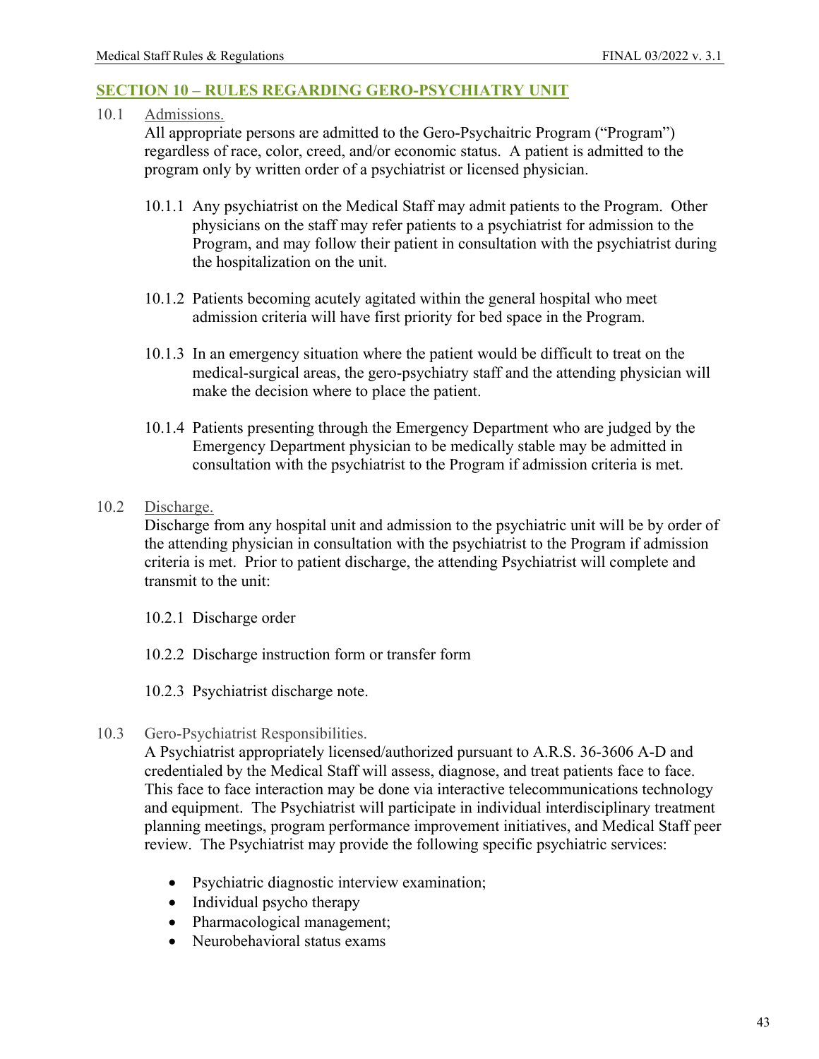## SECTION 10 – RULES REGARDING GERO-PSYCHIATRY UNIT

10.1 Admissions.

All appropriate persons are admitted to the Gero-Psychaitric Program ("Program") regardless of race, color, creed, and/or economic status. A patient is admitted to the program only by written order of a psychiatrist or licensed physician.

10.1.1 Any psychiatrist on the Medical Staff may admit patients to the Program. Other physicians on the staff may refer patients to a psychiatrist for admission to the Program, and may follow their patient in consultation with the psychiatrist during the hospitalization on the unit.

10.1.2 Patients becoming acutely agitated within the general hospital who meet admission criteria will have first priority for bed space in the Program.

10.1.3 In an emergency situation where the patient would be difficult to treat on the medical-surgical areas, the gero-psychiatry staff and the attending physician will make the decision where to place the patient.

10.1.4 Patients presenting through the Emergency Department who are judged by the Emergency Department physician to be medically stable may be admitted in consultation with the psychiatrist to the Program if admission criteria is met.

10.2 Discharge.

Discharge from any hospital unit and admission to the psychiatric unit will be by order of the attending physician in consultation with the psychiatrist to the Program if admission criteria is met. Prior to patient discharge, the attending Psychiatrist will complete and transmit to the unit:

10.2.1 Discharge order

10.2.2 Discharge instruction form or transfer form

10.2.3 Psychiatrist discharge note.

10.3 Gero-Psychiatrist Responsibilities.

A Psychiatrist appropriately licensed/authorized pursuant to A.R.S. 36-3606 A-D and credentialed by the Medical Staff will assess, diagnose, and treat patients face to face. This face to face interaction may be done via interactive telecommunications technology and equipment. The Psychiatrist will participate in individual interdisciplinary treatment planning meetings, program performance improvement initiatives, and Medical Staff peer review. The Psychiatrist may provide the following specific psychiatric services:

- Psychiatric diagnostic interview examination;
- Individual psycho therapy
- Pharmacological management;
- Neurobehavioral status exams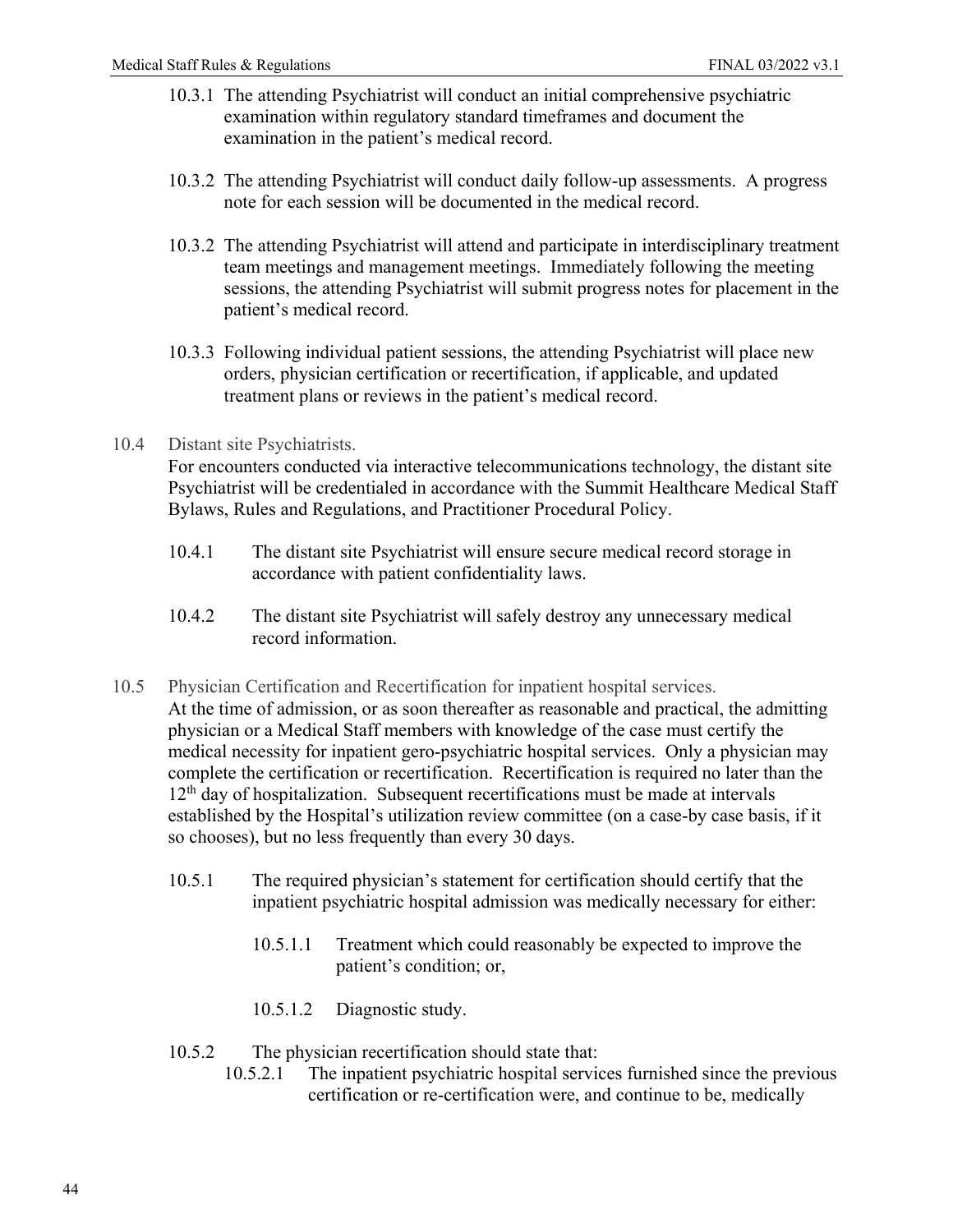10.3.1 The attending Psychiatrist will conduct an initial comprehensive psychiatric examination within regulatory standard timeframes and document the examination in the patient's medical record.

10.3.2 The attending Psychiatrist will conduct daily follow-up assessments. A progress note for each session will be documented in the medical record.

10.3.2 The attending Psychiatrist will attend and participate in interdisciplinary treatment team meetings and management meetings. Immediately following the meeting sessions, the attending Psychiatrist will submit progress notes for placement in the patient's medical record.

10.3.3 Following individual patient sessions, the attending Psychiatrist will place new orders, physician certification or recertification, if applicable, and updated treatment plans or reviews in the patient's medical record.

10.4 Distant site Psychiatrists.

For encounters conducted via interactive telecommunications technology, the distant site Psychiatrist will be credentialed in accordance with the Summit Healthcare Medical Staff Bylaws, Rules and Regulations, and Practitioner Procedural Policy.

10.4.1 The distant site Psychiatrist will ensure secure medical record storage in accordance with patient confidentiality laws.

10.4.2 The distant site Psychiatrist will safely destroy any unnecessary medical record information.

10.5 Physician Certification and Recertification for inpatient hospital services.

At the time of admission, or as soon thereafter as reasonable and practical, the admitting physician or a Medical Staff members with knowledge of the case must certify the medical necessity for inpatient gero-psychiatric hospital services. Only a physician may complete the certification or recertification. Recertification is required no later than the 12th day of hospitalization. Subsequent recertifications must be made at intervals established by the Hospital's utilization review committee (on a case-by case basis, if it so chooses), but no less frequently than every 30 days.

10.5.1 The required physician's statement for certification should certify that the inpatient psychiatric hospital admission was medically necessary for either:

10.5.1.1 Treatment which could reasonably be expected to improve the patient's condition; or,

10.5.1.2 Diagnostic study.

10.5.2 The physician recertification should state that:

10.5.2.1 The inpatient psychiatric hospital services furnished since the previous certification or re-certification were, and continue to be, medically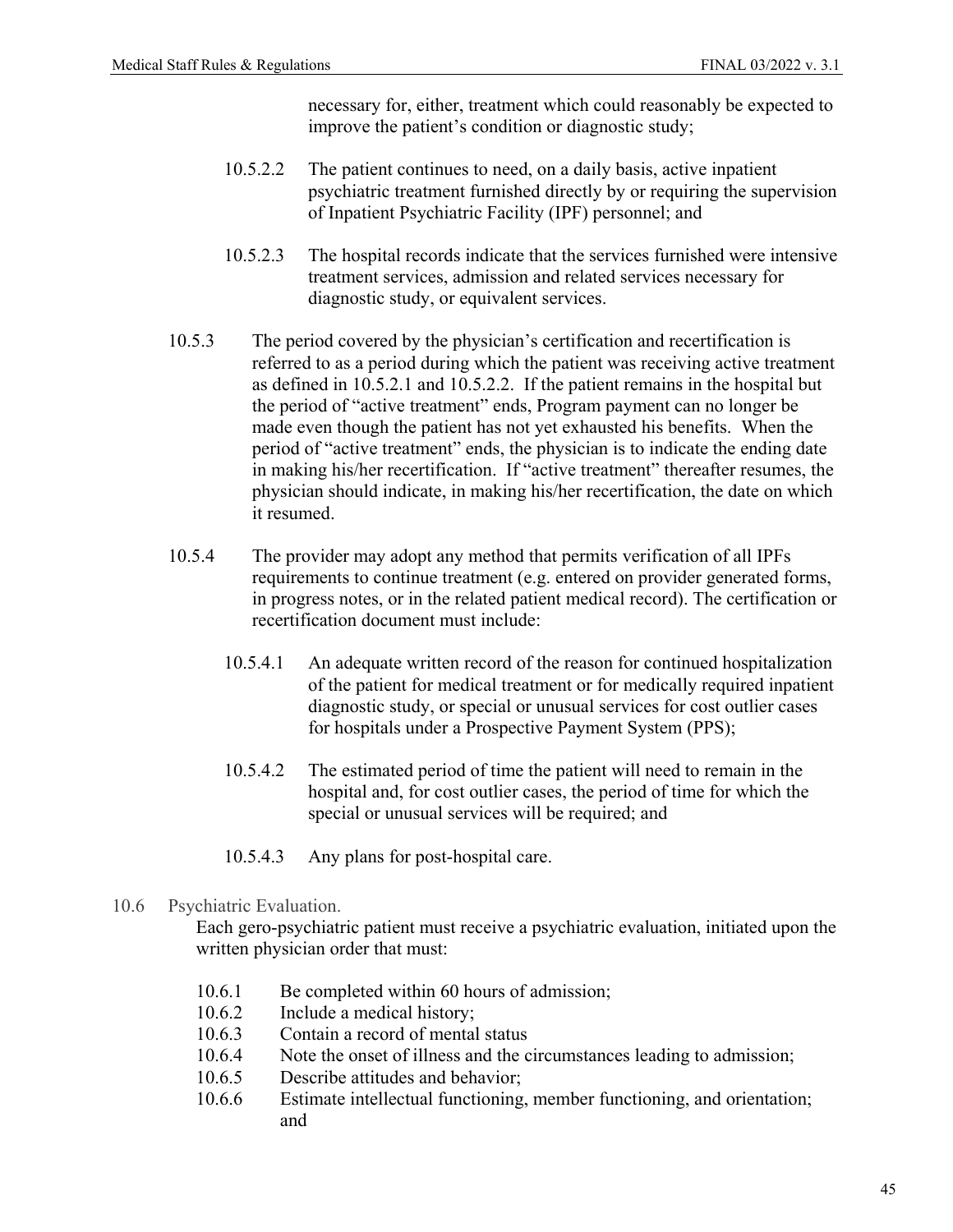necessary for, either, treatment which could reasonably be expected to improve the patient's condition or diagnostic study;

10.5.2.2 The patient continues to need, on a daily basis, active inpatient psychiatric treatment furnished directly by or requiring the supervision of Inpatient Psychiatric Facility (IPF) personnel; and

10.5.2.3 The hospital records indicate that the services furnished were intensive treatment services, admission and related services necessary for diagnostic study, or equivalent services.

10.5.3 The period covered by the physician's certification and recertification is referred to as a period during which the patient was receiving active treatment as defined in 10.5.2.1 and 10.5.2.2. If the patient remains in the hospital but the period of "active treatment" ends, Program payment can no longer be made even though the patient has not yet exhausted his benefits. When the period of "active treatment" ends, the physician is to indicate the ending date in making his/her recertification. If "active treatment" thereafter resumes, the physician should indicate, in making his/her recertification, the date on which it resumed.

10.5.4 The provider may adopt any method that permits verification of all IPFs requirements to continue treatment (e.g. entered on provider generated forms, in progress notes, or in the related patient medical record). The certification or recertification document must include:

10.5.4.1 An adequate written record of the reason for continued hospitalization of the patient for medical treatment or for medically required inpatient diagnostic study, or special or unusual services for cost outlier cases for hospitals under a Prospective Payment System (PPS);

10.5.4.2 The estimated period of time the patient will need to remain in the hospital and, for cost outlier cases, the period of time for which the special or unusual services will be required; and

10.5.4.3 Any plans for post-hospital care.

10.6 Psychiatric Evaluation.

Each gero-psychiatric patient must receive a psychiatric evaluation, initiated upon the written physician order that must:

10.6.1 Be completed within 60 hours of admission;
10.6.2 Include a medical history;
10.6.3 Contain a record of mental status
10.6.4 Note the onset of illness and the circumstances leading to admission;
10.6.5 Describe attitudes and behavior;
10.6.6 Estimate intellectual functioning, member functioning, and orientation; and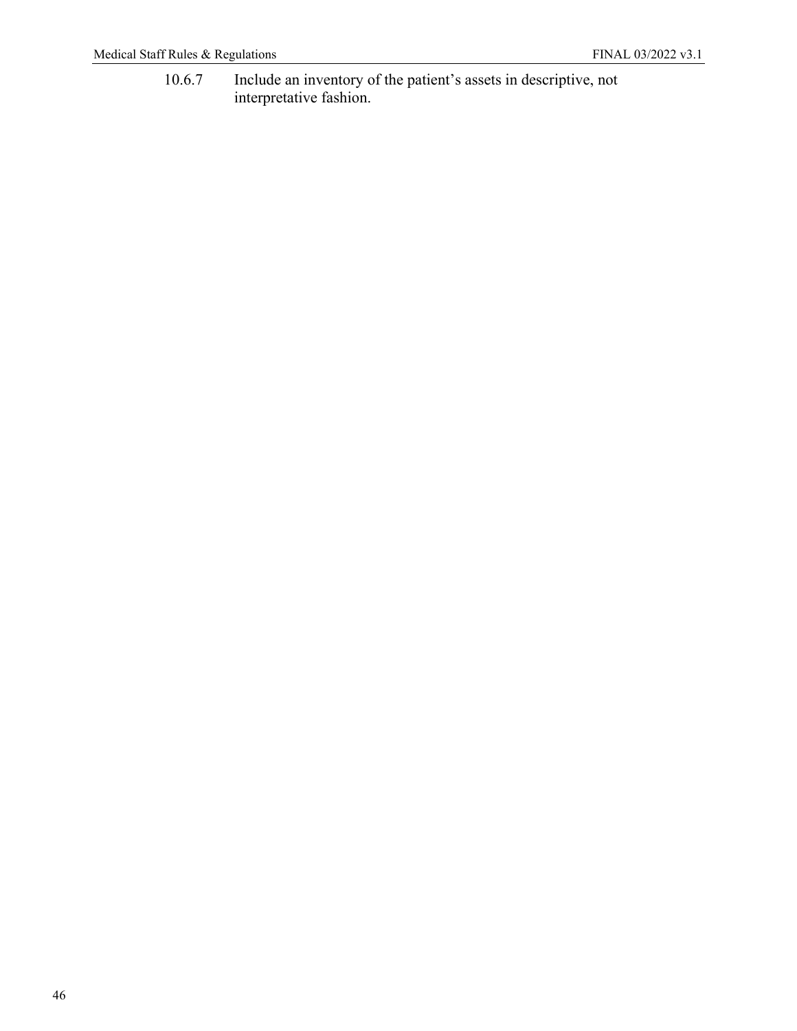10.6.7 Include an inventory of the patient’s assets in descriptive, not interpretative fashion.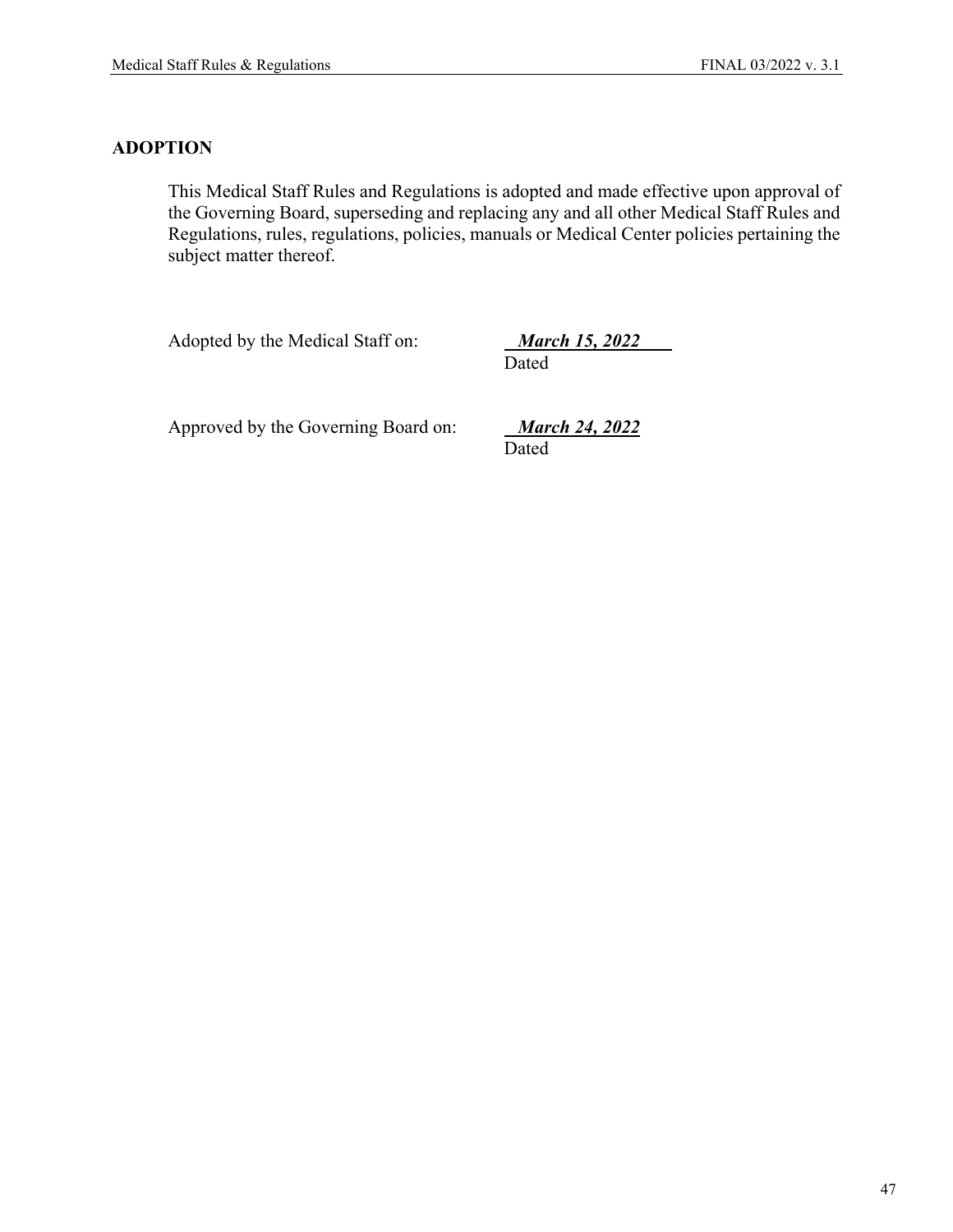## ADOPTION

This Medical Staff Rules and Regulations is adopted and made effective upon approval of the Governing Board, superseding and replacing any and all other Medical Staff Rules and Regulations, rules, regulations, policies, manuals or Medical Center policies pertaining the subject matter thereof.

Adopted by the Medical Staff on: ***March 15, 2022***
Dated

Approved by the Governing Board on: ***March 24, 2022***
Dated